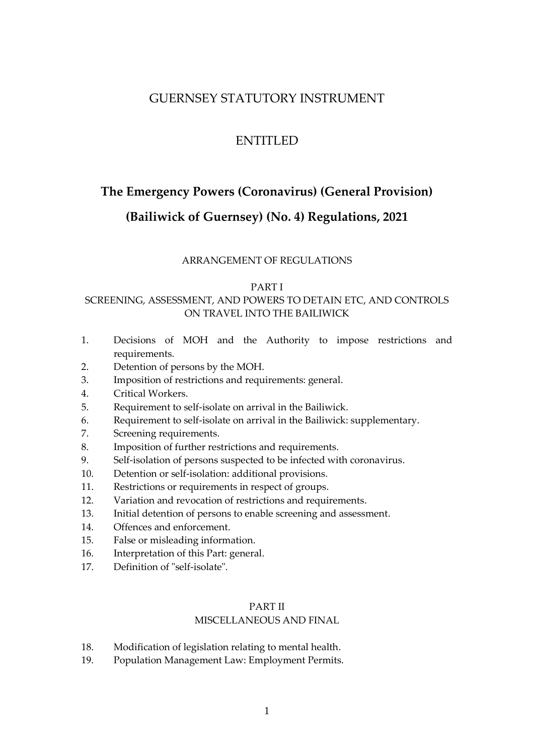# GUERNSEY STATUTORY INSTRUMENT

## ENTITLED

## The Emergency Powers (Coronavirus) (General Provision) (Bailiwick of Guernsey) (No. 4) Regulations, 2021

ARRANGEMENT OF REGULATIONS

PART I
SCREENING, ASSESSMENT, AND POWERS TO DETAIN ETC, AND CONTROLS ON TRAVEL INTO THE BAILIWICK

1. Decisions of MOH and the Authority to impose restrictions and requirements.
2. Detention of persons by the MOH.
3. Imposition of restrictions and requirements: general.
4. Critical Workers.
5. Requirement to self-isolate on arrival in the Bailiwick.
6. Requirement to self-isolate on arrival in the Bailiwick: supplementary.
7. Screening requirements.
8. Imposition of further restrictions and requirements.
9. Self-isolation of persons suspected to be infected with coronavirus.
10. Detention or self-isolation: additional provisions.
11. Restrictions or requirements in respect of groups.
12. Variation and revocation of restrictions and requirements.
13. Initial detention of persons to enable screening and assessment.
14. Offences and enforcement.
15. False or misleading information.
16. Interpretation of this Part: general.
17. Definition of "self-isolate".

PART II
MISCELLANEOUS AND FINAL

18. Modification of legislation relating to mental health.
19. Population Management Law: Employment Permits.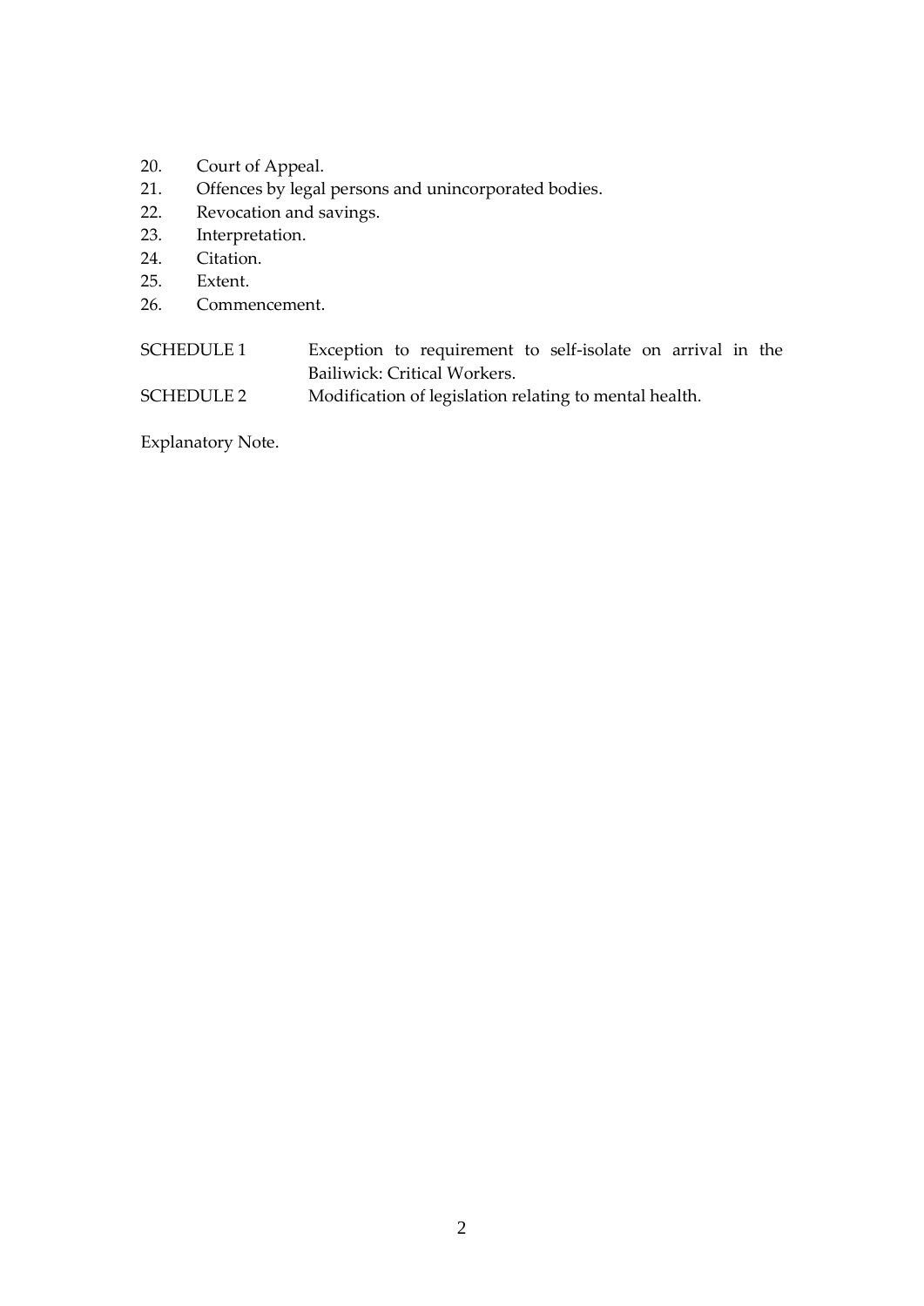20. Court of Appeal.
21. Offences by legal persons and unincorporated bodies.
22. Revocation and savings.
23. Interpretation.
24. Citation.
25. Extent.
26. Commencement.

| | |
|---|---|
| SCHEDULE 1 | Exception to requirement to self-isolate on arrival in the Bailiwick: Critical Workers. |
| SCHEDULE 2 | Modification of legislation relating to mental health. |

Explanatory Note.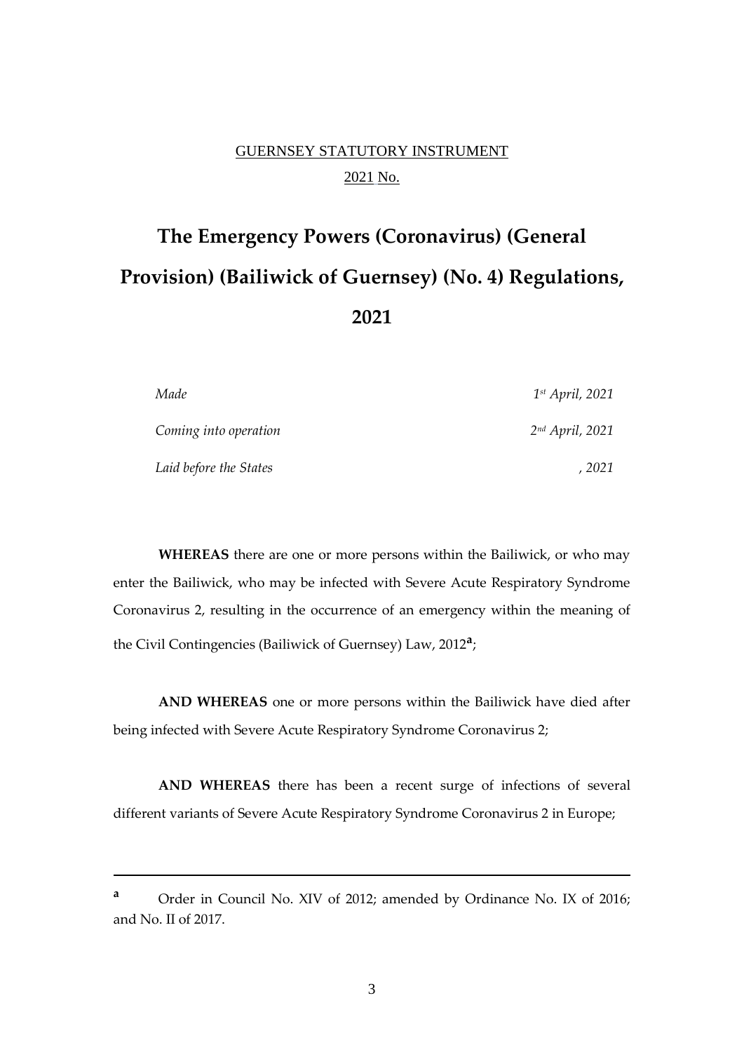GUERNSEY STATUTORY INSTRUMENT

2021 No.

# The Emergency Powers (Coronavirus) (General Provision) (Bailiwick of Guernsey) (No. 4) Regulations, 2021

| | |
|---|---|
| *Made* | *1st April, 2021* |
| *Coming into operation* | *2nd April, 2021* |
| *Laid before the States* | *, 2021* |

**WHEREAS** there are one or more persons within the Bailiwick, or who may enter the Bailiwick, who may be infected with Severe Acute Respiratory Syndrome Coronavirus 2, resulting in the occurrence of an emergency within the meaning of the Civil Contingencies (Bailiwick of Guernsey) Law, 2012[a];

**AND WHEREAS** one or more persons within the Bailiwick have died after being infected with Severe Acute Respiratory Syndrome Coronavirus 2;

**AND WHEREAS** there has been a recent surge of infections of several different variants of Severe Acute Respiratory Syndrome Coronavirus 2 in Europe;

---

[a] Order in Council No. XIV of 2012; amended by Ordinance No. IX of 2016; and No. II of 2017.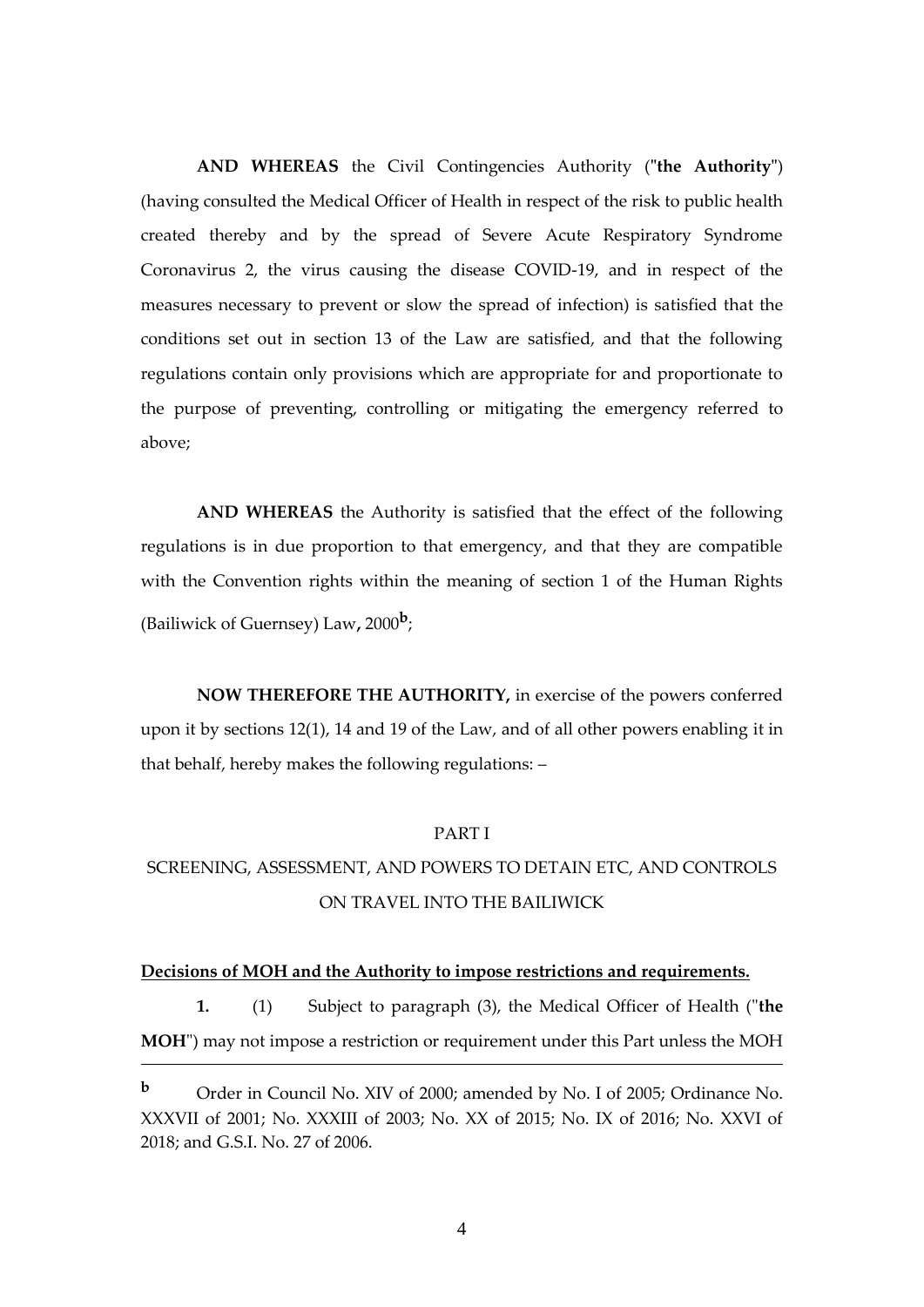**AND WHEREAS** the Civil Contingencies Authority ("**the Authority**") (having consulted the Medical Officer of Health in respect of the risk to public health created thereby and by the spread of Severe Acute Respiratory Syndrome Coronavirus 2, the virus causing the disease COVID-19, and in respect of the measures necessary to prevent or slow the spread of infection) is satisfied that the conditions set out in section 13 of the Law are satisfied, and that the following regulations contain only provisions which are appropriate for and proportionate to the purpose of preventing, controlling or mitigating the emergency referred to above;

**AND WHEREAS** the Authority is satisfied that the effect of the following regulations is in due proportion to that emergency, and that they are compatible with the Convention rights within the meaning of section 1 of the Human Rights (Bailiwick of Guernsey) Law**,** 2000[b];

**NOW THEREFORE THE AUTHORITY,** in exercise of the powers conferred upon it by sections 12(1), 14 and 19 of the Law, and of all other powers enabling it in that behalf, hereby makes the following regulations: –

PART I

SCREENING, ASSESSMENT, AND POWERS TO DETAIN ETC, AND CONTROLS ON TRAVEL INTO THE BAILIWICK

**Decisions of MOH and the Authority to impose restrictions and requirements.**

**1.** (1) Subject to paragraph (3), the Medical Officer of Health ("**the MOH**") may not impose a restriction or requirement under this Part unless the MOH

---

[b] Order in Council No. XIV of 2000; amended by No. I of 2005; Ordinance No. XXXVII of 2001; No. XXXIII of 2003; No. XX of 2015; No. IX of 2016; No. XXVI of 2018; and G.S.I. No. 27 of 2006.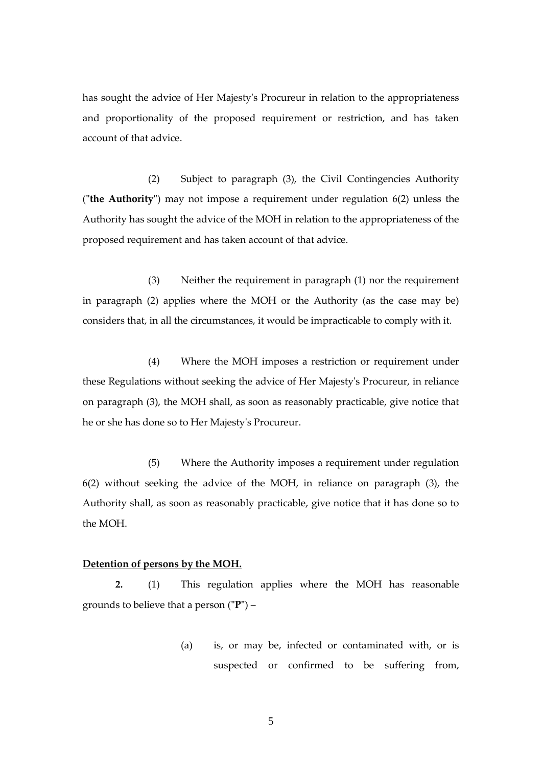has sought the advice of Her Majesty's Procureur in relation to the appropriateness and proportionality of the proposed requirement or restriction, and has taken account of that advice.

(2) Subject to paragraph (3), the Civil Contingencies Authority ("**the Authority**") may not impose a requirement under regulation 6(2) unless the Authority has sought the advice of the MOH in relation to the appropriateness of the proposed requirement and has taken account of that advice.

(3) Neither the requirement in paragraph (1) nor the requirement in paragraph (2) applies where the MOH or the Authority (as the case may be) considers that, in all the circumstances, it would be impracticable to comply with it.

(4) Where the MOH imposes a restriction or requirement under these Regulations without seeking the advice of Her Majesty's Procureur, in reliance on paragraph (3), the MOH shall, as soon as reasonably practicable, give notice that he or she has done so to Her Majesty's Procureur.

(5) Where the Authority imposes a requirement under regulation 6(2) without seeking the advice of the MOH, in reliance on paragraph (3), the Authority shall, as soon as reasonably practicable, give notice that it has done so to the MOH.

**Detention of persons by the MOH.**

**2.** (1) This regulation applies where the MOH has reasonable grounds to believe that a person ("**P**") –

(a) is, or may be, infected or contaminated with, or is suspected or confirmed to be suffering from,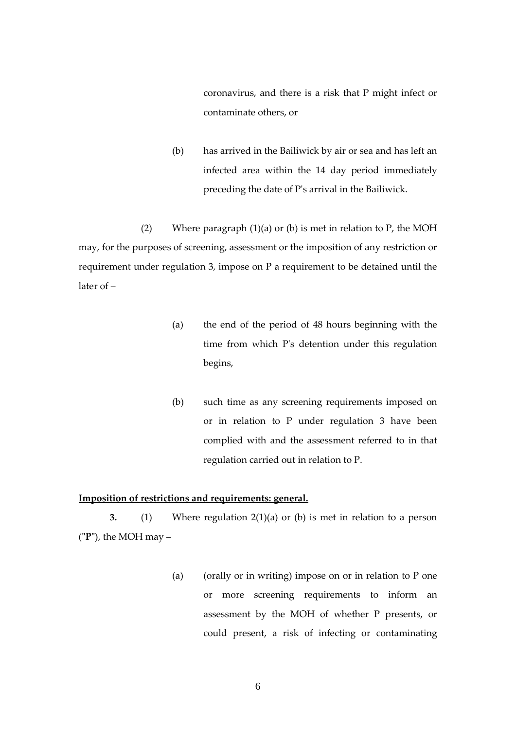coronavirus, and there is a risk that P might infect or contaminate others, or

(b) has arrived in the Bailiwick by air or sea and has left an infected area within the 14 day period immediately preceding the date of P's arrival in the Bailiwick.

(2) Where paragraph (1)(a) or (b) is met in relation to P, the MOH may, for the purposes of screening, assessment or the imposition of any restriction or requirement under regulation 3, impose on P a requirement to be detained until the later of –

(a) the end of the period of 48 hours beginning with the time from which P's detention under this regulation begins,

(b) such time as any screening requirements imposed on or in relation to P under regulation 3 have been complied with and the assessment referred to in that regulation carried out in relation to P.

**Imposition of restrictions and requirements: general.**

**3.** (1) Where regulation 2(1)(a) or (b) is met in relation to a person ("**P**"), the MOH may –

(a) (orally or in writing) impose on or in relation to P one or more screening requirements to inform an assessment by the MOH of whether P presents, or could present, a risk of infecting or contaminating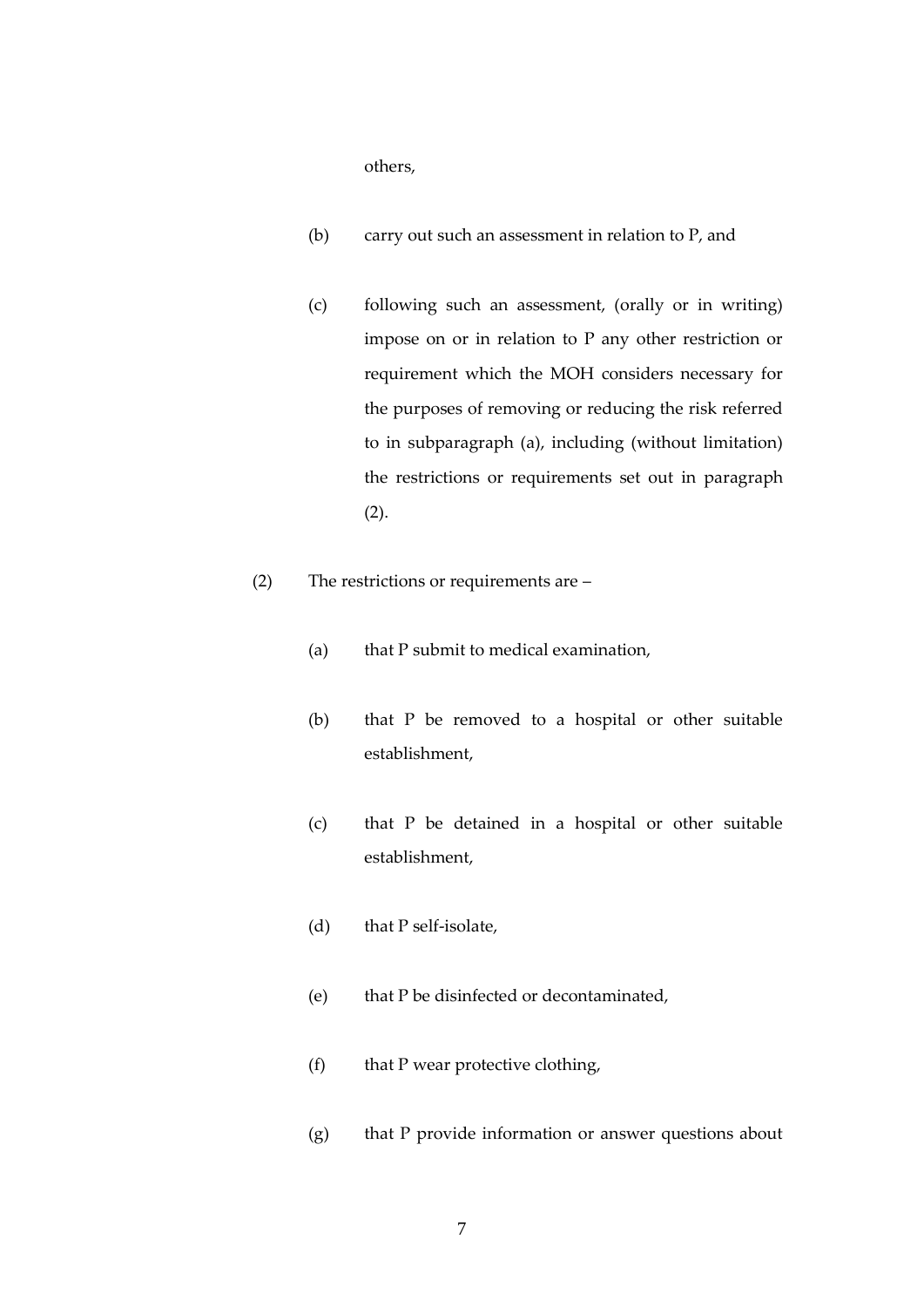others,

(b) carry out such an assessment in relation to P, and

(c) following such an assessment, (orally or in writing) impose on or in relation to P any other restriction or requirement which the MOH considers necessary for the purposes of removing or reducing the risk referred to in subparagraph (a), including (without limitation) the restrictions or requirements set out in paragraph (2).

(2) The restrictions or requirements are –

(a) that P submit to medical examination,

(b) that P be removed to a hospital or other suitable establishment,

(c) that P be detained in a hospital or other suitable establishment,

(d) that P self-isolate,

(e) that P be disinfected or decontaminated,

(f) that P wear protective clothing,

(g) that P provide information or answer questions about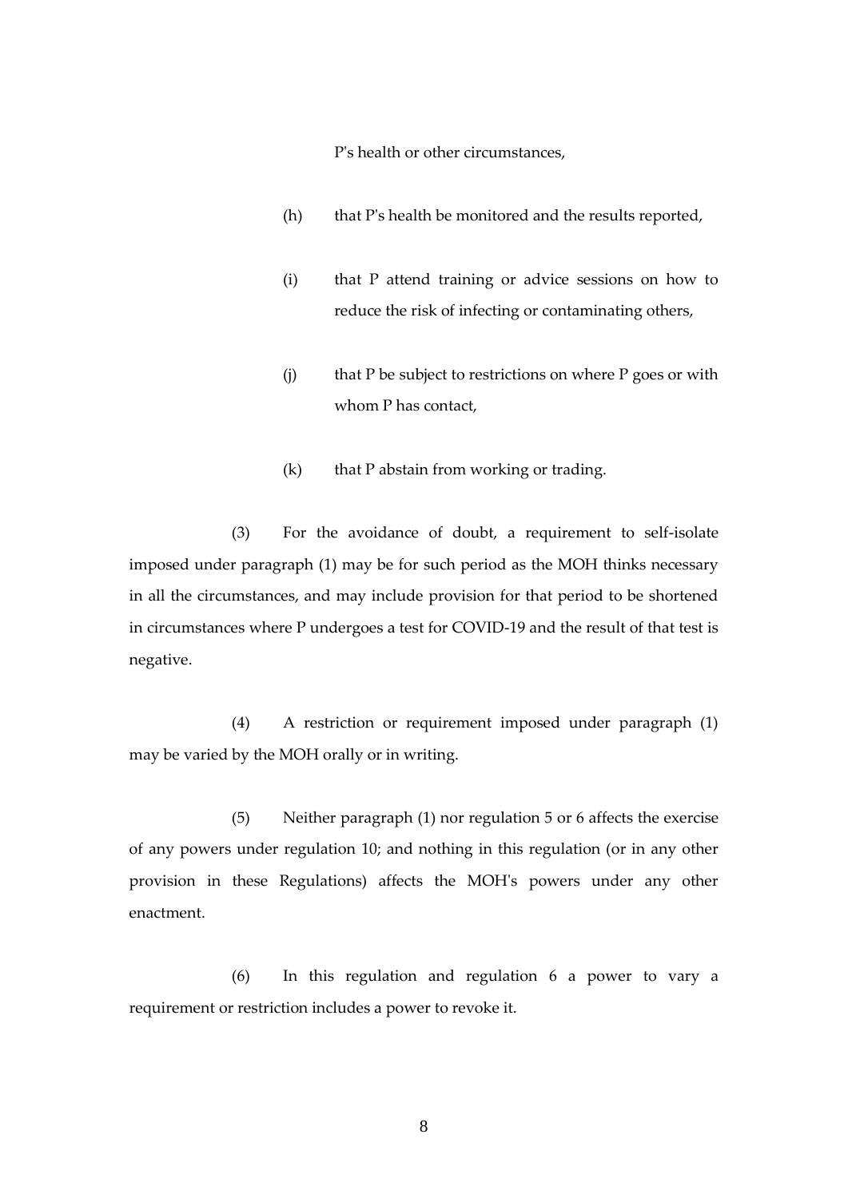P's health or other circumstances,

(h) that P's health be monitored and the results reported,

(i) that P attend training or advice sessions on how to reduce the risk of infecting or contaminating others,

(j) that P be subject to restrictions on where P goes or with whom P has contact,

(k) that P abstain from working or trading.

(3) For the avoidance of doubt, a requirement to self-isolate imposed under paragraph (1) may be for such period as the MOH thinks necessary in all the circumstances, and may include provision for that period to be shortened in circumstances where P undergoes a test for COVID-19 and the result of that test is negative.

(4) A restriction or requirement imposed under paragraph (1) may be varied by the MOH orally or in writing.

(5) Neither paragraph (1) nor regulation 5 or 6 affects the exercise of any powers under regulation 10; and nothing in this regulation (or in any other provision in these Regulations) affects the MOH's powers under any other enactment.

(6) In this regulation and regulation 6 a power to vary a requirement or restriction includes a power to revoke it.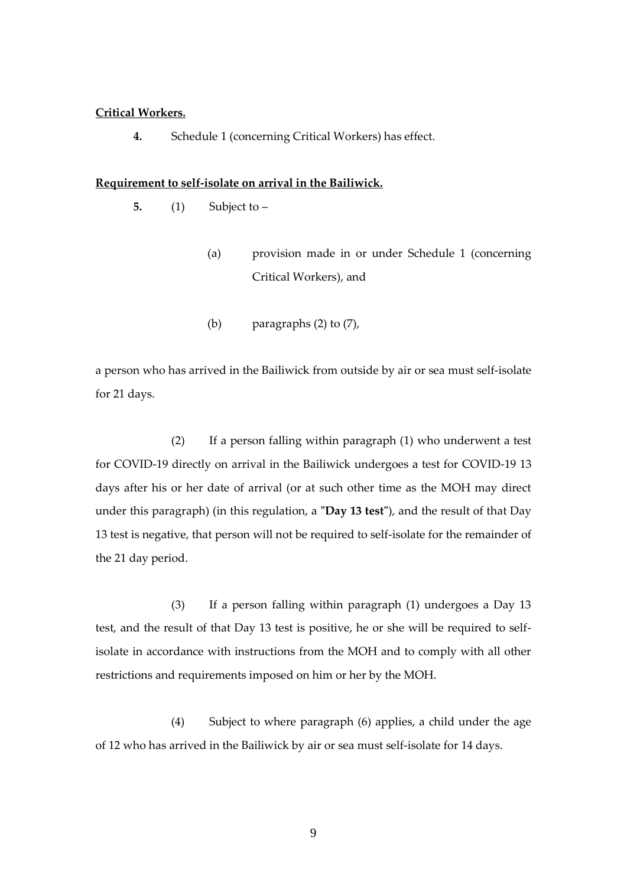**Critical Workers.**

**4.** Schedule 1 (concerning Critical Workers) has effect.

**Requirement to self-isolate on arrival in the Bailiwick.**

**5.** (1) Subject to –

(a) provision made in or under Schedule 1 (concerning Critical Workers), and

(b) paragraphs (2) to (7),

a person who has arrived in the Bailiwick from outside by air or sea must self-isolate for 21 days.

(2) If a person falling within paragraph (1) who underwent a test for COVID-19 directly on arrival in the Bailiwick undergoes a test for COVID-19 13 days after his or her date of arrival (or at such other time as the MOH may direct under this paragraph) (in this regulation, a "**Day 13 test**"), and the result of that Day 13 test is negative, that person will not be required to self-isolate for the remainder of the 21 day period.

(3) If a person falling within paragraph (1) undergoes a Day 13 test, and the result of that Day 13 test is positive, he or she will be required to self-isolate in accordance with instructions from the MOH and to comply with all other restrictions and requirements imposed on him or her by the MOH.

(4) Subject to where paragraph (6) applies, a child under the age of 12 who has arrived in the Bailiwick by air or sea must self-isolate for 14 days.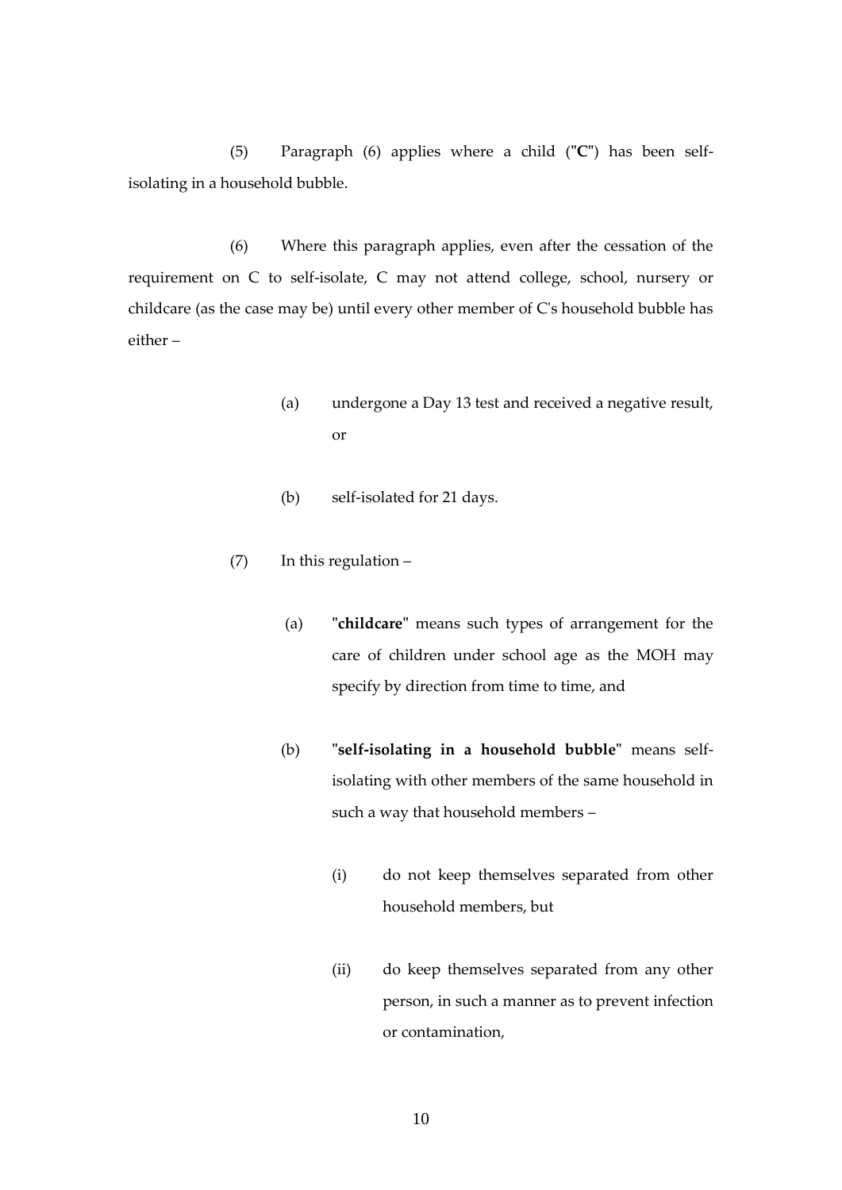(5) Paragraph (6) applies where a child ("**C**") has been self-isolating in a household bubble.

(6) Where this paragraph applies, even after the cessation of the requirement on C to self-isolate, C may not attend college, school, nursery or childcare (as the case may be) until every other member of C's household bubble has either –

(a) undergone a Day 13 test and received a negative result, or

(b) self-isolated for 21 days.

(7) In this regulation –

(a) "**childcare**" means such types of arrangement for the care of children under school age as the MOH may specify by direction from time to time, and

(b) "**self-isolating in a household bubble**" means self-isolating with other members of the same household in such a way that household members –

(i) do not keep themselves separated from other household members, but

(ii) do keep themselves separated from any other person, in such a manner as to prevent infection or contamination,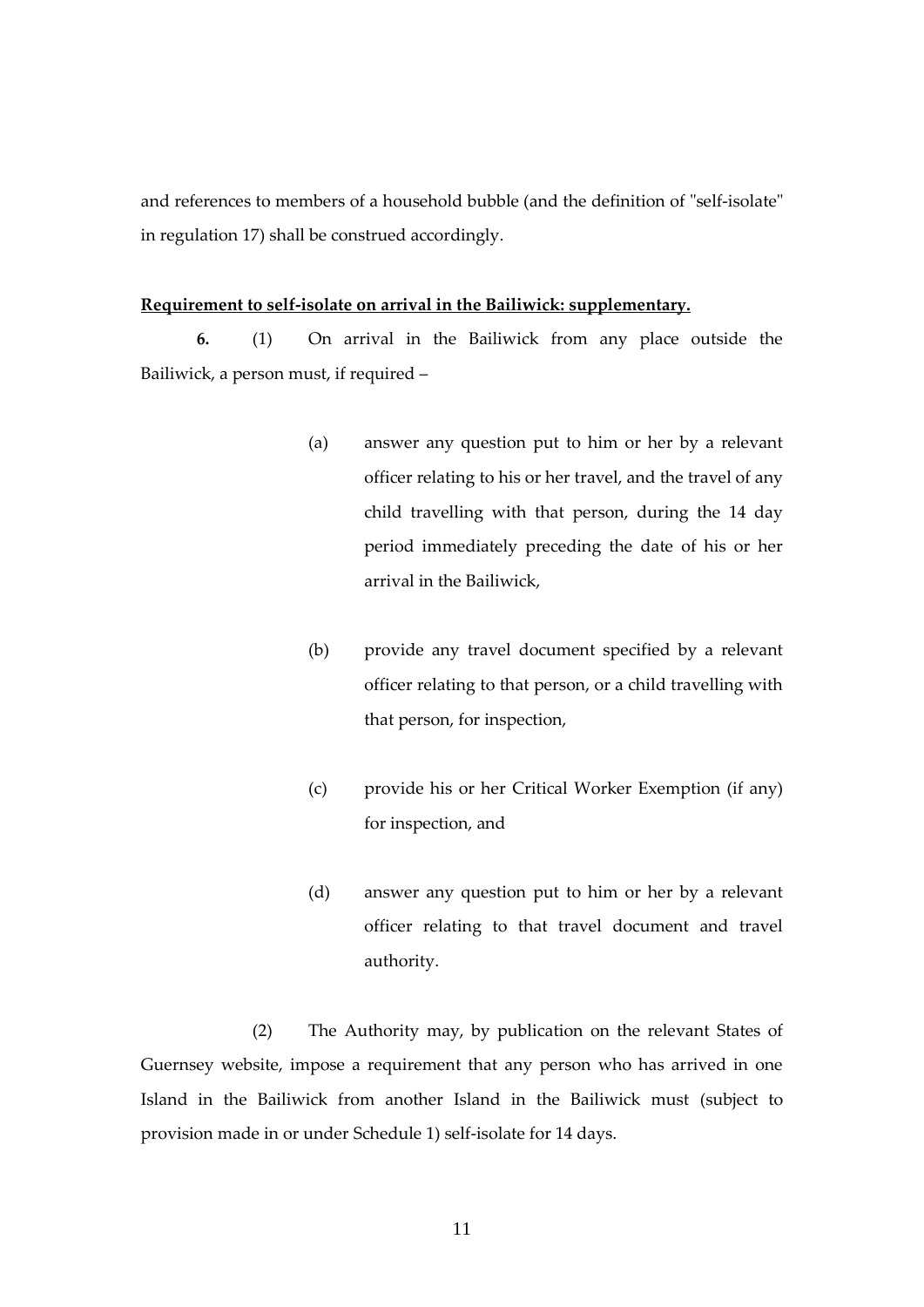and references to members of a household bubble (and the definition of "self-isolate" in regulation 17) shall be construed accordingly.

**Requirement to self-isolate on arrival in the Bailiwick: supplementary.**

**6.** (1) On arrival in the Bailiwick from any place outside the Bailiwick, a person must, if required –

(a) answer any question put to him or her by a relevant officer relating to his or her travel, and the travel of any child travelling with that person, during the 14 day period immediately preceding the date of his or her arrival in the Bailiwick,

(b) provide any travel document specified by a relevant officer relating to that person, or a child travelling with that person, for inspection,

(c) provide his or her Critical Worker Exemption (if any) for inspection, and

(d) answer any question put to him or her by a relevant officer relating to that travel document and travel authority.

(2) The Authority may, by publication on the relevant States of Guernsey website, impose a requirement that any person who has arrived in one Island in the Bailiwick from another Island in the Bailiwick must (subject to provision made in or under Schedule 1) self-isolate for 14 days.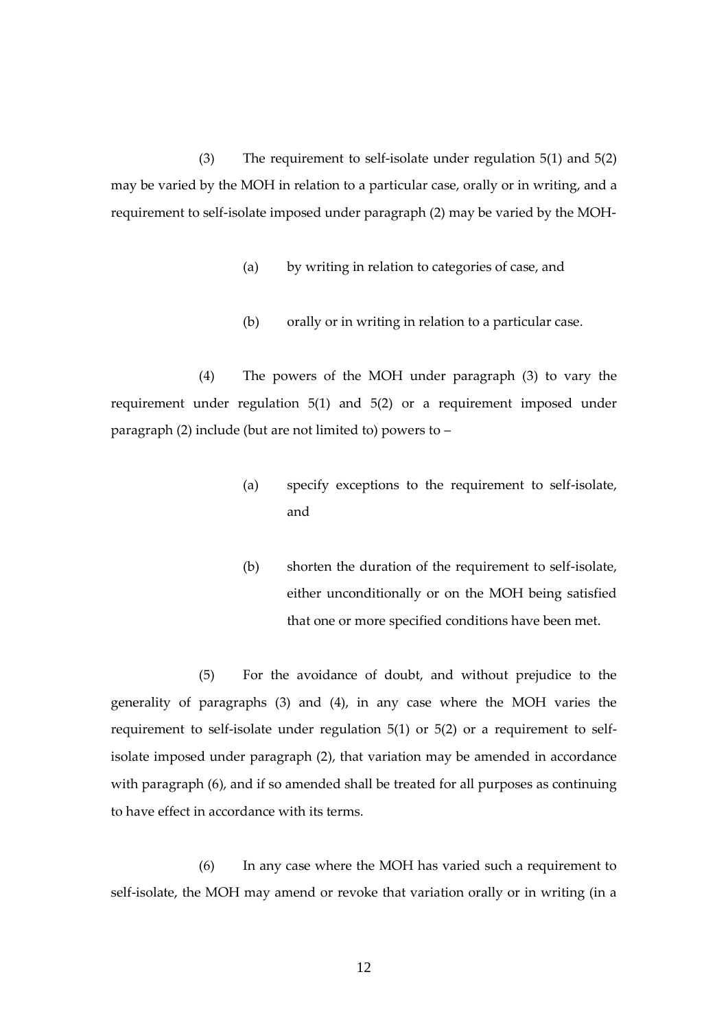(3) The requirement to self-isolate under regulation 5(1) and 5(2) may be varied by the MOH in relation to a particular case, orally or in writing, and a requirement to self-isolate imposed under paragraph (2) may be varied by the MOH-

(a) by writing in relation to categories of case, and

(b) orally or in writing in relation to a particular case.

(4) The powers of the MOH under paragraph (3) to vary the requirement under regulation 5(1) and 5(2) or a requirement imposed under paragraph (2) include (but are not limited to) powers to –

(a) specify exceptions to the requirement to self-isolate, and

(b) shorten the duration of the requirement to self-isolate, either unconditionally or on the MOH being satisfied that one or more specified conditions have been met.

(5) For the avoidance of doubt, and without prejudice to the generality of paragraphs (3) and (4), in any case where the MOH varies the requirement to self-isolate under regulation 5(1) or 5(2) or a requirement to self-isolate imposed under paragraph (2), that variation may be amended in accordance with paragraph (6), and if so amended shall be treated for all purposes as continuing to have effect in accordance with its terms.

(6) In any case where the MOH has varied such a requirement to self-isolate, the MOH may amend or revoke that variation orally or in writing (in a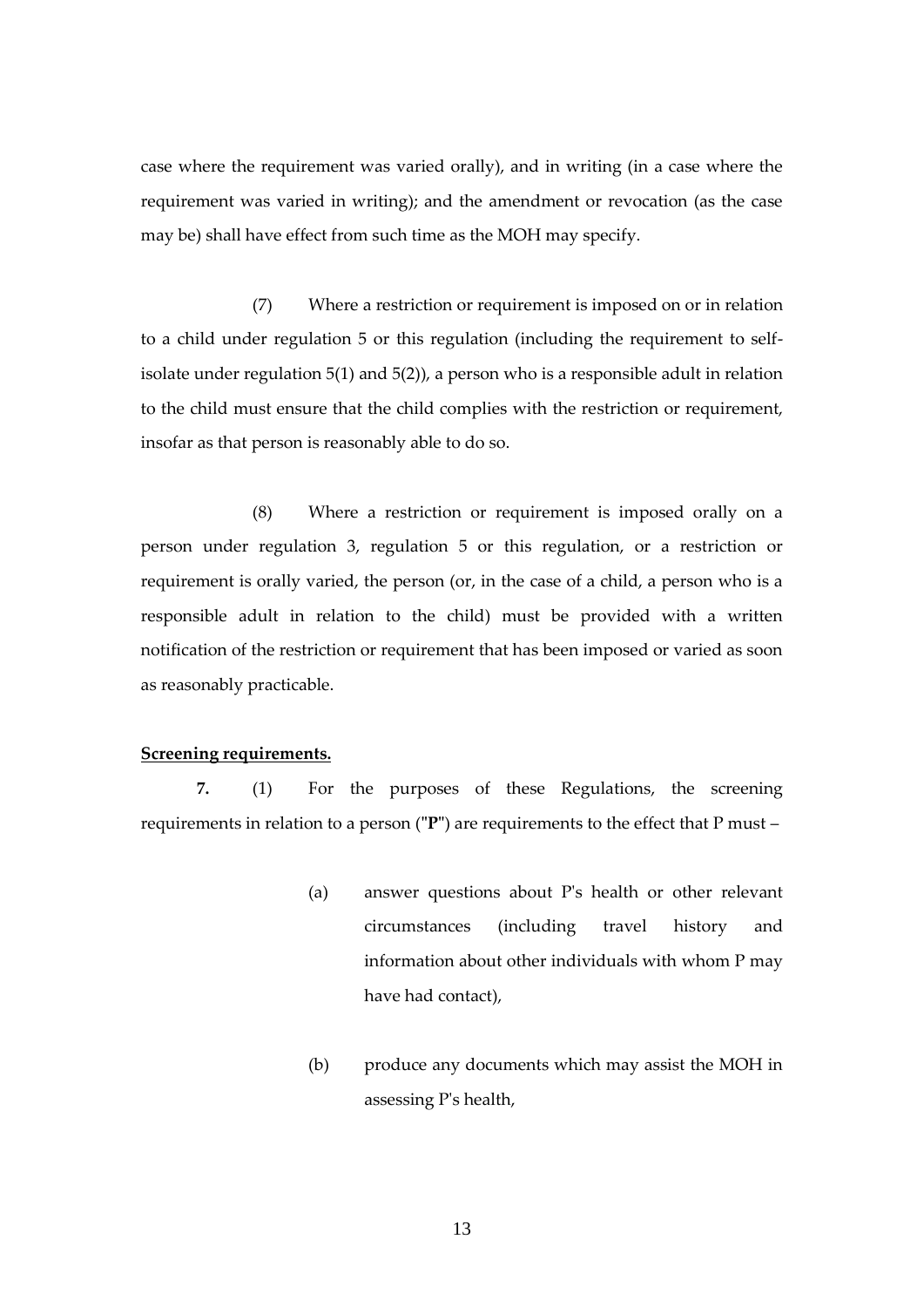case where the requirement was varied orally), and in writing (in a case where the requirement was varied in writing); and the amendment or revocation (as the case may be) shall have effect from such time as the MOH may specify.

(7) Where a restriction or requirement is imposed on or in relation to a child under regulation 5 or this regulation (including the requirement to self-isolate under regulation 5(1) and 5(2)), a person who is a responsible adult in relation to the child must ensure that the child complies with the restriction or requirement, insofar as that person is reasonably able to do so.

(8) Where a restriction or requirement is imposed orally on a person under regulation 3, regulation 5 or this regulation, or a restriction or requirement is orally varied, the person (or, in the case of a child, a person who is a responsible adult in relation to the child) must be provided with a written notification of the restriction or requirement that has been imposed or varied as soon as reasonably practicable.

**Screening requirements.**

**7.** (1) For the purposes of these Regulations, the screening requirements in relation to a person ("**P**") are requirements to the effect that P must –

(a) answer questions about P's health or other relevant circumstances (including travel history and information about other individuals with whom P may have had contact),

(b) produce any documents which may assist the MOH in assessing P's health,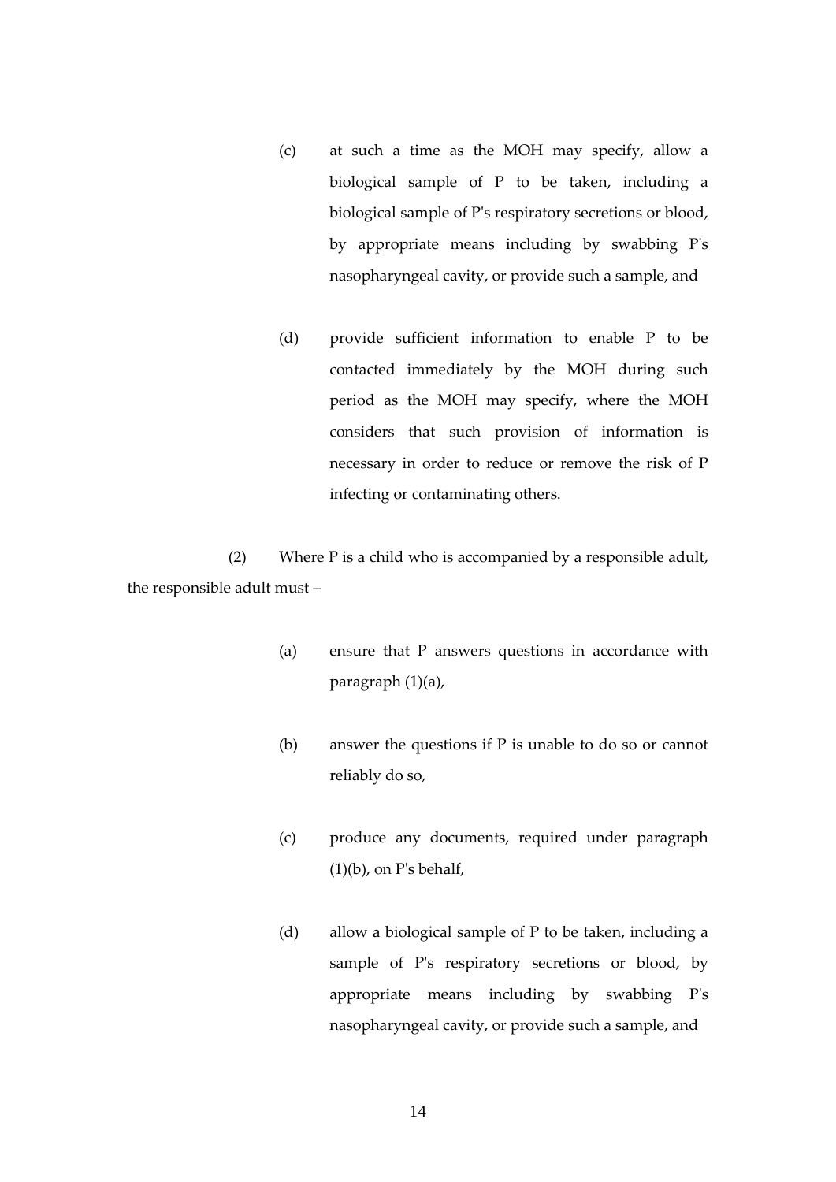(c) at such a time as the MOH may specify, allow a biological sample of P to be taken, including a biological sample of P's respiratory secretions or blood, by appropriate means including by swabbing P's nasopharyngeal cavity, or provide such a sample, and

(d) provide sufficient information to enable P to be contacted immediately by the MOH during such period as the MOH may specify, where the MOH considers that such provision of information is necessary in order to reduce or remove the risk of P infecting or contaminating others.

(2) Where P is a child who is accompanied by a responsible adult, the responsible adult must –

(a) ensure that P answers questions in accordance with paragraph (1)(a),

(b) answer the questions if P is unable to do so or cannot reliably do so,

(c) produce any documents, required under paragraph (1)(b), on P's behalf,

(d) allow a biological sample of P to be taken, including a sample of P's respiratory secretions or blood, by appropriate means including by swabbing P's nasopharyngeal cavity, or provide such a sample, and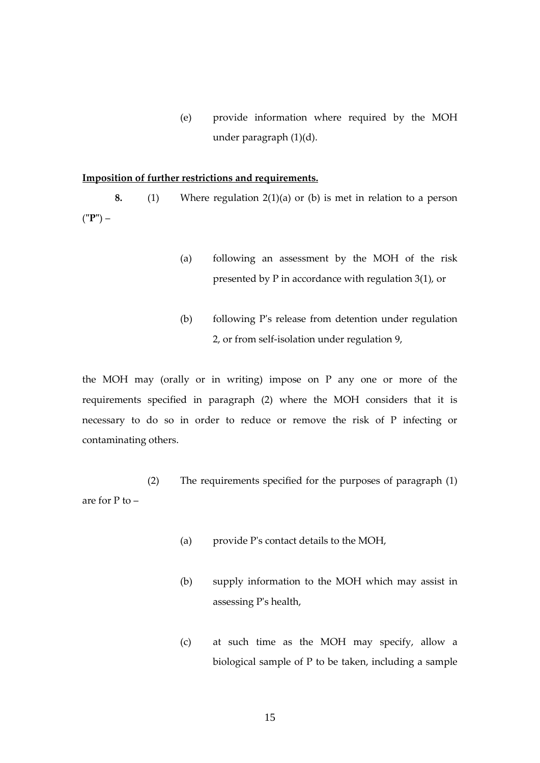(e) provide information where required by the MOH under paragraph (1)(d).

**Imposition of further restrictions and requirements.**

**8.** (1) Where regulation 2(1)(a) or (b) is met in relation to a person ("**P**") –

(a) following an assessment by the MOH of the risk presented by P in accordance with regulation 3(1), or

(b) following P's release from detention under regulation 2, or from self-isolation under regulation 9,

the MOH may (orally or in writing) impose on P any one or more of the requirements specified in paragraph (2) where the MOH considers that it is necessary to do so in order to reduce or remove the risk of P infecting or contaminating others.

(2) The requirements specified for the purposes of paragraph (1) are for P to –

(a) provide P's contact details to the MOH,

(b) supply information to the MOH which may assist in assessing P's health,

(c) at such time as the MOH may specify, allow a biological sample of P to be taken, including a sample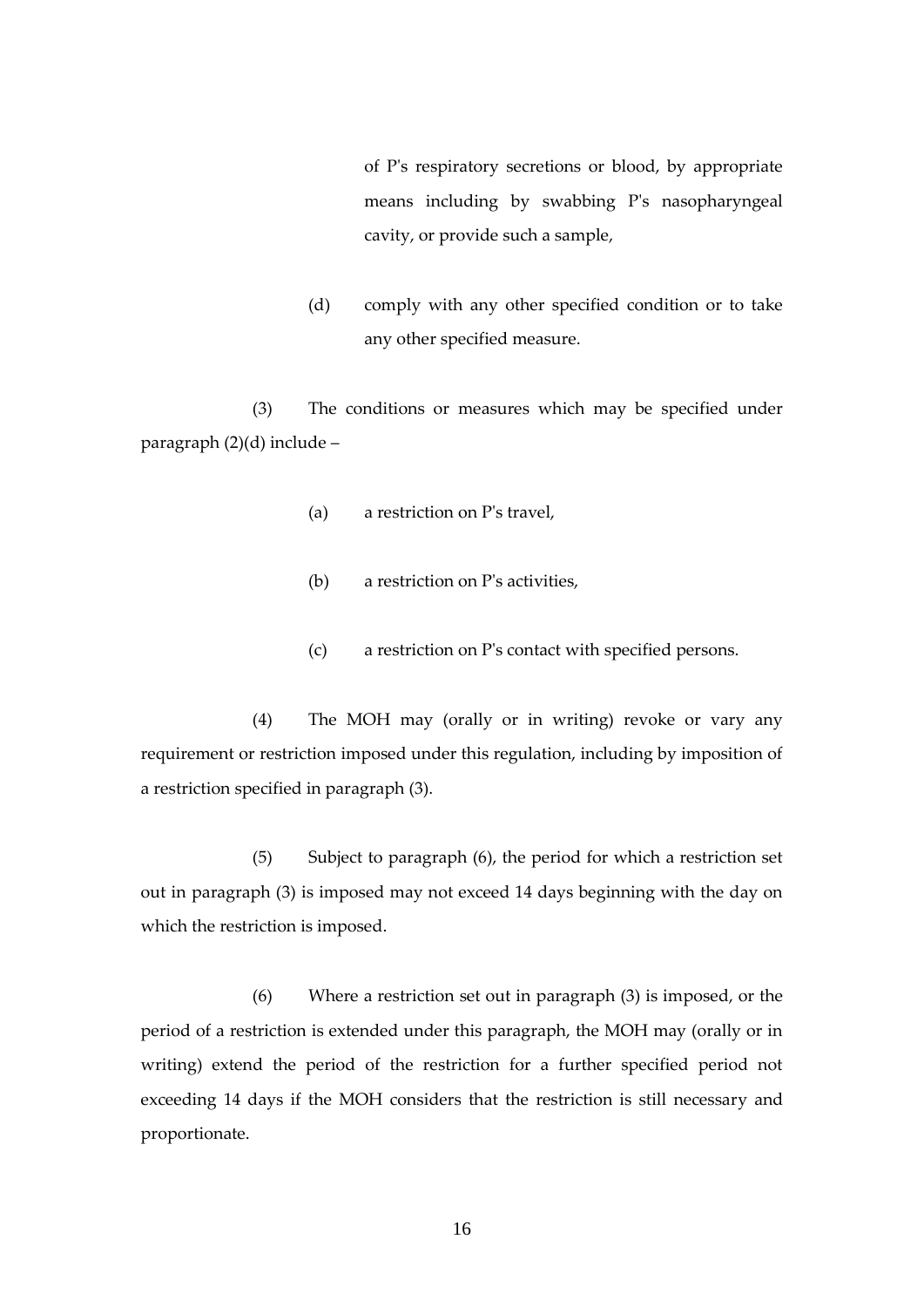of P's respiratory secretions or blood, by appropriate means including by swabbing P's nasopharyngeal cavity, or provide such a sample,

(d) comply with any other specified condition or to take any other specified measure.

(3) The conditions or measures which may be specified under paragraph (2)(d) include –

(a) a restriction on P's travel,

(b) a restriction on P's activities,

(c) a restriction on P's contact with specified persons.

(4) The MOH may (orally or in writing) revoke or vary any requirement or restriction imposed under this regulation, including by imposition of a restriction specified in paragraph (3).

(5) Subject to paragraph (6), the period for which a restriction set out in paragraph (3) is imposed may not exceed 14 days beginning with the day on which the restriction is imposed.

(6) Where a restriction set out in paragraph (3) is imposed, or the period of a restriction is extended under this paragraph, the MOH may (orally or in writing) extend the period of the restriction for a further specified period not exceeding 14 days if the MOH considers that the restriction is still necessary and proportionate.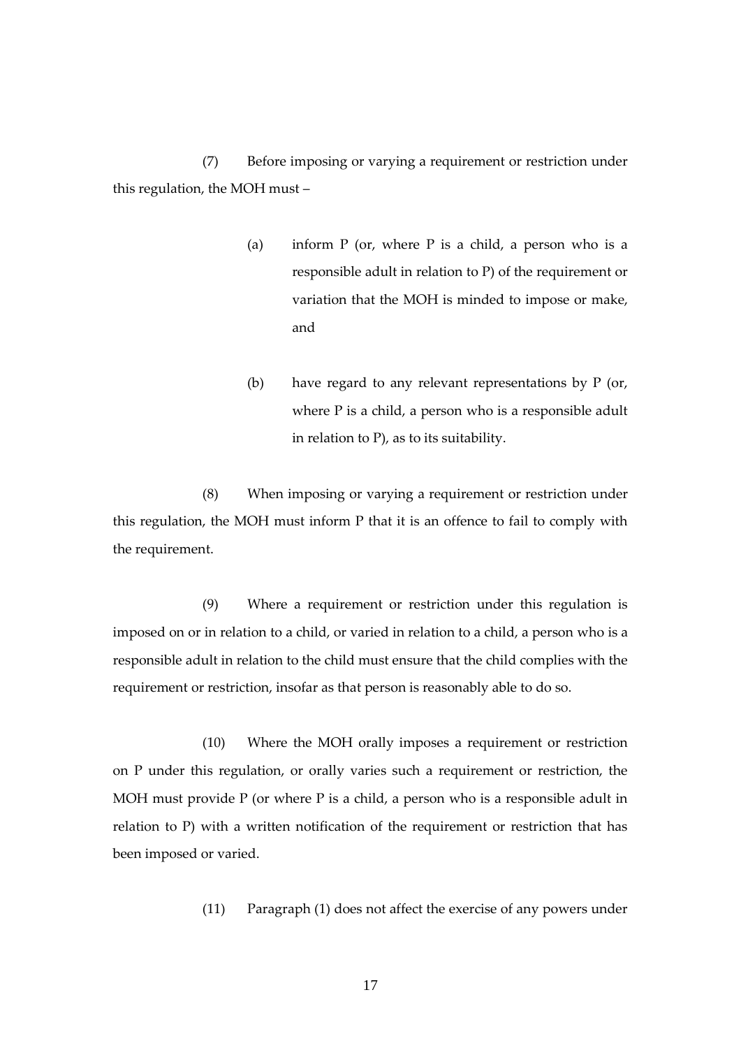(7) Before imposing or varying a requirement or restriction under this regulation, the MOH must –

(a) inform P (or, where P is a child, a person who is a responsible adult in relation to P) of the requirement or variation that the MOH is minded to impose or make, and

(b) have regard to any relevant representations by P (or, where P is a child, a person who is a responsible adult in relation to P), as to its suitability.

(8) When imposing or varying a requirement or restriction under this regulation, the MOH must inform P that it is an offence to fail to comply with the requirement.

(9) Where a requirement or restriction under this regulation is imposed on or in relation to a child, or varied in relation to a child, a person who is a responsible adult in relation to the child must ensure that the child complies with the requirement or restriction, insofar as that person is reasonably able to do so.

(10) Where the MOH orally imposes a requirement or restriction on P under this regulation, or orally varies such a requirement or restriction, the MOH must provide P (or where P is a child, a person who is a responsible adult in relation to P) with a written notification of the requirement or restriction that has been imposed or varied.

(11) Paragraph (1) does not affect the exercise of any powers under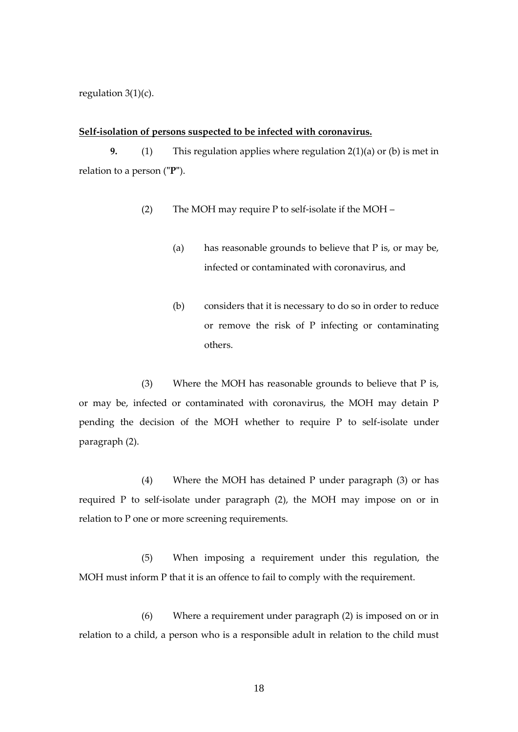regulation 3(1)(c).

**Self-isolation of persons suspected to be infected with coronavirus.**

**9.** (1) This regulation applies where regulation 2(1)(a) or (b) is met in relation to a person ("**P**").

(2) The MOH may require P to self-isolate if the MOH –

(a) has reasonable grounds to believe that P is, or may be, infected or contaminated with coronavirus, and

(b) considers that it is necessary to do so in order to reduce or remove the risk of P infecting or contaminating others.

(3) Where the MOH has reasonable grounds to believe that P is, or may be, infected or contaminated with coronavirus, the MOH may detain P pending the decision of the MOH whether to require P to self-isolate under paragraph (2).

(4) Where the MOH has detained P under paragraph (3) or has required P to self-isolate under paragraph (2), the MOH may impose on or in relation to P one or more screening requirements.

(5) When imposing a requirement under this regulation, the MOH must inform P that it is an offence to fail to comply with the requirement.

(6) Where a requirement under paragraph (2) is imposed on or in relation to a child, a person who is a responsible adult in relation to the child must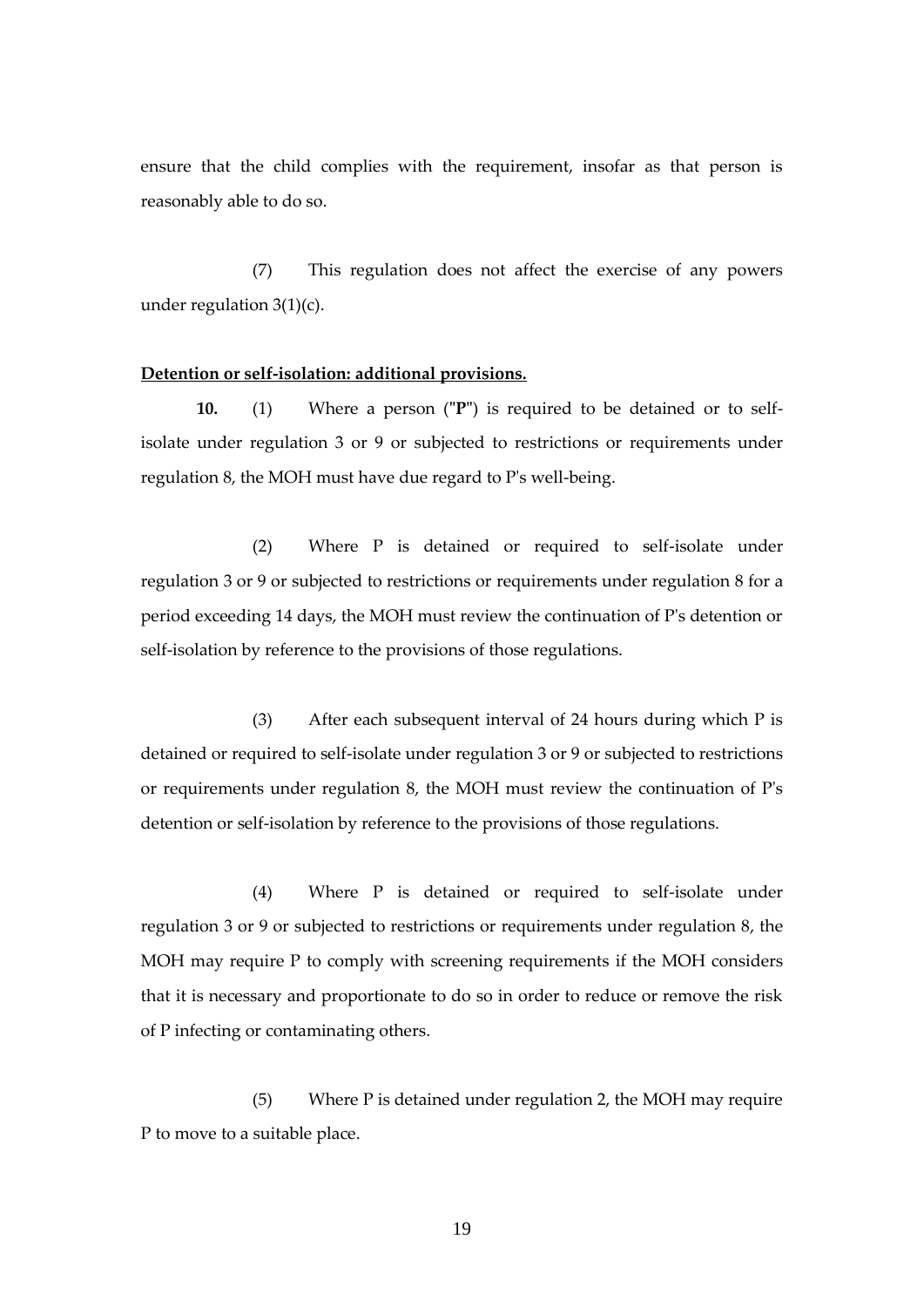ensure that the child complies with the requirement, insofar as that person is reasonably able to do so.

(7) This regulation does not affect the exercise of any powers under regulation 3(1)(c).

**Detention or self-isolation: additional provisions.**

**10.** (1) Where a person ("**P**") is required to be detained or to self-isolate under regulation 3 or 9 or subjected to restrictions or requirements under regulation 8, the MOH must have due regard to P's well-being.

(2) Where P is detained or required to self-isolate under regulation 3 or 9 or subjected to restrictions or requirements under regulation 8 for a period exceeding 14 days, the MOH must review the continuation of P's detention or self-isolation by reference to the provisions of those regulations.

(3) After each subsequent interval of 24 hours during which P is detained or required to self-isolate under regulation 3 or 9 or subjected to restrictions or requirements under regulation 8, the MOH must review the continuation of P's detention or self-isolation by reference to the provisions of those regulations.

(4) Where P is detained or required to self-isolate under regulation 3 or 9 or subjected to restrictions or requirements under regulation 8, the MOH may require P to comply with screening requirements if the MOH considers that it is necessary and proportionate to do so in order to reduce or remove the risk of P infecting or contaminating others.

(5) Where P is detained under regulation 2, the MOH may require P to move to a suitable place.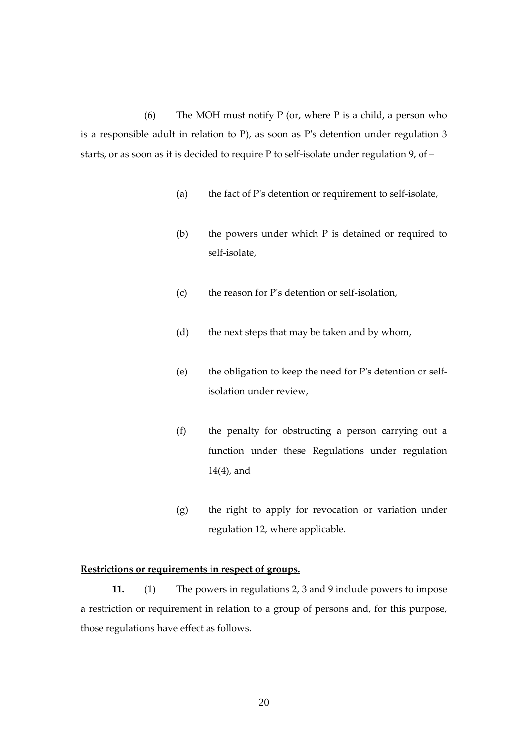(6) The MOH must notify P (or, where P is a child, a person who is a responsible adult in relation to P), as soon as P's detention under regulation 3 starts, or as soon as it is decided to require P to self-isolate under regulation 9, of –

(a) the fact of P's detention or requirement to self-isolate,

(b) the powers under which P is detained or required to self-isolate,

(c) the reason for P's detention or self-isolation,

(d) the next steps that may be taken and by whom,

(e) the obligation to keep the need for P's detention or self-isolation under review,

(f) the penalty for obstructing a person carrying out a function under these Regulations under regulation 14(4), and

(g) the right to apply for revocation or variation under regulation 12, where applicable.

**Restrictions or requirements in respect of groups.**

**11.** (1) The powers in regulations 2, 3 and 9 include powers to impose a restriction or requirement in relation to a group of persons and, for this purpose, those regulations have effect as follows.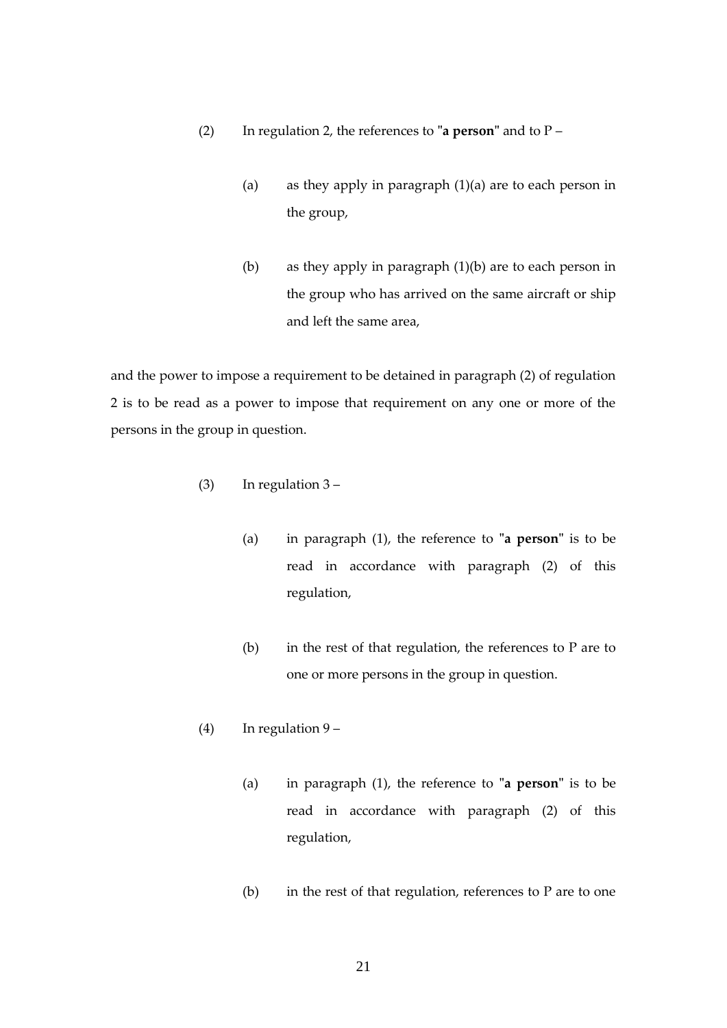(2) In regulation 2, the references to "**a person**" and to P –

(a) as they apply in paragraph (1)(a) are to each person in the group,

(b) as they apply in paragraph (1)(b) are to each person in the group who has arrived on the same aircraft or ship and left the same area,

and the power to impose a requirement to be detained in paragraph (2) of regulation 2 is to be read as a power to impose that requirement on any one or more of the persons in the group in question.

(3) In regulation 3 –

(a) in paragraph (1), the reference to "**a person**" is to be read in accordance with paragraph (2) of this regulation,

(b) in the rest of that regulation, the references to P are to one or more persons in the group in question.

(4) In regulation 9 –

(a) in paragraph (1), the reference to "**a person**" is to be read in accordance with paragraph (2) of this regulation,

(b) in the rest of that regulation, references to P are to one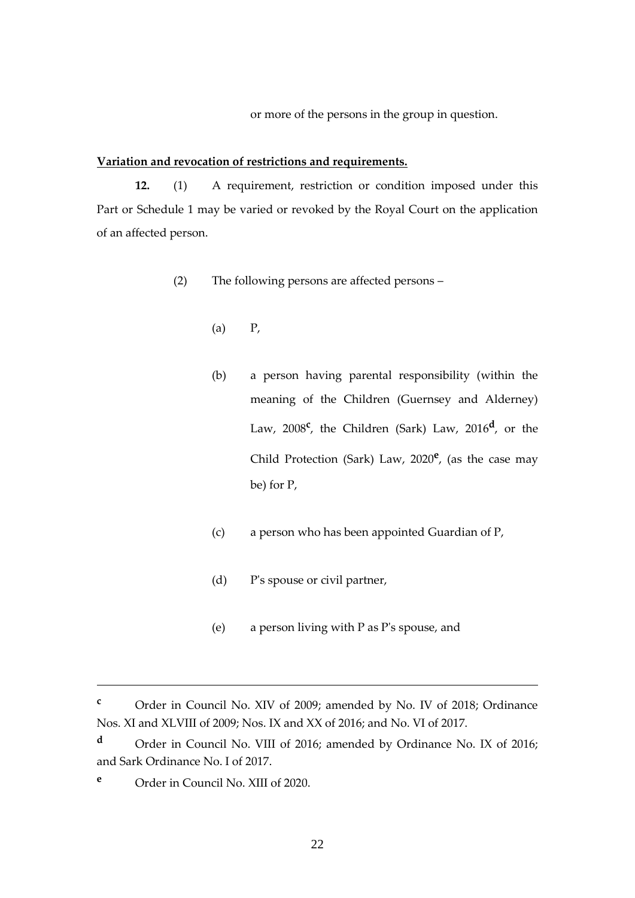or more of the persons in the group in question.

**Variation and revocation of restrictions and requirements.**

**12.** (1) A requirement, restriction or condition imposed under this Part or Schedule 1 may be varied or revoked by the Royal Court on the application of an affected person.

(2) The following persons are affected persons –

(a) P,

(b) a person having parental responsibility (within the meaning of the Children (Guernsey and Alderney) Law, 2008[c], the Children (Sark) Law, 2016[d], or the Child Protection (Sark) Law, 2020[e], (as the case may be) for P,

(c) a person who has been appointed Guardian of P,

(d) P's spouse or civil partner,

(e) a person living with P as P's spouse, and

---

[c] Order in Council No. XIV of 2009; amended by No. IV of 2018; Ordinance Nos. XI and XLVIII of 2009; Nos. IX and XX of 2016; and No. VI of 2017.

[d] Order in Council No. VIII of 2016; amended by Ordinance No. IX of 2016; and Sark Ordinance No. I of 2017.

[e] Order in Council No. XIII of 2020.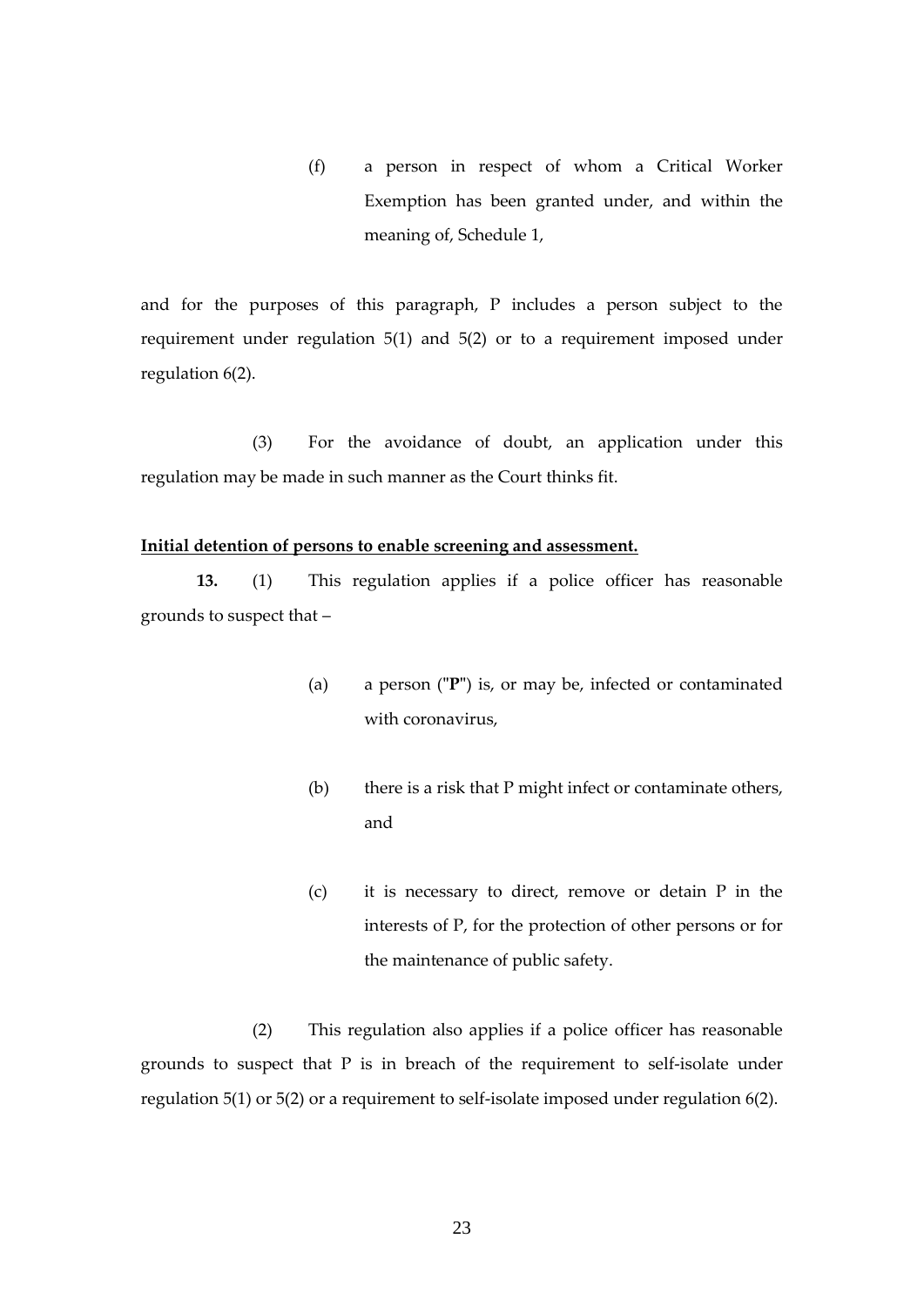(f) a person in respect of whom a Critical Worker Exemption has been granted under, and within the meaning of, Schedule 1,

and for the purposes of this paragraph, P includes a person subject to the requirement under regulation 5(1) and 5(2) or to a requirement imposed under regulation 6(2).

(3) For the avoidance of doubt, an application under this regulation may be made in such manner as the Court thinks fit.

**Initial detention of persons to enable screening and assessment.**

**13.** (1) This regulation applies if a police officer has reasonable grounds to suspect that –

(a) a person ("**P**") is, or may be, infected or contaminated with coronavirus,

(b) there is a risk that P might infect or contaminate others, and

(c) it is necessary to direct, remove or detain P in the interests of P, for the protection of other persons or for the maintenance of public safety.

(2) This regulation also applies if a police officer has reasonable grounds to suspect that P is in breach of the requirement to self-isolate under regulation 5(1) or 5(2) or a requirement to self-isolate imposed under regulation 6(2).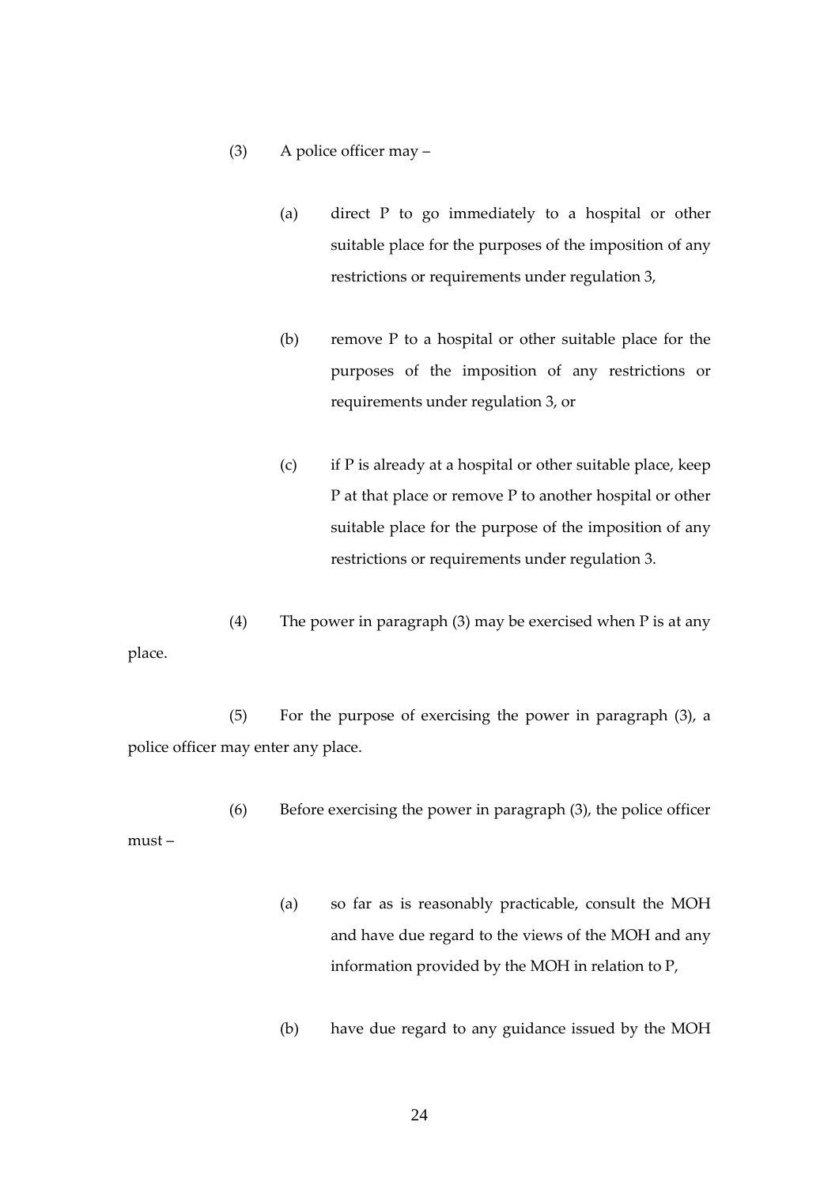(3) A police officer may –

(a) direct P to go immediately to a hospital or other suitable place for the purposes of the imposition of any restrictions or requirements under regulation 3,

(b) remove P to a hospital or other suitable place for the purposes of the imposition of any restrictions or requirements under regulation 3, or

(c) if P is already at a hospital or other suitable place, keep P at that place or remove P to another hospital or other suitable place for the purpose of the imposition of any restrictions or requirements under regulation 3.

(4) The power in paragraph (3) may be exercised when P is at any place.

(5) For the purpose of exercising the power in paragraph (3), a police officer may enter any place.

(6) Before exercising the power in paragraph (3), the police officer must –

(a) so far as is reasonably practicable, consult the MOH and have due regard to the views of the MOH and any information provided by the MOH in relation to P,

(b) have due regard to any guidance issued by the MOH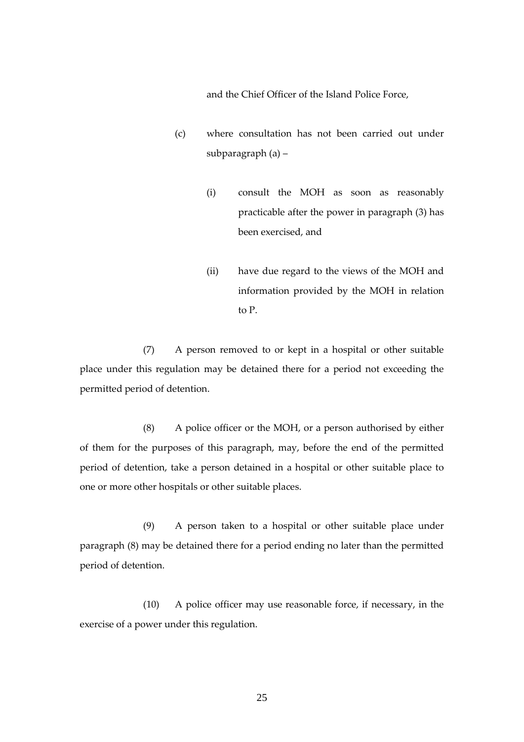and the Chief Officer of the Island Police Force,

(c) where consultation has not been carried out under subparagraph (a) –

(i) consult the MOH as soon as reasonably practicable after the power in paragraph (3) has been exercised, and

(ii) have due regard to the views of the MOH and information provided by the MOH in relation to P.

(7) A person removed to or kept in a hospital or other suitable place under this regulation may be detained there for a period not exceeding the permitted period of detention.

(8) A police officer or the MOH, or a person authorised by either of them for the purposes of this paragraph, may, before the end of the permitted period of detention, take a person detained in a hospital or other suitable place to one or more other hospitals or other suitable places.

(9) A person taken to a hospital or other suitable place under paragraph (8) may be detained there for a period ending no later than the permitted period of detention.

(10) A police officer may use reasonable force, if necessary, in the exercise of a power under this regulation.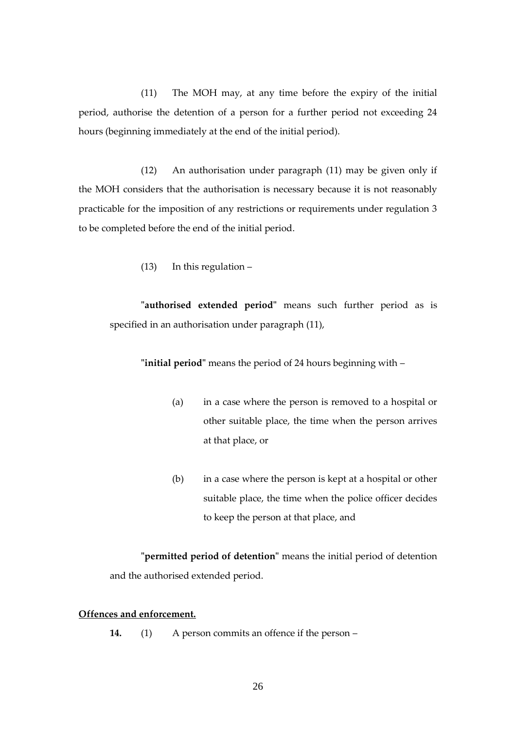(11) The MOH may, at any time before the expiry of the initial period, authorise the detention of a person for a further period not exceeding 24 hours (beginning immediately at the end of the initial period).

(12) An authorisation under paragraph (11) may be given only if the MOH considers that the authorisation is necessary because it is not reasonably practicable for the imposition of any restrictions or requirements under regulation 3 to be completed before the end of the initial period.

(13) In this regulation –

"**authorised extended period**" means such further period as is specified in an authorisation under paragraph (11),

"**initial period**" means the period of 24 hours beginning with –

(a) in a case where the person is removed to a hospital or other suitable place, the time when the person arrives at that place, or

(b) in a case where the person is kept at a hospital or other suitable place, the time when the police officer decides to keep the person at that place, and

"**permitted period of detention**" means the initial period of detention and the authorised extended period.

**Offences and enforcement.**

**14.** (1) A person commits an offence if the person –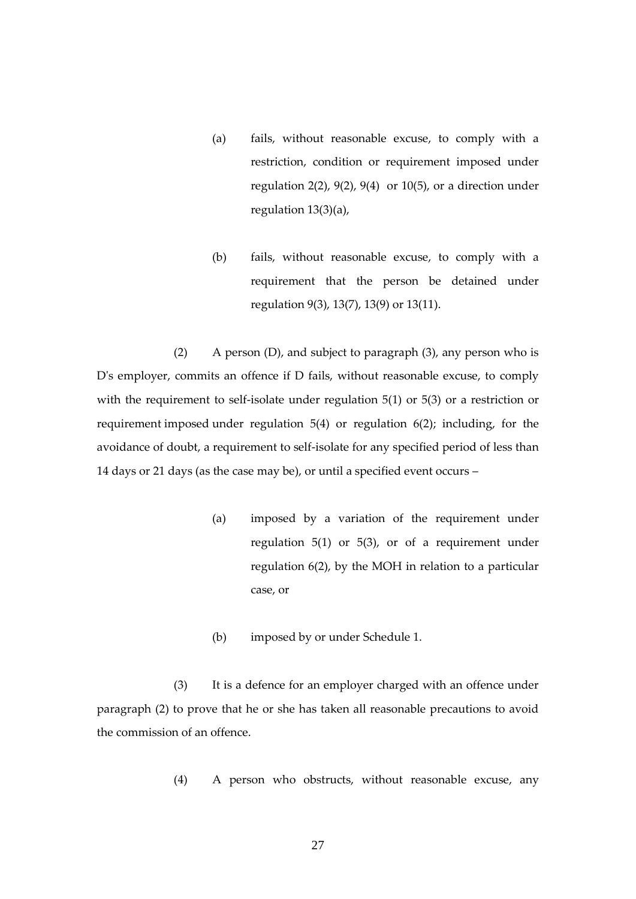(a) fails, without reasonable excuse, to comply with a restriction, condition or requirement imposed under regulation 2(2), 9(2), 9(4) or 10(5), or a direction under regulation 13(3)(a),

(b) fails, without reasonable excuse, to comply with a requirement that the person be detained under regulation 9(3), 13(7), 13(9) or 13(11).

(2) A person (D), and subject to paragraph (3), any person who is D's employer, commits an offence if D fails, without reasonable excuse, to comply with the requirement to self-isolate under regulation 5(1) or 5(3) or a restriction or requirement imposed under regulation 5(4) or regulation 6(2); including, for the avoidance of doubt, a requirement to self-isolate for any specified period of less than 14 days or 21 days (as the case may be), or until a specified event occurs –

(a) imposed by a variation of the requirement under regulation 5(1) or 5(3), or of a requirement under regulation 6(2), by the MOH in relation to a particular case, or

(b) imposed by or under Schedule 1.

(3) It is a defence for an employer charged with an offence under paragraph (2) to prove that he or she has taken all reasonable precautions to avoid the commission of an offence.

(4) A person who obstructs, without reasonable excuse, any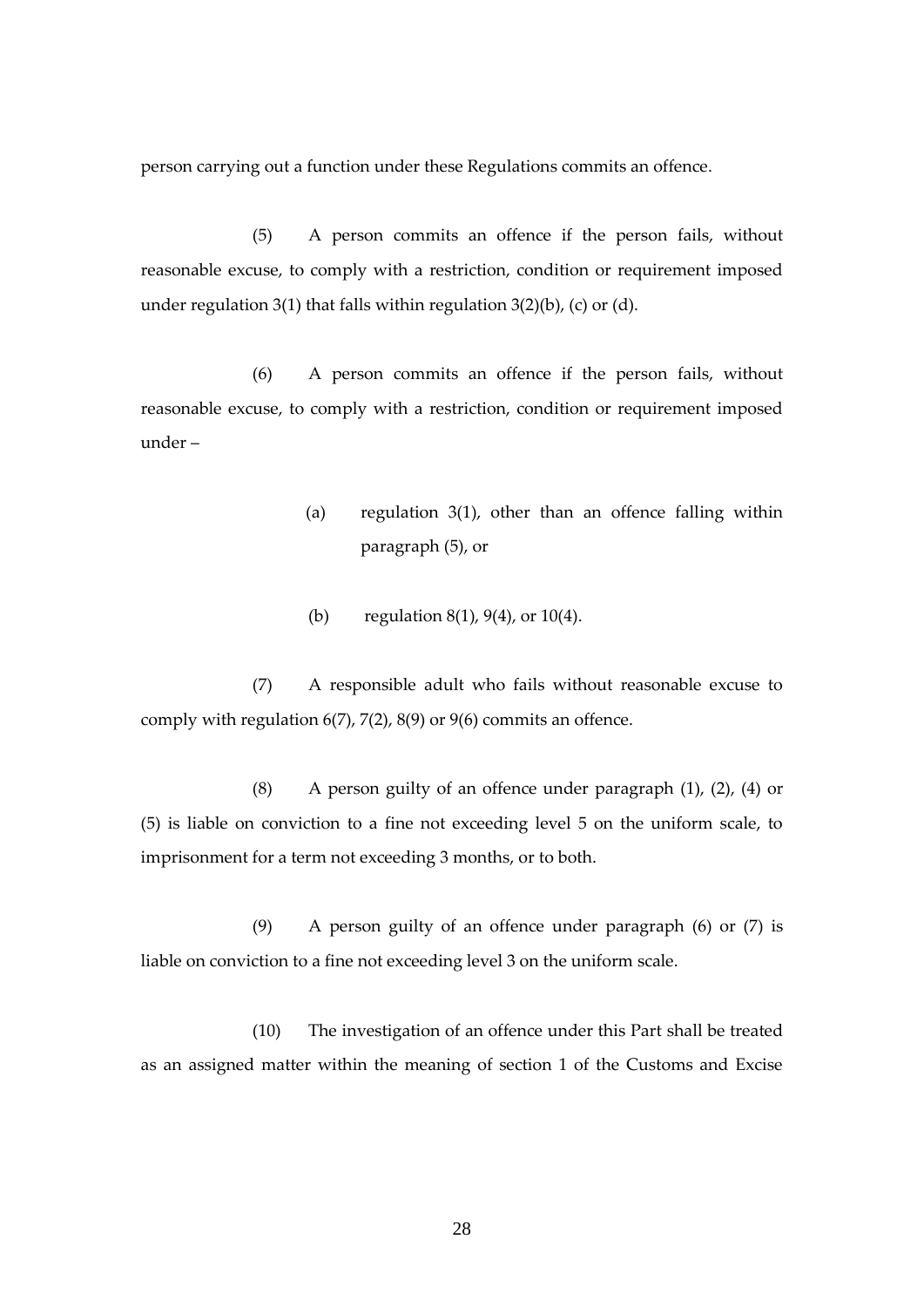person carrying out a function under these Regulations commits an offence.

(5) A person commits an offence if the person fails, without reasonable excuse, to comply with a restriction, condition or requirement imposed under regulation 3(1) that falls within regulation 3(2)(b), (c) or (d).

(6) A person commits an offence if the person fails, without reasonable excuse, to comply with a restriction, condition or requirement imposed under –

(a) regulation 3(1), other than an offence falling within paragraph (5), or

(b) regulation 8(1), 9(4), or 10(4).

(7) A responsible adult who fails without reasonable excuse to comply with regulation 6(7), 7(2), 8(9) or 9(6) commits an offence.

(8) A person guilty of an offence under paragraph (1), (2), (4) or (5) is liable on conviction to a fine not exceeding level 5 on the uniform scale, to imprisonment for a term not exceeding 3 months, or to both.

(9) A person guilty of an offence under paragraph (6) or (7) is liable on conviction to a fine not exceeding level 3 on the uniform scale.

(10) The investigation of an offence under this Part shall be treated as an assigned matter within the meaning of section 1 of the Customs and Excise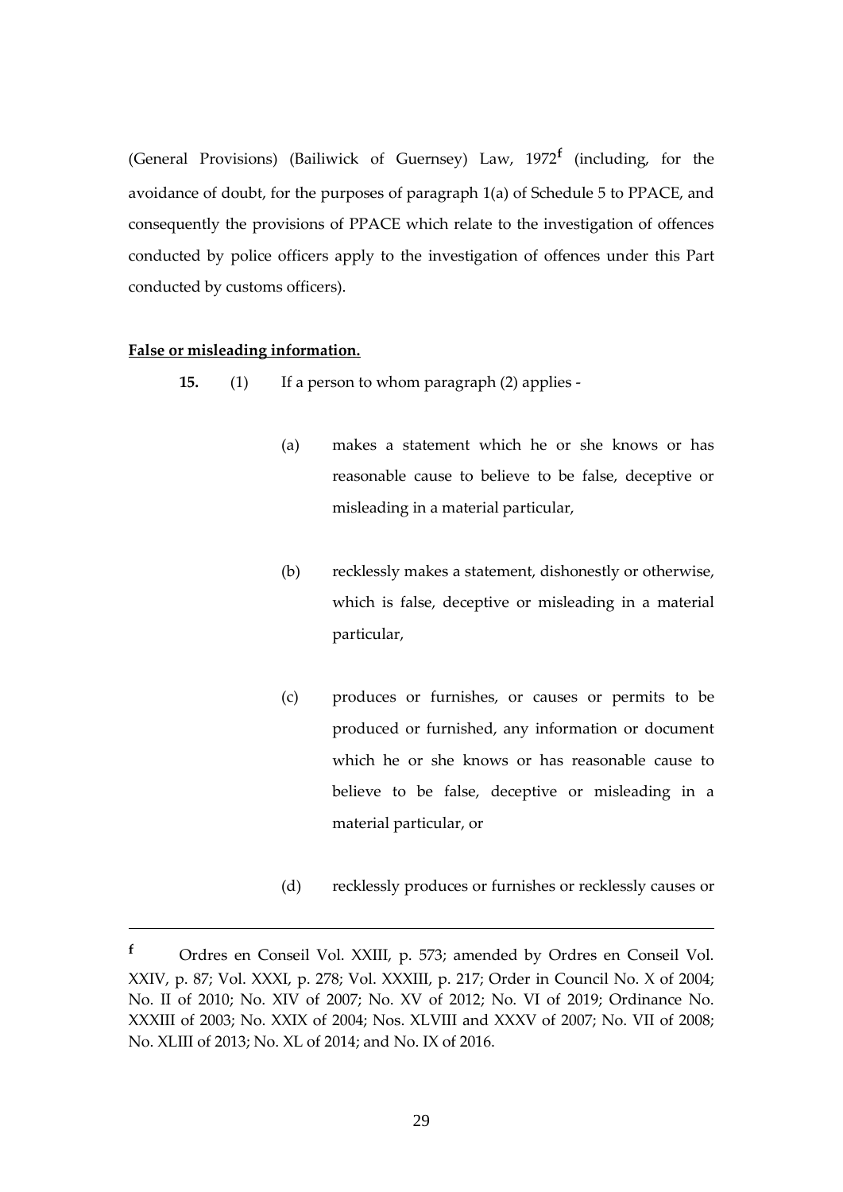(General Provisions) (Bailiwick of Guernsey) Law, 1972[f] (including, for the avoidance of doubt, for the purposes of paragraph 1(a) of Schedule 5 to PPACE, and consequently the provisions of PPACE which relate to the investigation of offences conducted by police officers apply to the investigation of offences under this Part conducted by customs officers).

**False or misleading information.**

**15.** (1) If a person to whom paragraph (2) applies -

(a) makes a statement which he or she knows or has reasonable cause to believe to be false, deceptive or misleading in a material particular,

(b) recklessly makes a statement, dishonestly or otherwise, which is false, deceptive or misleading in a material particular,

(c) produces or furnishes, or causes or permits to be produced or furnished, any information or document which he or she knows or has reasonable cause to believe to be false, deceptive or misleading in a material particular, or

(d) recklessly produces or furnishes or recklessly causes or

---

[f] Ordres en Conseil Vol. XXIII, p. 573; amended by Ordres en Conseil Vol. XXIV, p. 87; Vol. XXXI, p. 278; Vol. XXXIII, p. 217; Order in Council No. X of 2004; No. II of 2010; No. XIV of 2007; No. XV of 2012; No. VI of 2019; Ordinance No. XXXIII of 2003; No. XXIX of 2004; Nos. XLVIII and XXXV of 2007; No. VII of 2008; No. XLIII of 2013; No. XL of 2014; and No. IX of 2016.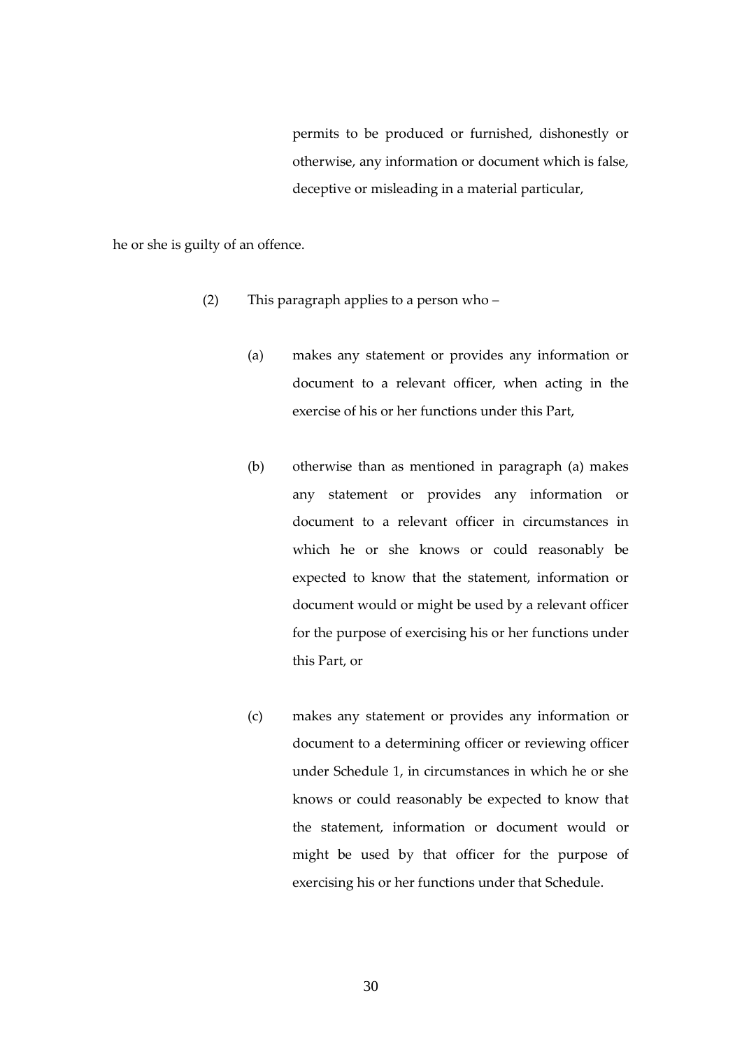permits to be produced or furnished, dishonestly or otherwise, any information or document which is false, deceptive or misleading in a material particular,

he or she is guilty of an offence.

(2) This paragraph applies to a person who –

(a) makes any statement or provides any information or document to a relevant officer, when acting in the exercise of his or her functions under this Part,

(b) otherwise than as mentioned in paragraph (a) makes any statement or provides any information or document to a relevant officer in circumstances in which he or she knows or could reasonably be expected to know that the statement, information or document would or might be used by a relevant officer for the purpose of exercising his or her functions under this Part, or

(c) makes any statement or provides any information or document to a determining officer or reviewing officer under Schedule 1, in circumstances in which he or she knows or could reasonably be expected to know that the statement, information or document would or might be used by that officer for the purpose of exercising his or her functions under that Schedule.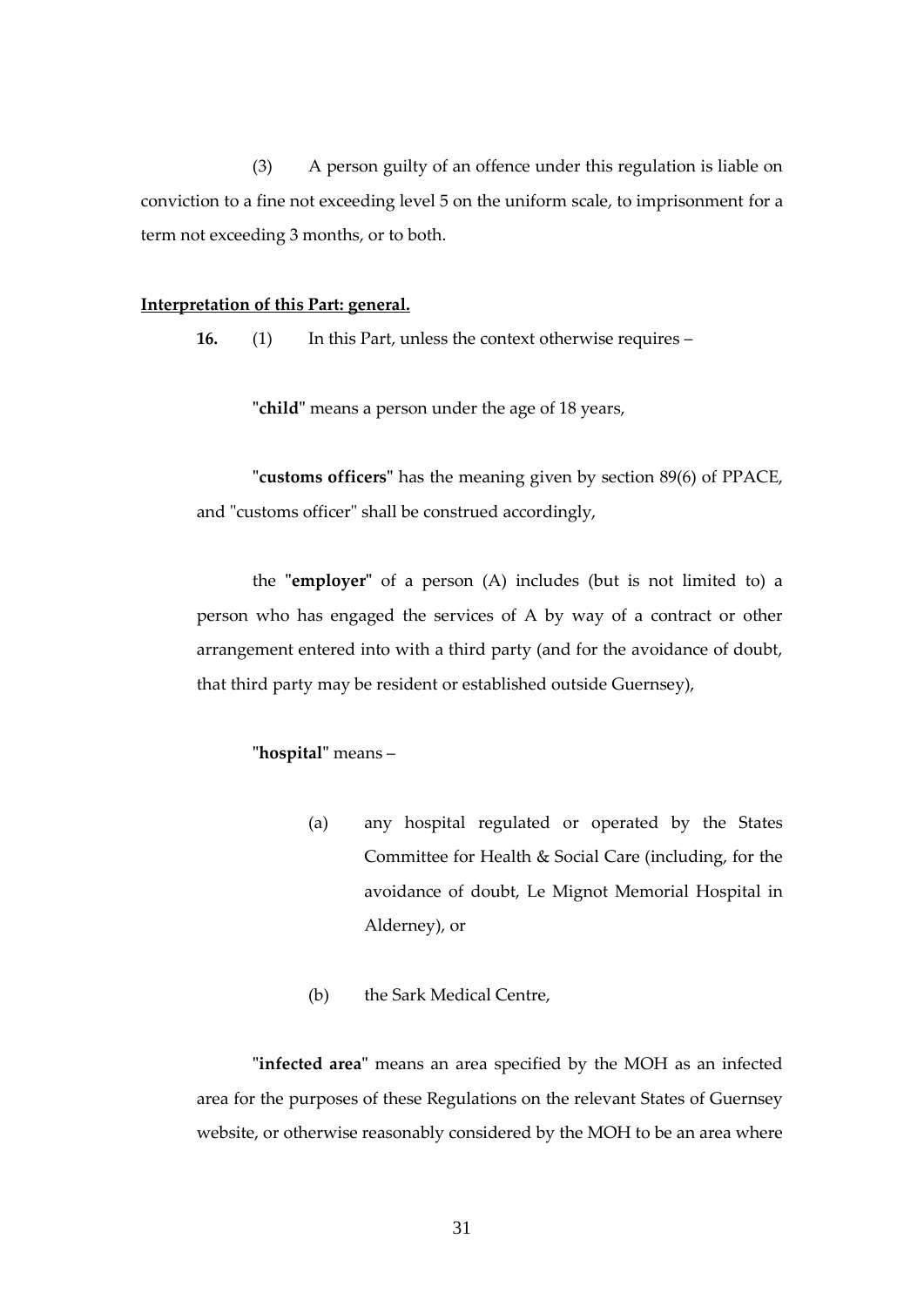(3) A person guilty of an offence under this regulation is liable on conviction to a fine not exceeding level 5 on the uniform scale, to imprisonment for a term not exceeding 3 months, or to both.

**Interpretation of this Part: general.**

**16.** (1) In this Part, unless the context otherwise requires –

"**child**" means a person under the age of 18 years,

"**customs officers**" has the meaning given by section 89(6) of PPACE, and "customs officer" shall be construed accordingly,

the "**employer**" of a person (A) includes (but is not limited to) a person who has engaged the services of A by way of a contract or other arrangement entered into with a third party (and for the avoidance of doubt, that third party may be resident or established outside Guernsey),

"**hospital**" means –

(a) any hospital regulated or operated by the States Committee for Health & Social Care (including, for the avoidance of doubt, Le Mignot Memorial Hospital in Alderney), or

(b) the Sark Medical Centre,

"**infected area**" means an area specified by the MOH as an infected area for the purposes of these Regulations on the relevant States of Guernsey website, or otherwise reasonably considered by the MOH to be an area where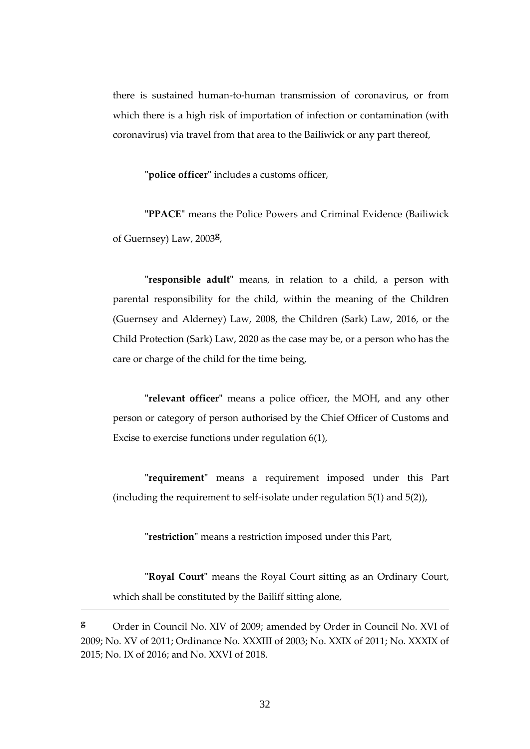there is sustained human-to-human transmission of coronavirus, or from which there is a high risk of importation of infection or contamination (with coronavirus) via travel from that area to the Bailiwick or any part thereof,

"**police officer**" includes a customs officer,

"**PPACE**" means the Police Powers and Criminal Evidence (Bailiwick of Guernsey) Law, 2003[g],

"**responsible adult**" means, in relation to a child, a person with parental responsibility for the child, within the meaning of the Children (Guernsey and Alderney) Law, 2008, the Children (Sark) Law, 2016, or the Child Protection (Sark) Law, 2020 as the case may be, or a person who has the care or charge of the child for the time being,

"**relevant officer**" means a police officer, the MOH, and any other person or category of person authorised by the Chief Officer of Customs and Excise to exercise functions under regulation 6(1),

"**requirement**" means a requirement imposed under this Part (including the requirement to self-isolate under regulation 5(1) and 5(2)),

"**restriction**" means a restriction imposed under this Part,

"**Royal Court**" means the Royal Court sitting as an Ordinary Court, which shall be constituted by the Bailiff sitting alone,

---

[g] Order in Council No. XIV of 2009; amended by Order in Council No. XVI of 2009; No. XV of 2011; Ordinance No. XXXIII of 2003; No. XXIX of 2011; No. XXXIX of 2015; No. IX of 2016; and No. XXVI of 2018.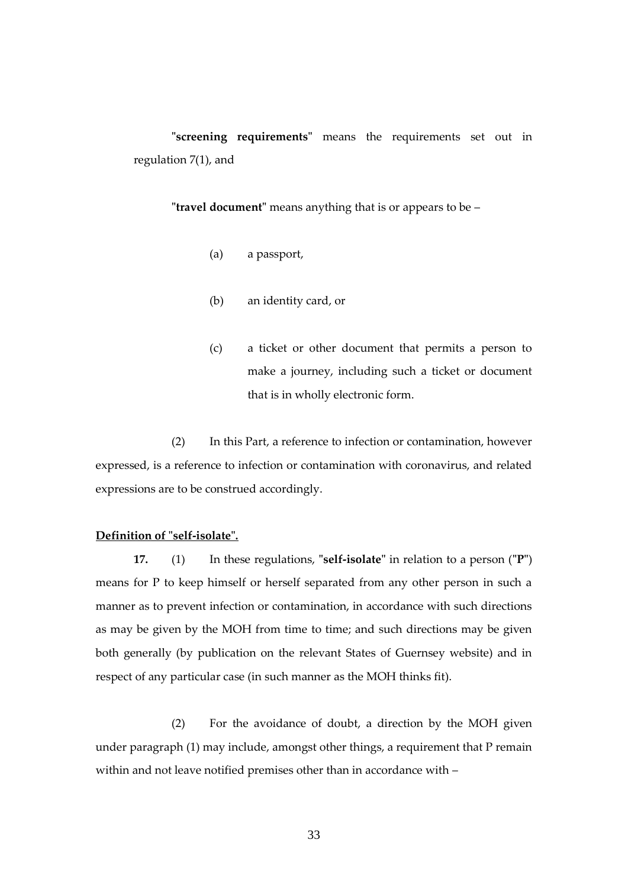"**screening requirements**" means the requirements set out in regulation 7(1), and

"**travel document**" means anything that is or appears to be –

(a) a passport,

(b) an identity card, or

(c) a ticket or other document that permits a person to make a journey, including such a ticket or document that is in wholly electronic form.

(2) In this Part, a reference to infection or contamination, however expressed, is a reference to infection or contamination with coronavirus, and related expressions are to be construed accordingly.

**Definition of "self-isolate".**

**17.** (1) In these regulations, "**self-isolate**" in relation to a person ("**P**") means for P to keep himself or herself separated from any other person in such a manner as to prevent infection or contamination, in accordance with such directions as may be given by the MOH from time to time; and such directions may be given both generally (by publication on the relevant States of Guernsey website) and in respect of any particular case (in such manner as the MOH thinks fit).

(2) For the avoidance of doubt, a direction by the MOH given under paragraph (1) may include, amongst other things, a requirement that P remain within and not leave notified premises other than in accordance with –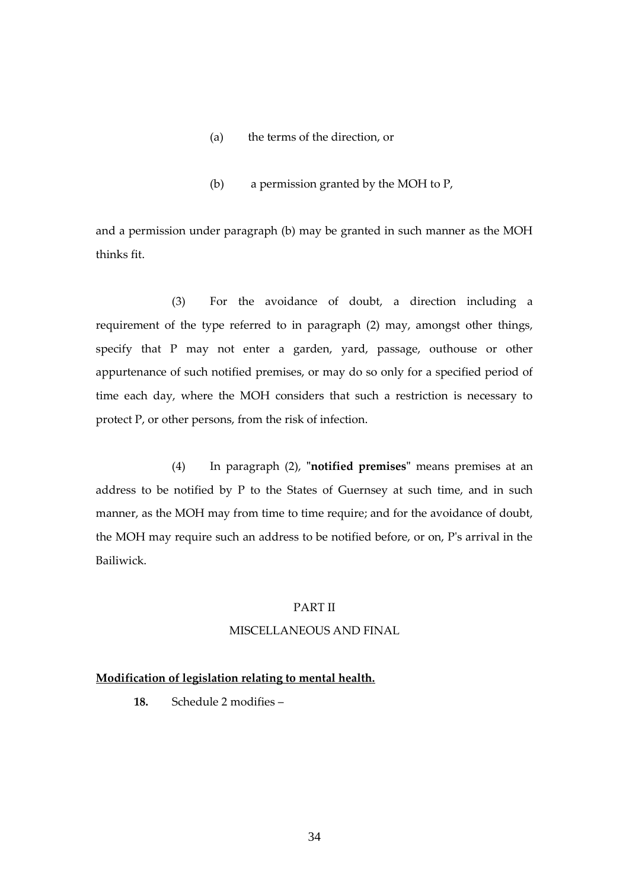(a) the terms of the direction, or

(b) a permission granted by the MOH to P,

and a permission under paragraph (b) may be granted in such manner as the MOH thinks fit.

(3) For the avoidance of doubt, a direction including a requirement of the type referred to in paragraph (2) may, amongst other things, specify that P may not enter a garden, yard, passage, outhouse or other appurtenance of such notified premises, or may do so only for a specified period of time each day, where the MOH considers that such a restriction is necessary to protect P, or other persons, from the risk of infection.

(4) In paragraph (2), "**notified premises**" means premises at an address to be notified by P to the States of Guernsey at such time, and in such manner, as the MOH may from time to time require; and for the avoidance of doubt, the MOH may require such an address to be notified before, or on, P's arrival in the Bailiwick.

PART II

MISCELLANEOUS AND FINAL

**Modification of legislation relating to mental health.**

**18.** Schedule 2 modifies –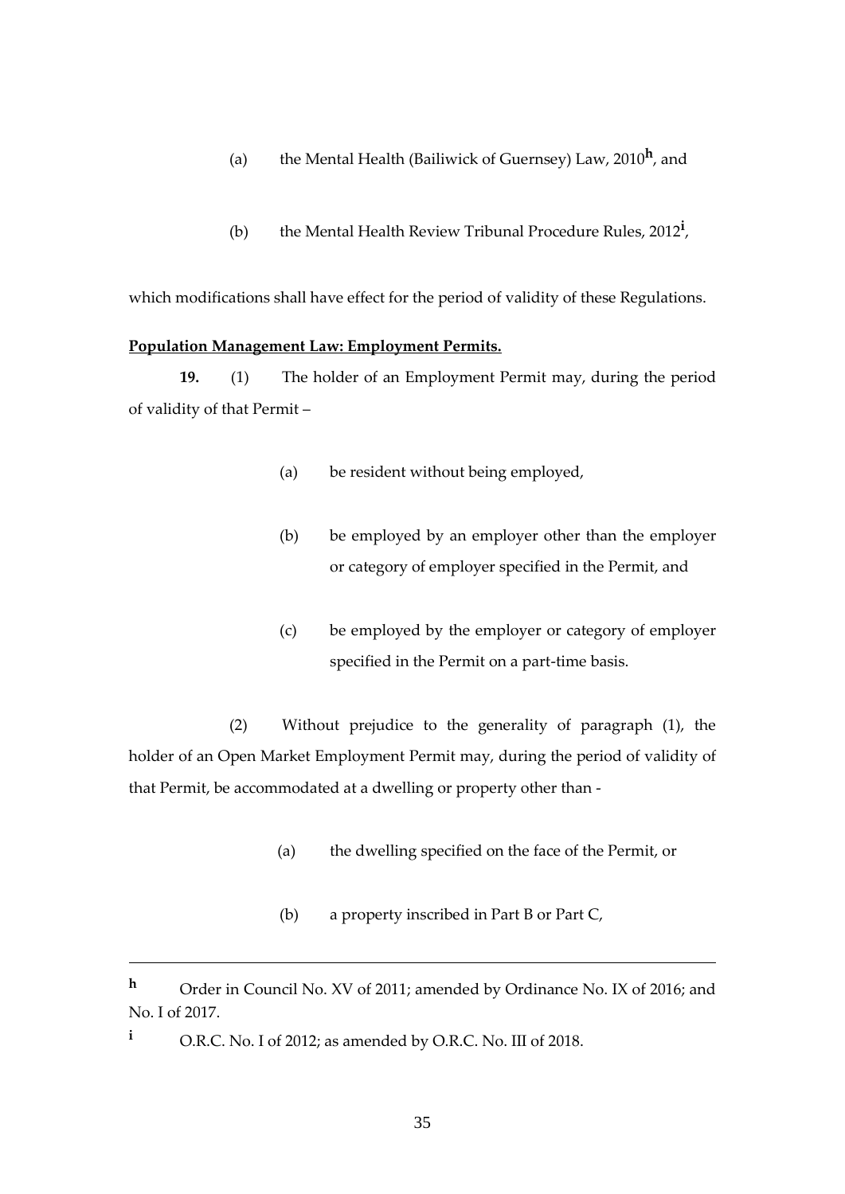(a) the Mental Health (Bailiwick of Guernsey) Law, 2010[h], and

(b) the Mental Health Review Tribunal Procedure Rules, 2012[i],

which modifications shall have effect for the period of validity of these Regulations.

**Population Management Law: Employment Permits.**

**19.** (1) The holder of an Employment Permit may, during the period of validity of that Permit –

(a) be resident without being employed,

(b) be employed by an employer other than the employer or category of employer specified in the Permit, and

(c) be employed by the employer or category of employer specified in the Permit on a part-time basis.

(2) Without prejudice to the generality of paragraph (1), the holder of an Open Market Employment Permit may, during the period of validity of that Permit, be accommodated at a dwelling or property other than -

(a) the dwelling specified on the face of the Permit, or

(b) a property inscribed in Part B or Part C,

---

[h] Order in Council No. XV of 2011; amended by Ordinance No. IX of 2016; and No. I of 2017.

[i] O.R.C. No. I of 2012; as amended by O.R.C. No. III of 2018.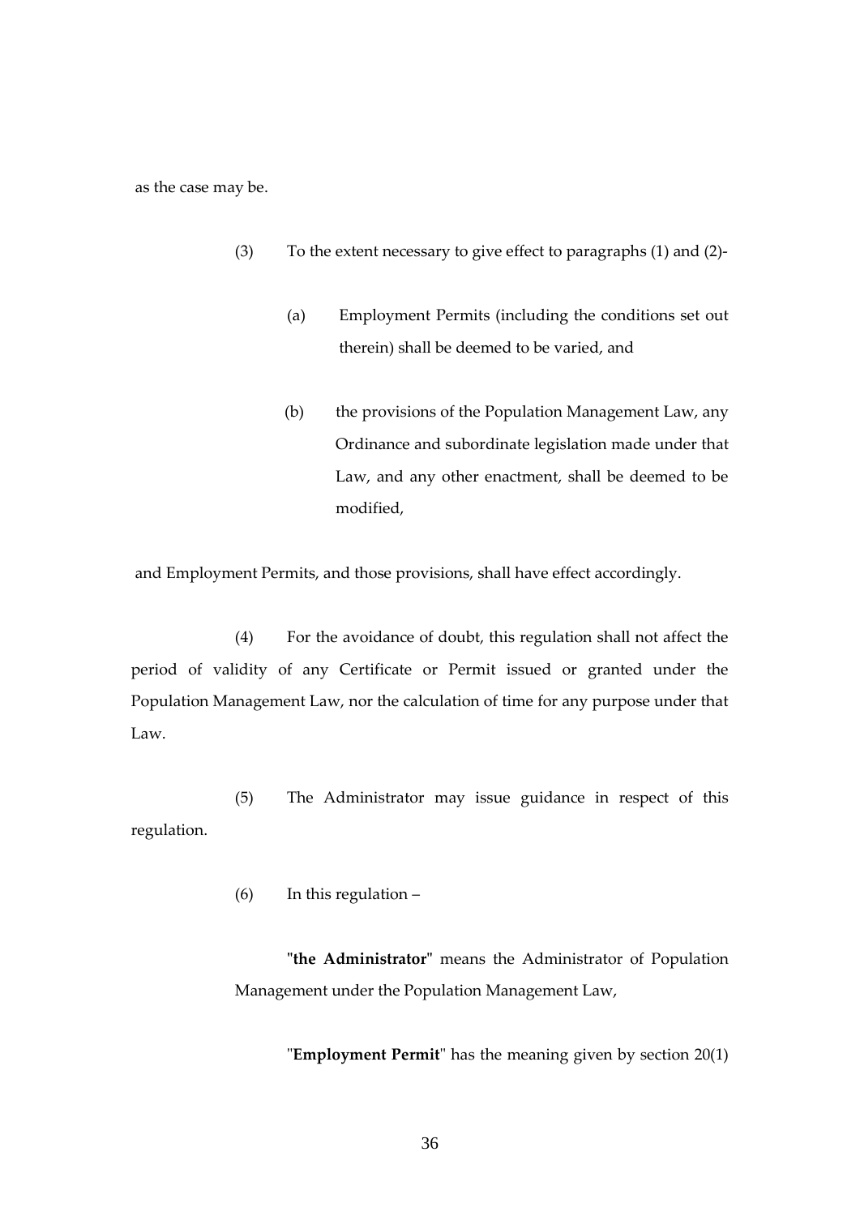as the case may be.

(3) To the extent necessary to give effect to paragraphs (1) and (2)-

(a) Employment Permits (including the conditions set out therein) shall be deemed to be varied, and

(b) the provisions of the Population Management Law, any Ordinance and subordinate legislation made under that Law, and any other enactment, shall be deemed to be modified,

and Employment Permits, and those provisions, shall have effect accordingly.

(4) For the avoidance of doubt, this regulation shall not affect the period of validity of any Certificate or Permit issued or granted under the Population Management Law, nor the calculation of time for any purpose under that Law.

(5) The Administrator may issue guidance in respect of this regulation.

(6) In this regulation –

"**the Administrator**" means the Administrator of Population Management under the Population Management Law,

"**Employment Permit**" has the meaning given by section 20(1)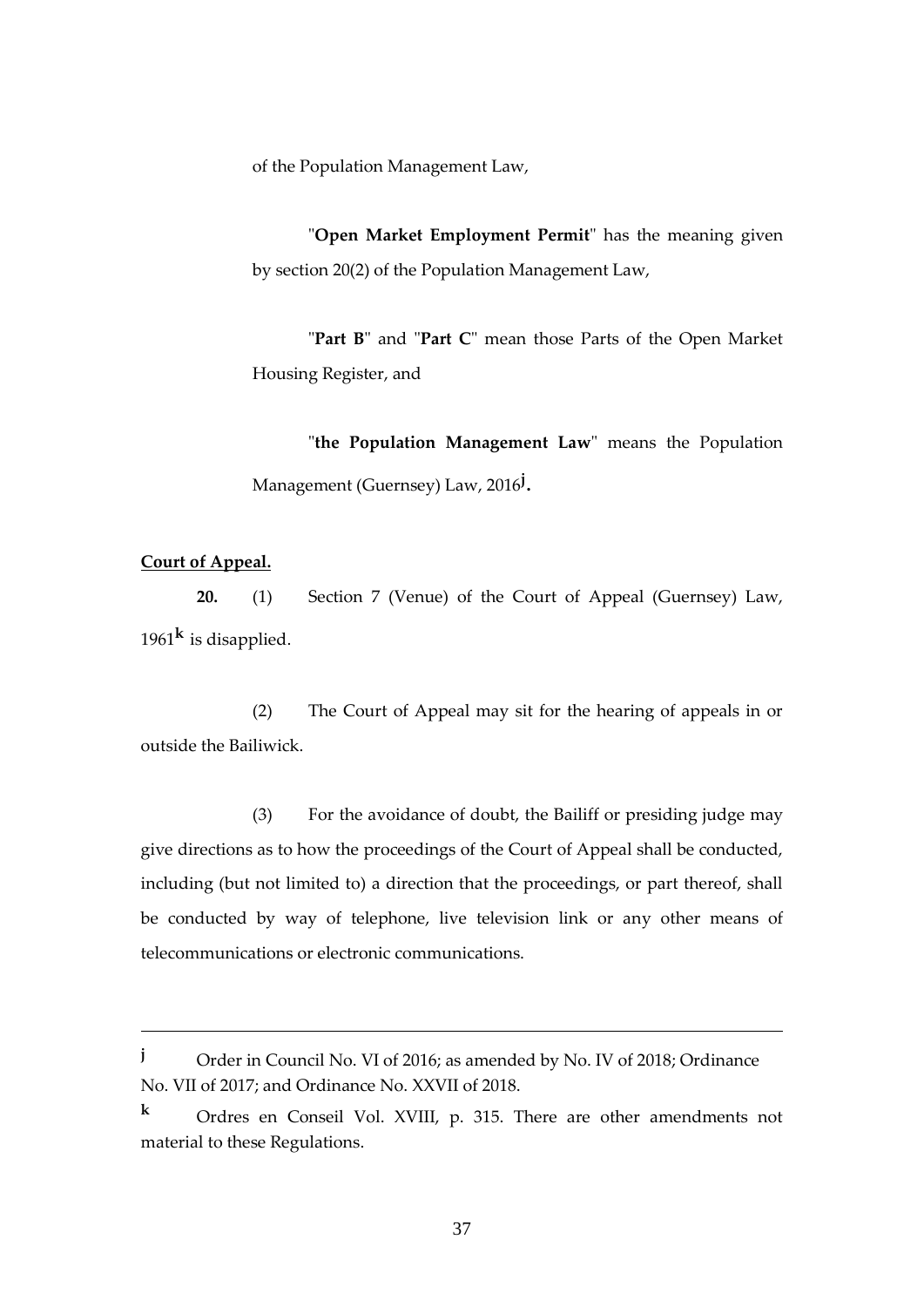of the Population Management Law,

"**Open Market Employment Permit**" has the meaning given by section 20(2) of the Population Management Law,

"**Part B**" and "**Part C**" mean those Parts of the Open Market Housing Register, and

"**the Population Management Law**" means the Population Management (Guernsey) Law, 2016[j].

**Court of Appeal.**

**20.** (1) Section 7 (Venue) of the Court of Appeal (Guernsey) Law, 1961[k] is disapplied.

(2) The Court of Appeal may sit for the hearing of appeals in or outside the Bailiwick.

(3) For the avoidance of doubt, the Bailiff or presiding judge may give directions as to how the proceedings of the Court of Appeal shall be conducted, including (but not limited to) a direction that the proceedings, or part thereof, shall be conducted by way of telephone, live television link or any other means of telecommunications or electronic communications.

---

[j] Order in Council No. VI of 2016; as amended by No. IV of 2018; Ordinance No. VII of 2017; and Ordinance No. XXVII of 2018.

[k] Ordres en Conseil Vol. XVIII, p. 315. There are other amendments not material to these Regulations.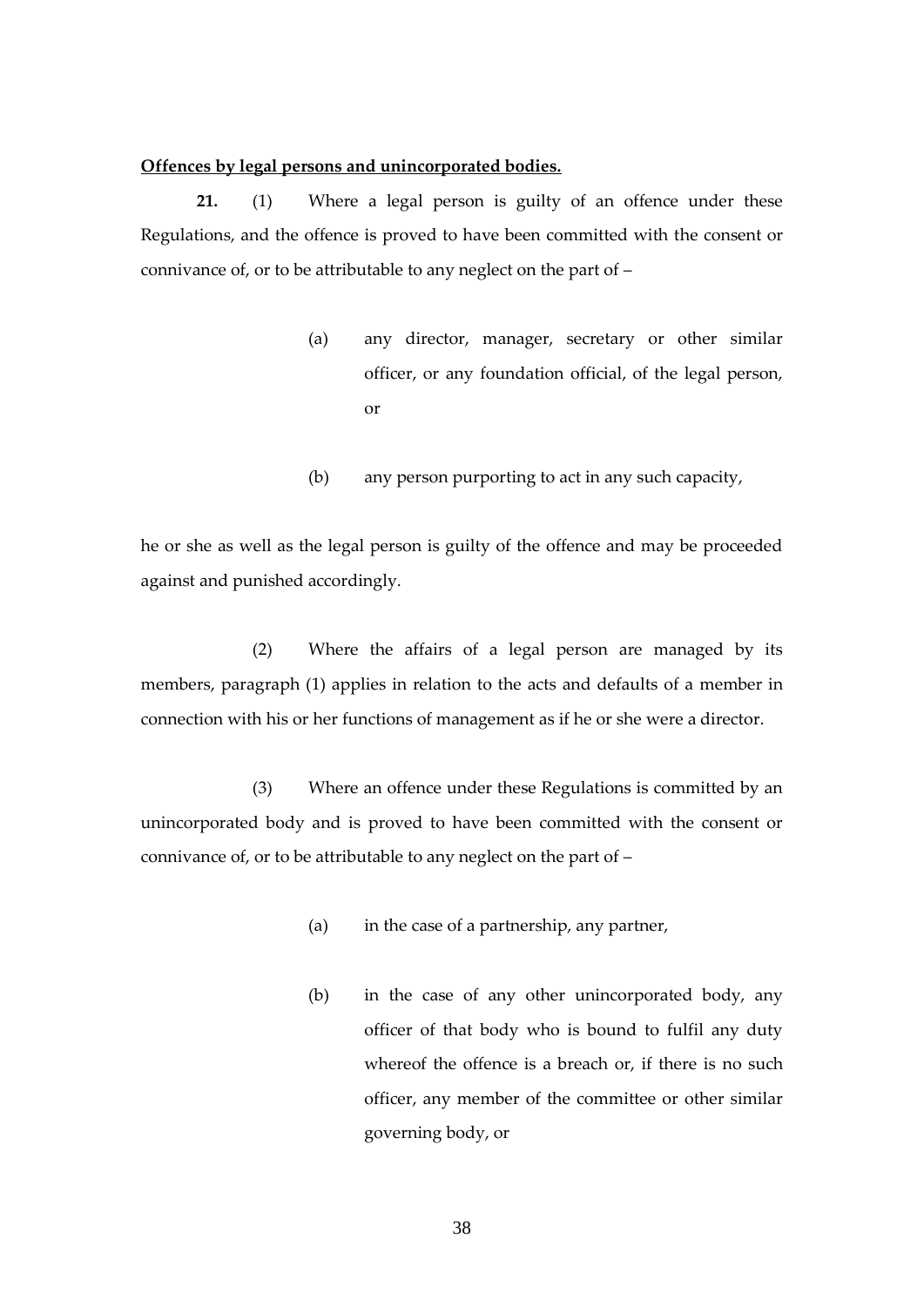**Offences by legal persons and unincorporated bodies.**

**21.** (1) Where a legal person is guilty of an offence under these Regulations, and the offence is proved to have been committed with the consent or connivance of, or to be attributable to any neglect on the part of –

(a) any director, manager, secretary or other similar officer, or any foundation official, of the legal person, or

(b) any person purporting to act in any such capacity,

he or she as well as the legal person is guilty of the offence and may be proceeded against and punished accordingly.

(2) Where the affairs of a legal person are managed by its members, paragraph (1) applies in relation to the acts and defaults of a member in connection with his or her functions of management as if he or she were a director.

(3) Where an offence under these Regulations is committed by an unincorporated body and is proved to have been committed with the consent or connivance of, or to be attributable to any neglect on the part of –

(a) in the case of a partnership, any partner,

(b) in the case of any other unincorporated body, any officer of that body who is bound to fulfil any duty whereof the offence is a breach or, if there is no such officer, any member of the committee or other similar governing body, or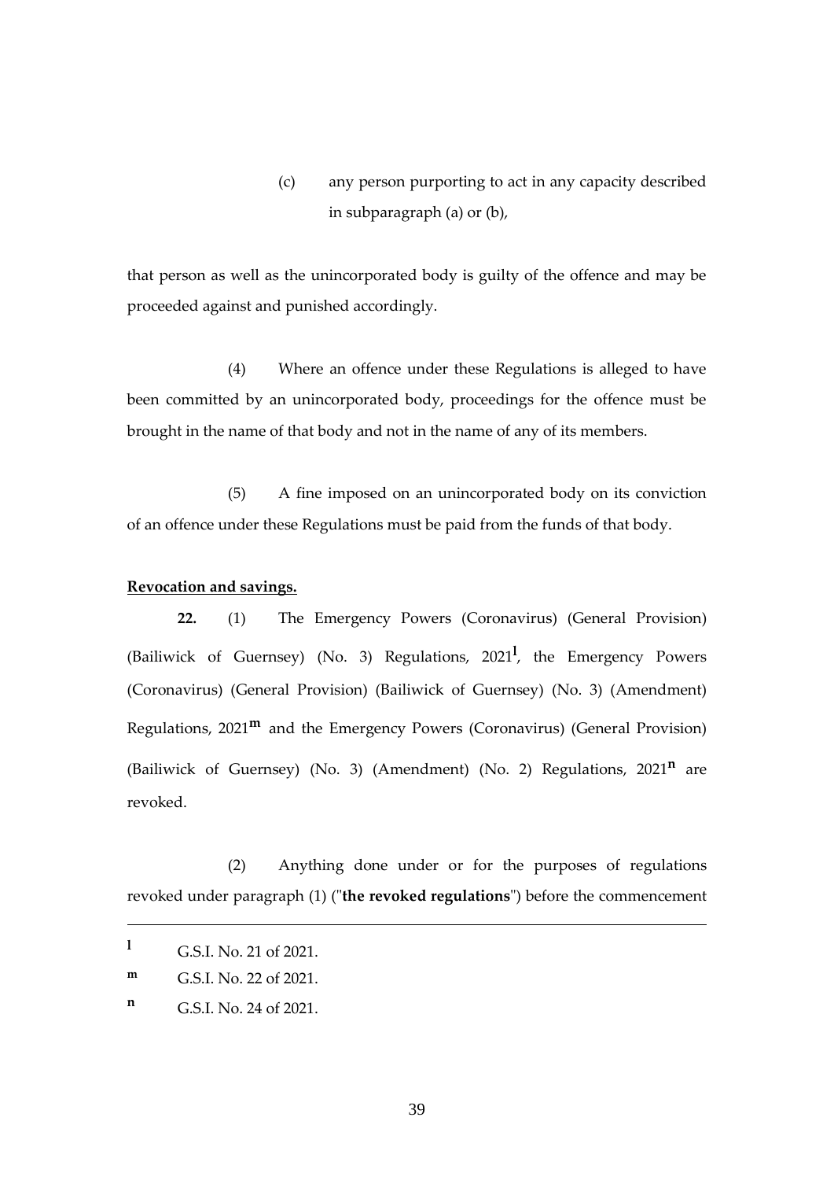(c) any person purporting to act in any capacity described in subparagraph (a) or (b),

that person as well as the unincorporated body is guilty of the offence and may be proceeded against and punished accordingly.

(4) Where an offence under these Regulations is alleged to have been committed by an unincorporated body, proceedings for the offence must be brought in the name of that body and not in the name of any of its members.

(5) A fine imposed on an unincorporated body on its conviction of an offence under these Regulations must be paid from the funds of that body.

**Revocation and savings.**

**22.** (1) The Emergency Powers (Coronavirus) (General Provision) (Bailiwick of Guernsey) (No. 3) Regulations, 2021[l], the Emergency Powers (Coronavirus) (General Provision) (Bailiwick of Guernsey) (No. 3) (Amendment) Regulations, 2021[m] and the Emergency Powers (Coronavirus) (General Provision) (Bailiwick of Guernsey) (No. 3) (Amendment) (No. 2) Regulations, 2021[n] are revoked.

(2) Anything done under or for the purposes of regulations revoked under paragraph (1) ("**the revoked regulations**") before the commencement

---

[l] G.S.I. No. 21 of 2021.

[m] G.S.I. No. 22 of 2021.

[n] G.S.I. No. 24 of 2021.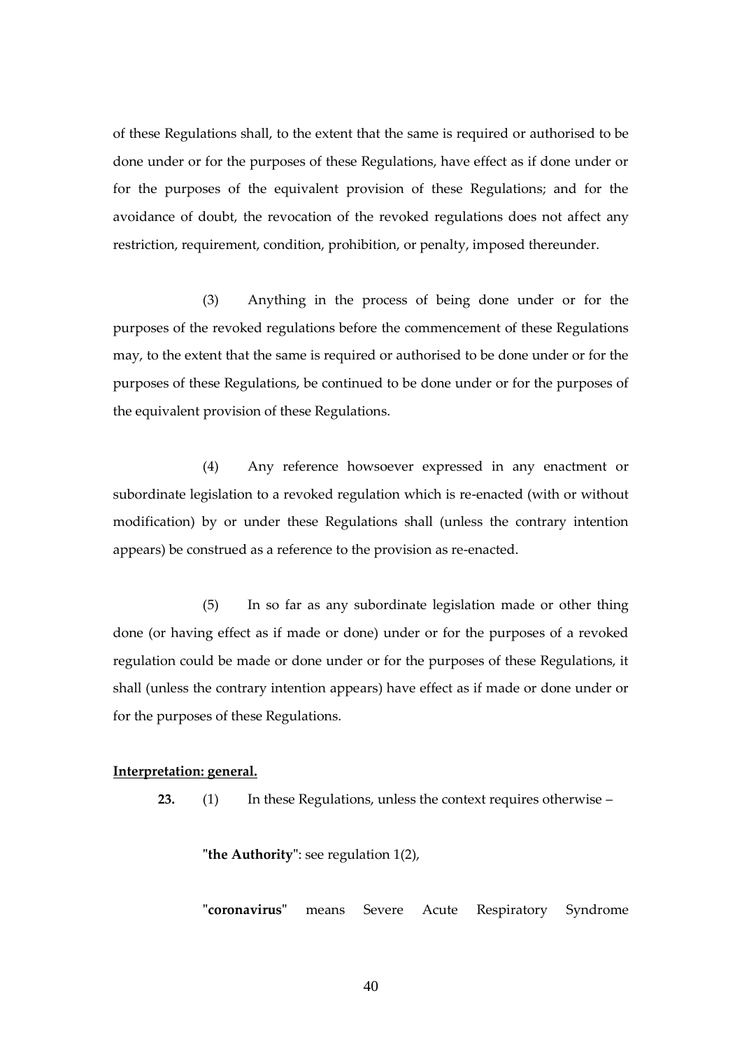of these Regulations shall, to the extent that the same is required or authorised to be done under or for the purposes of these Regulations, have effect as if done under or for the purposes of the equivalent provision of these Regulations; and for the avoidance of doubt, the revocation of the revoked regulations does not affect any restriction, requirement, condition, prohibition, or penalty, imposed thereunder.

(3) Anything in the process of being done under or for the purposes of the revoked regulations before the commencement of these Regulations may, to the extent that the same is required or authorised to be done under or for the purposes of these Regulations, be continued to be done under or for the purposes of the equivalent provision of these Regulations.

(4) Any reference howsoever expressed in any enactment or subordinate legislation to a revoked regulation which is re-enacted (with or without modification) by or under these Regulations shall (unless the contrary intention appears) be construed as a reference to the provision as re-enacted.

(5) In so far as any subordinate legislation made or other thing done (or having effect as if made or done) under or for the purposes of a revoked regulation could be made or done under or for the purposes of these Regulations, it shall (unless the contrary intention appears) have effect as if made or done under or for the purposes of these Regulations.

**Interpretation: general.**

**23.** (1) In these Regulations, unless the context requires otherwise –

"**the Authority**": see regulation 1(2),

"**coronavirus**" means Severe Acute Respiratory Syndrome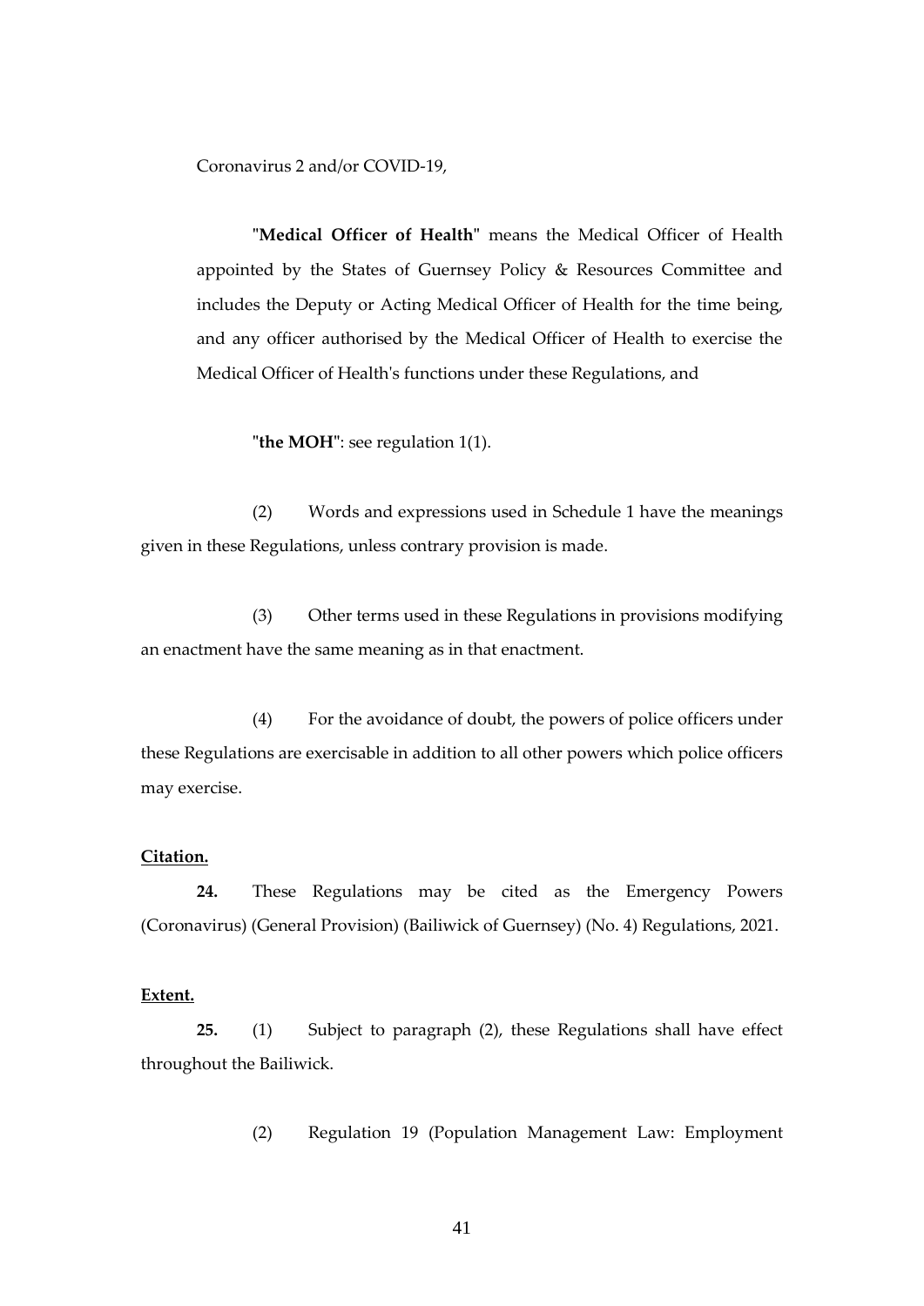Coronavirus 2 and/or COVID-19,

"**Medical Officer of Health**" means the Medical Officer of Health appointed by the States of Guernsey Policy & Resources Committee and includes the Deputy or Acting Medical Officer of Health for the time being, and any officer authorised by the Medical Officer of Health to exercise the Medical Officer of Health's functions under these Regulations, and

"**the MOH**": see regulation 1(1).

(2) Words and expressions used in Schedule 1 have the meanings given in these Regulations, unless contrary provision is made.

(3) Other terms used in these Regulations in provisions modifying an enactment have the same meaning as in that enactment.

(4) For the avoidance of doubt, the powers of police officers under these Regulations are exercisable in addition to all other powers which police officers may exercise.

**Citation.**

**24.** These Regulations may be cited as the Emergency Powers (Coronavirus) (General Provision) (Bailiwick of Guernsey) (No. 4) Regulations, 2021.

**Extent.**

**25.** (1) Subject to paragraph (2), these Regulations shall have effect throughout the Bailiwick.

(2) Regulation 19 (Population Management Law: Employment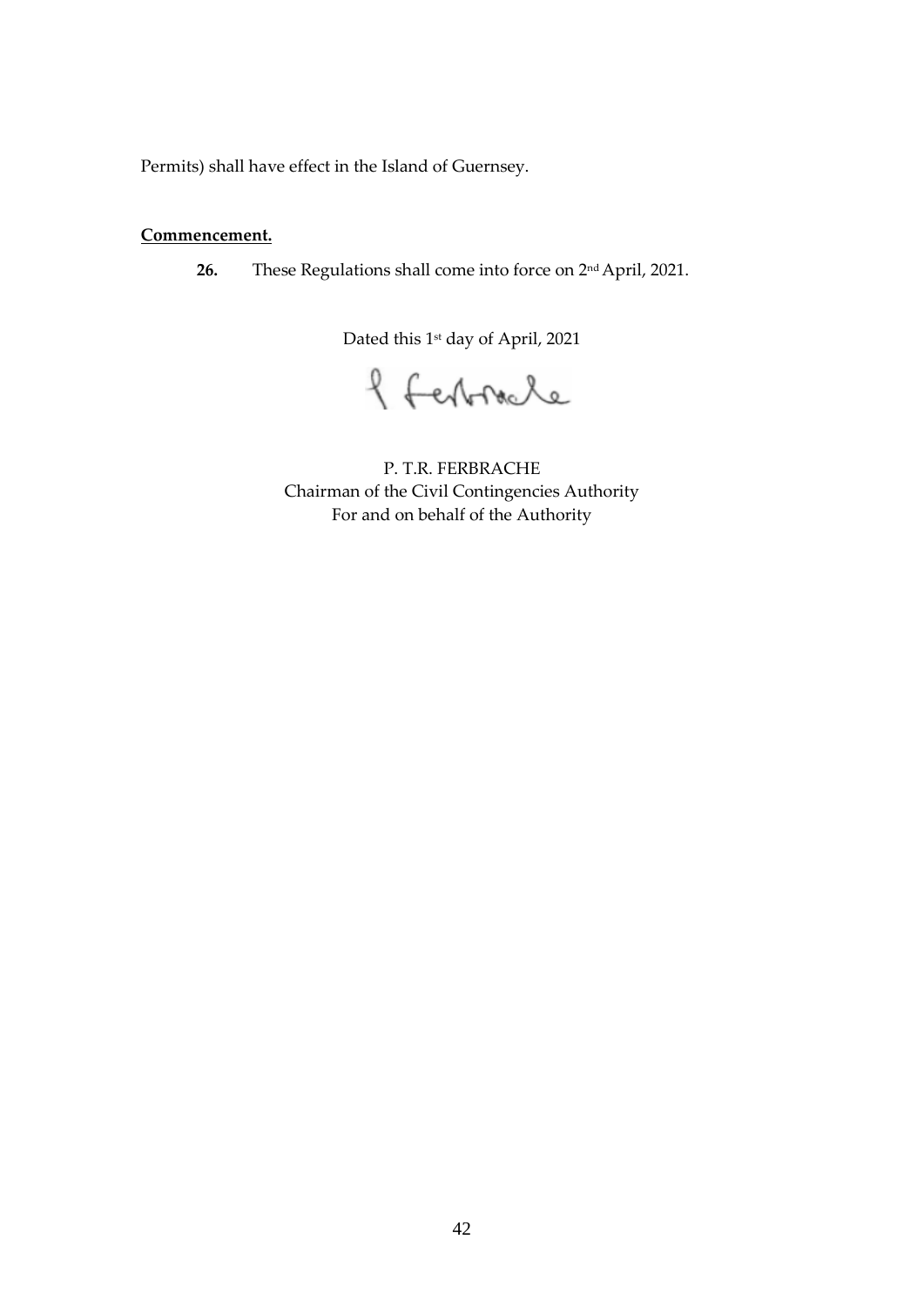Permits) shall have effect in the Island of Guernsey.

**Commencement.**

**26.** These Regulations shall come into force on 2nd April, 2021.

Dated this 1st day of April, 2021

P. T.R. FERBRACHE
Chairman of the Civil Contingencies Authority
For and on behalf of the Authority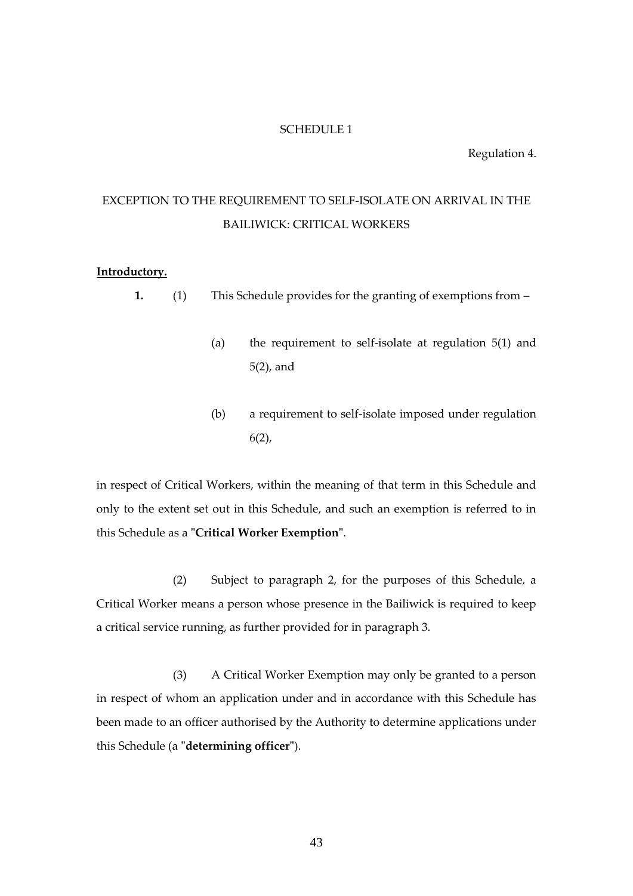SCHEDULE 1

Regulation 4.

EXCEPTION TO THE REQUIREMENT TO SELF-ISOLATE ON ARRIVAL IN THE BAILIWICK: CRITICAL WORKERS

**Introductory.**

**1.** (1) This Schedule provides for the granting of exemptions from –

(a) the requirement to self-isolate at regulation 5(1) and 5(2), and

(b) a requirement to self-isolate imposed under regulation 6(2),

in respect of Critical Workers, within the meaning of that term in this Schedule and only to the extent set out in this Schedule, and such an exemption is referred to in this Schedule as a "**Critical Worker Exemption**".

(2) Subject to paragraph 2, for the purposes of this Schedule, a Critical Worker means a person whose presence in the Bailiwick is required to keep a critical service running, as further provided for in paragraph 3.

(3) A Critical Worker Exemption may only be granted to a person in respect of whom an application under and in accordance with this Schedule has been made to an officer authorised by the Authority to determine applications under this Schedule (a "**determining officer**").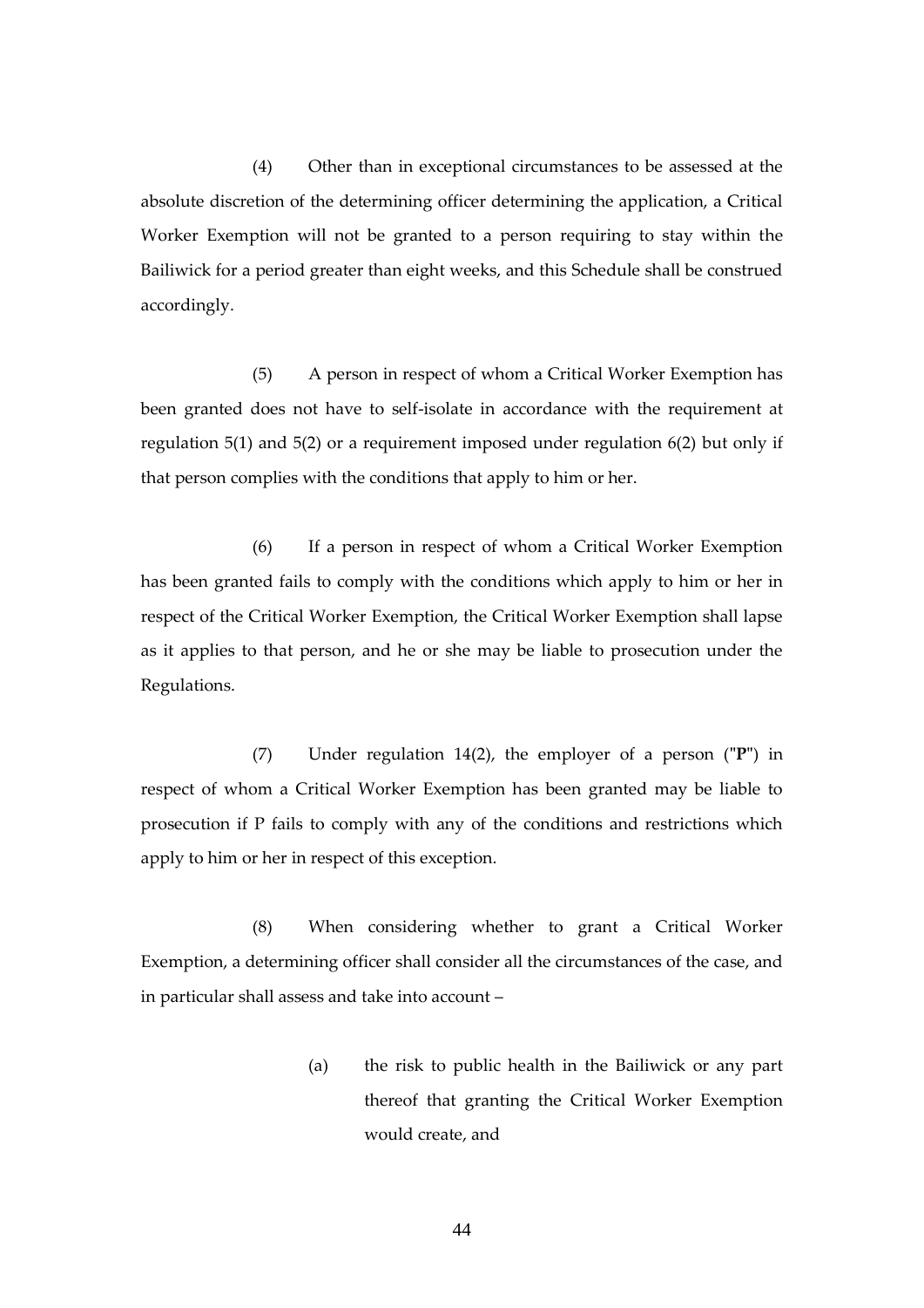(4) Other than in exceptional circumstances to be assessed at the absolute discretion of the determining officer determining the application, a Critical Worker Exemption will not be granted to a person requiring to stay within the Bailiwick for a period greater than eight weeks, and this Schedule shall be construed accordingly.

(5) A person in respect of whom a Critical Worker Exemption has been granted does not have to self-isolate in accordance with the requirement at regulation 5(1) and 5(2) or a requirement imposed under regulation 6(2) but only if that person complies with the conditions that apply to him or her.

(6) If a person in respect of whom a Critical Worker Exemption has been granted fails to comply with the conditions which apply to him or her in respect of the Critical Worker Exemption, the Critical Worker Exemption shall lapse as it applies to that person, and he or she may be liable to prosecution under the Regulations.

(7) Under regulation 14(2), the employer of a person ("**P**") in respect of whom a Critical Worker Exemption has been granted may be liable to prosecution if P fails to comply with any of the conditions and restrictions which apply to him or her in respect of this exception.

(8) When considering whether to grant a Critical Worker Exemption, a determining officer shall consider all the circumstances of the case, and in particular shall assess and take into account –

> (a) the risk to public health in the Bailiwick or any part thereof that granting the Critical Worker Exemption would create, and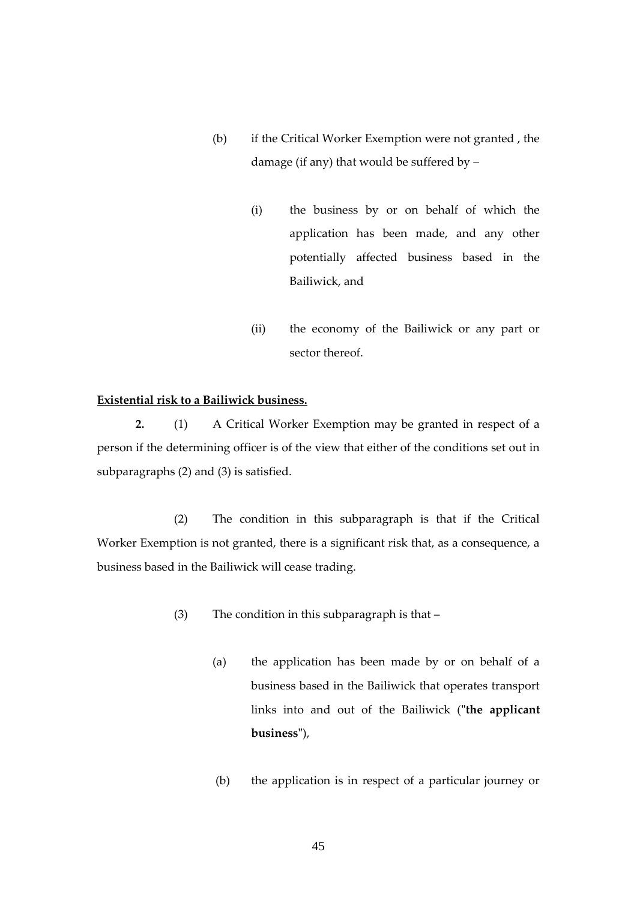(b) if the Critical Worker Exemption were not granted , the damage (if any) that would be suffered by –

(i) the business by or on behalf of which the application has been made, and any other potentially affected business based in the Bailiwick, and

(ii) the economy of the Bailiwick or any part or sector thereof.

**Existential risk to a Bailiwick business.**

**2.** (1) A Critical Worker Exemption may be granted in respect of a person if the determining officer is of the view that either of the conditions set out in subparagraphs (2) and (3) is satisfied.

(2) The condition in this subparagraph is that if the Critical Worker Exemption is not granted, there is a significant risk that, as a consequence, a business based in the Bailiwick will cease trading.

(3) The condition in this subparagraph is that –

(a) the application has been made by or on behalf of a business based in the Bailiwick that operates transport links into and out of the Bailiwick ("**the applicant business**"),

(b) the application is in respect of a particular journey or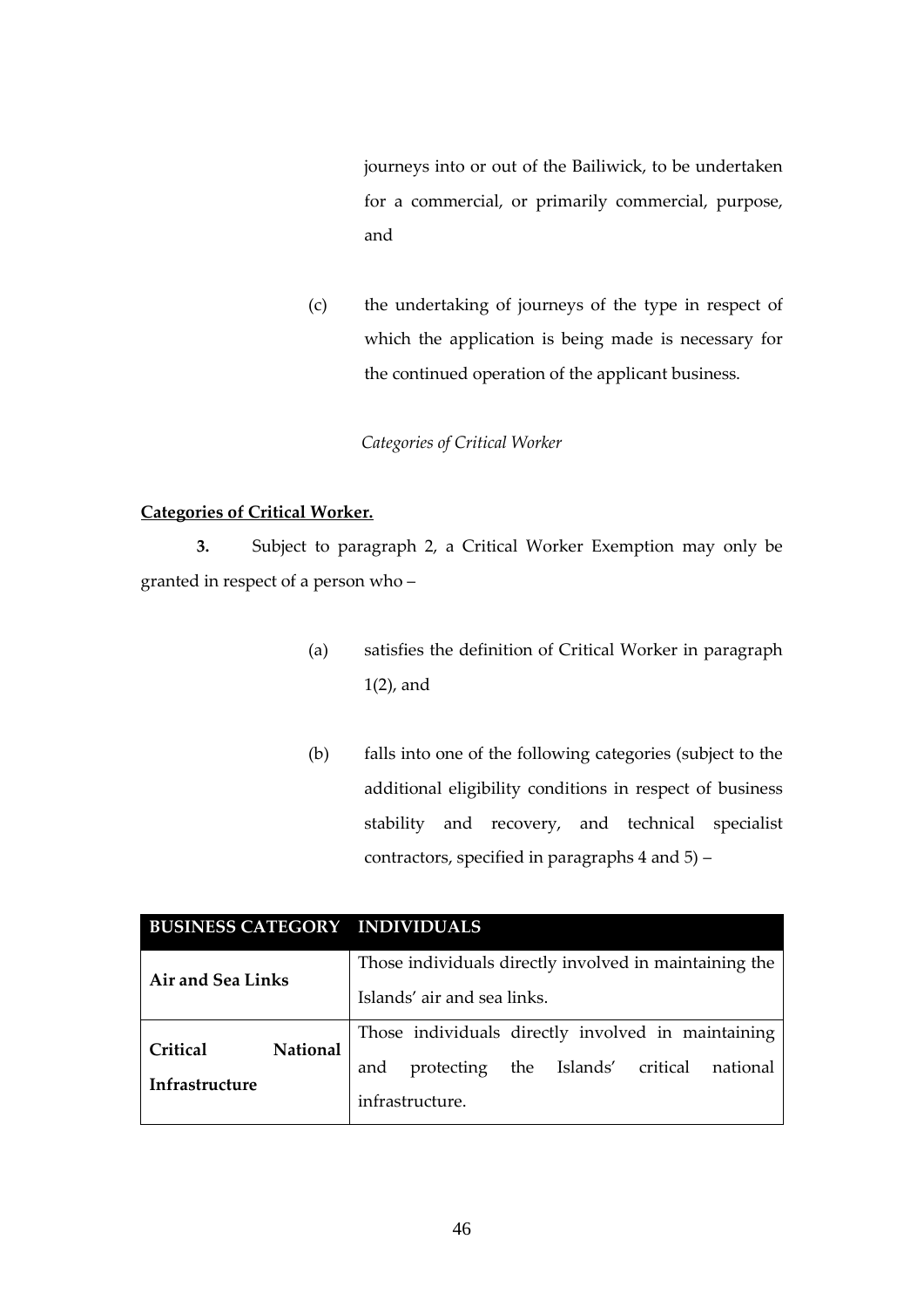journeys into or out of the Bailiwick, to be undertaken for a commercial, or primarily commercial, purpose, and

(c) the undertaking of journeys of the type in respect of which the application is being made is necessary for the continued operation of the applicant business.

*Categories of Critical Worker*

**Categories of Critical Worker.**

**3.** Subject to paragraph 2, a Critical Worker Exemption may only be granted in respect of a person who –

(a) satisfies the definition of Critical Worker in paragraph 1(2), and

(b) falls into one of the following categories (subject to the additional eligibility conditions in respect of business stability and recovery, and technical specialist contractors, specified in paragraphs 4 and 5) –

| BUSINESS CATEGORY | INDIVIDUALS |
|---|---|
| **Air and Sea Links** | Those individuals directly involved in maintaining the Islands' air and sea links. |
| **Critical National Infrastructure** | Those individuals directly involved in maintaining and protecting the Islands' critical national infrastructure. |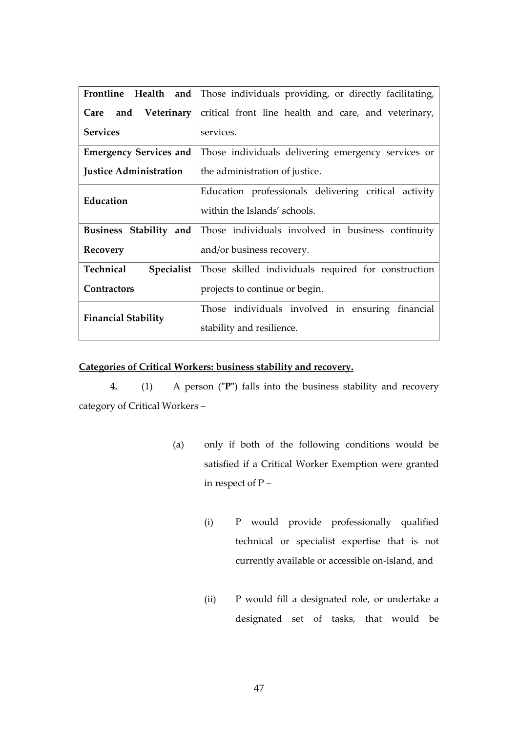| **Frontline Health and Care and Veterinary Services** | Those individuals providing, or directly facilitating, critical front line health and care, and veterinary, services. |
|---|---|
| **Emergency Services and Justice Administration** | Those individuals delivering emergency services or the administration of justice. |
| **Education** | Education professionals delivering critical activity within the Islands' schools. |
| **Business Stability and Recovery** | Those individuals involved in business continuity and/or business recovery. |
| **Technical Specialist Contractors** | Those skilled individuals required for construction projects to continue or begin. |
| **Financial Stability** | Those individuals involved in ensuring financial stability and resilience. |

**Categories of Critical Workers: business stability and recovery.**

**4.** (1) A person ("**P**") falls into the business stability and recovery category of Critical Workers –

(a) only if both of the following conditions would be satisfied if a Critical Worker Exemption were granted in respect of P –

(i) P would provide professionally qualified technical or specialist expertise that is not currently available or accessible on-island, and

(ii) P would fill a designated role, or undertake a designated set of tasks, that would be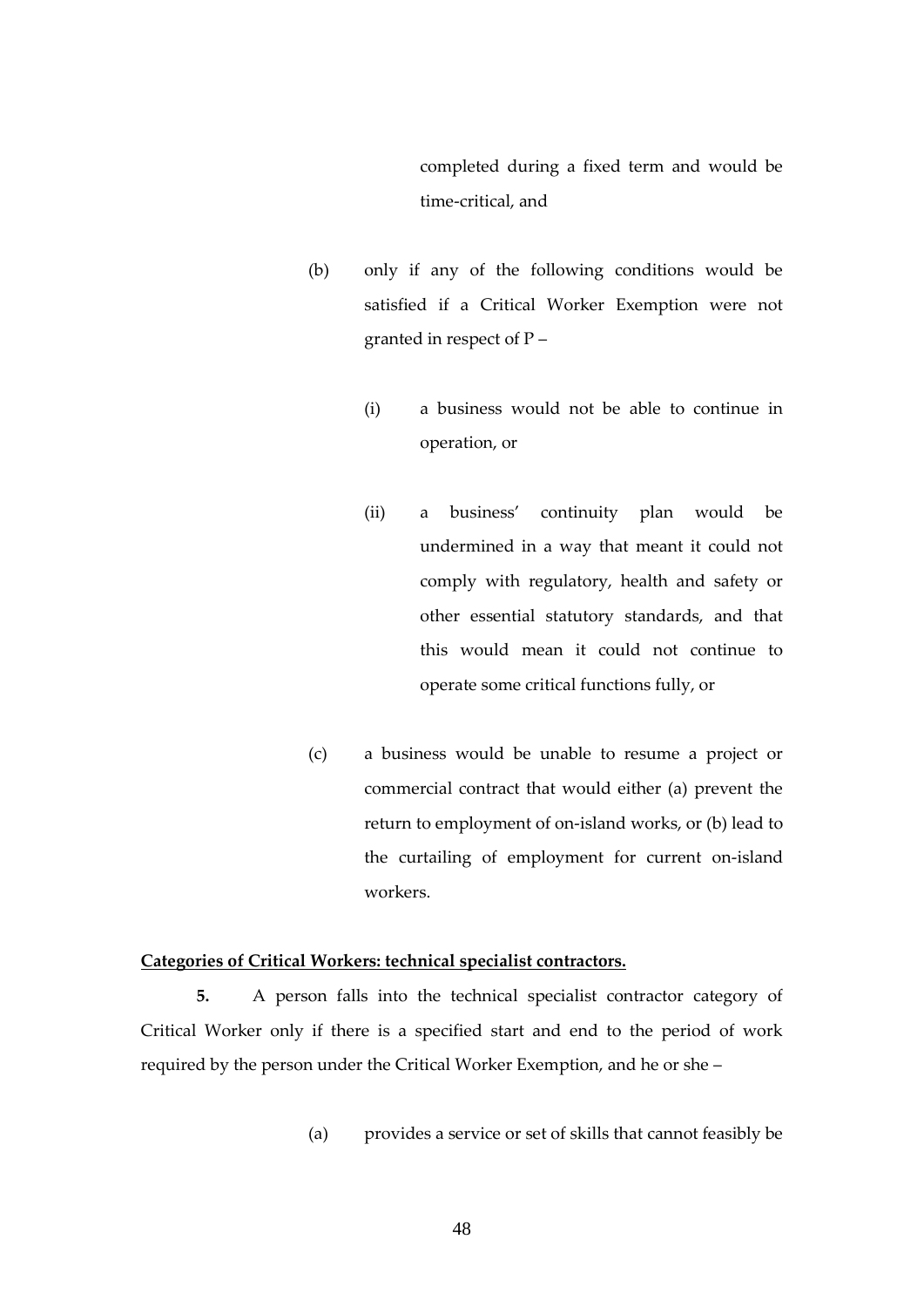completed during a fixed term and would be time-critical, and

(b) only if any of the following conditions would be satisfied if a Critical Worker Exemption were not granted in respect of P –

(i) a business would not be able to continue in operation, or

(ii) a business' continuity plan would be undermined in a way that meant it could not comply with regulatory, health and safety or other essential statutory standards, and that this would mean it could not continue to operate some critical functions fully, or

(c) a business would be unable to resume a project or commercial contract that would either (a) prevent the return to employment of on-island works, or (b) lead to the curtailing of employment for current on-island workers.

**Categories of Critical Workers: technical specialist contractors.**

**5.** A person falls into the technical specialist contractor category of Critical Worker only if there is a specified start and end to the period of work required by the person under the Critical Worker Exemption, and he or she –

(a) provides a service or set of skills that cannot feasibly be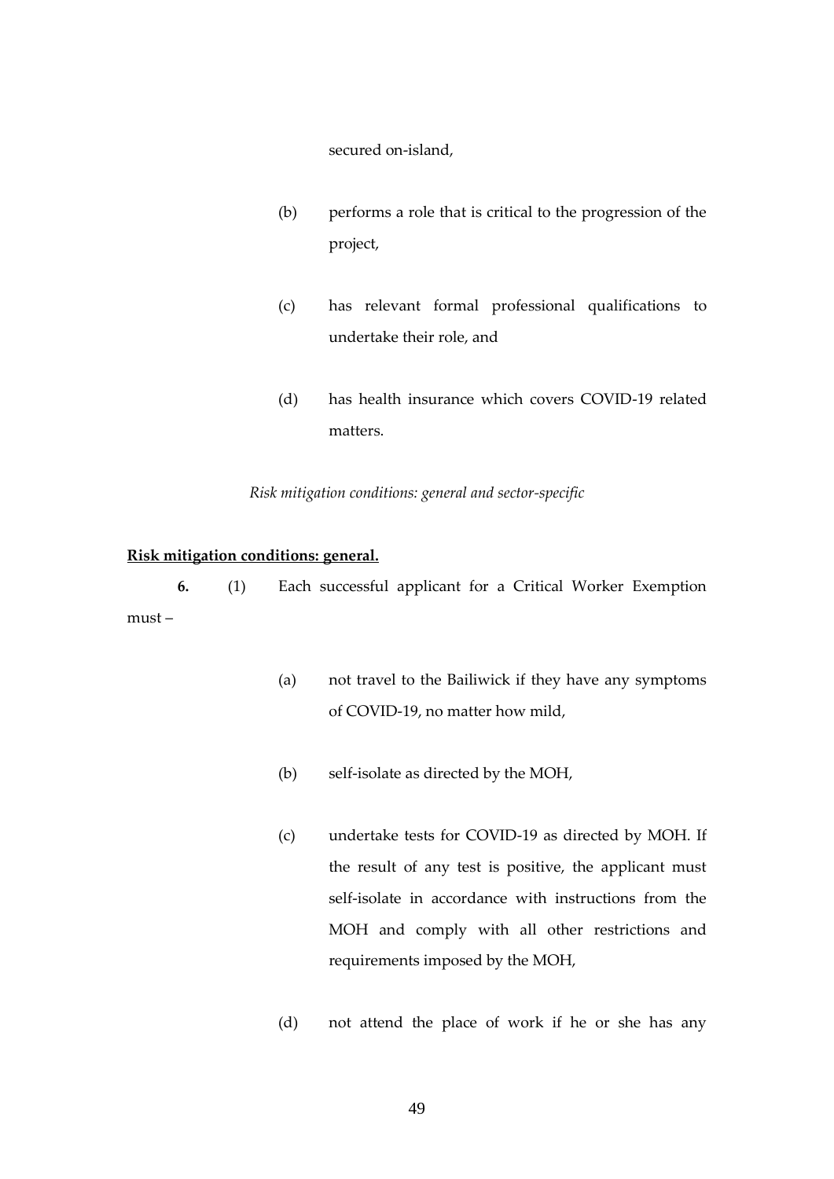secured on-island,

(b) performs a role that is critical to the progression of the project,

(c) has relevant formal professional qualifications to undertake their role, and

(d) has health insurance which covers COVID-19 related matters.

*Risk mitigation conditions: general and sector-specific*

**Risk mitigation conditions: general.**

**6.** (1) Each successful applicant for a Critical Worker Exemption must –

(a) not travel to the Bailiwick if they have any symptoms of COVID-19, no matter how mild,

(b) self-isolate as directed by the MOH,

(c) undertake tests for COVID-19 as directed by MOH. If the result of any test is positive, the applicant must self-isolate in accordance with instructions from the MOH and comply with all other restrictions and requirements imposed by the MOH,

(d) not attend the place of work if he or she has any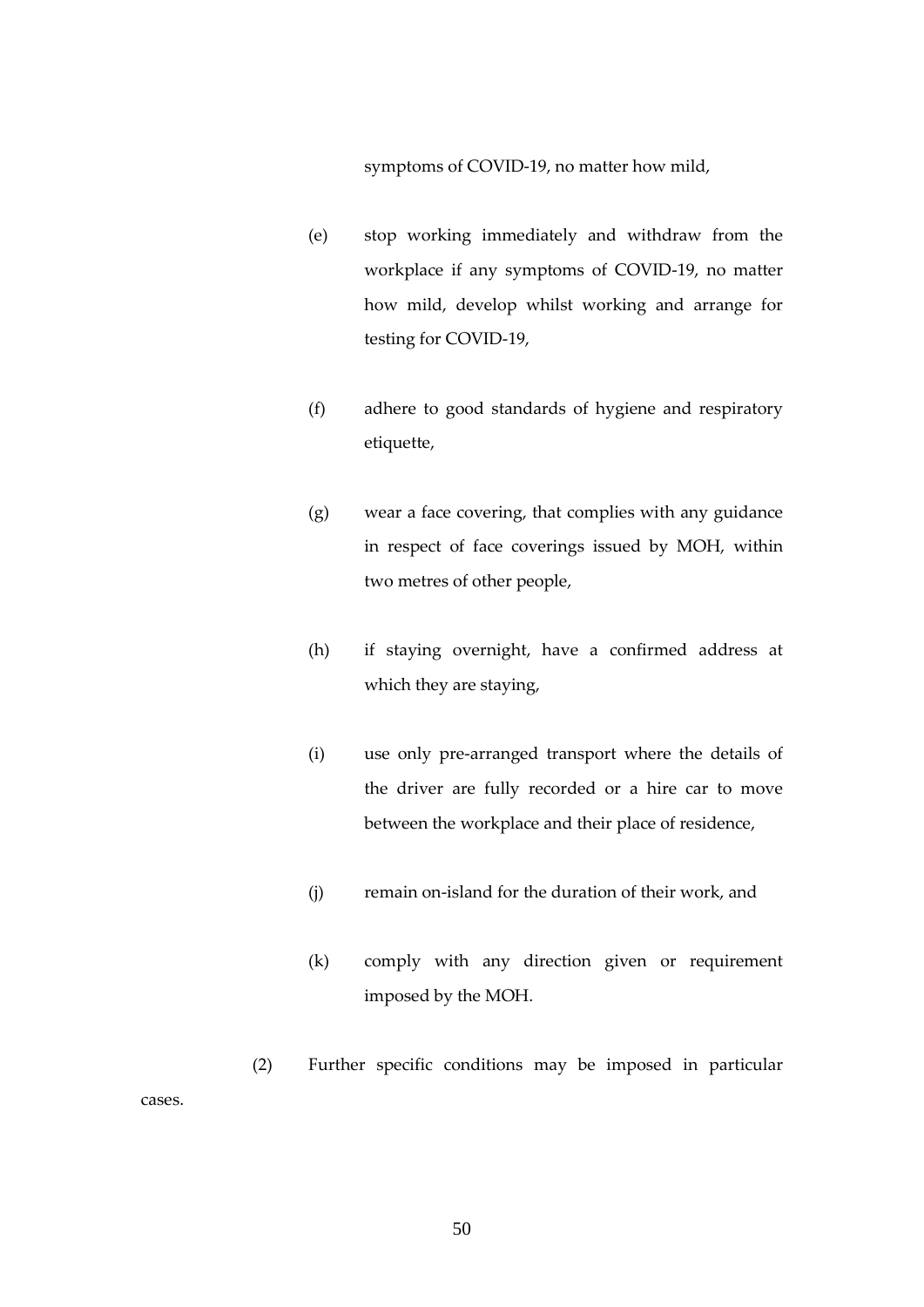symptoms of COVID-19, no matter how mild,

(e) stop working immediately and withdraw from the workplace if any symptoms of COVID-19, no matter how mild, develop whilst working and arrange for testing for COVID-19,

(f) adhere to good standards of hygiene and respiratory etiquette,

(g) wear a face covering, that complies with any guidance in respect of face coverings issued by MOH, within two metres of other people,

(h) if staying overnight, have a confirmed address at which they are staying,

(i) use only pre-arranged transport where the details of the driver are fully recorded or a hire car to move between the workplace and their place of residence,

(j) remain on-island for the duration of their work, and

(k) comply with any direction given or requirement imposed by the MOH.

(2) Further specific conditions may be imposed in particular cases.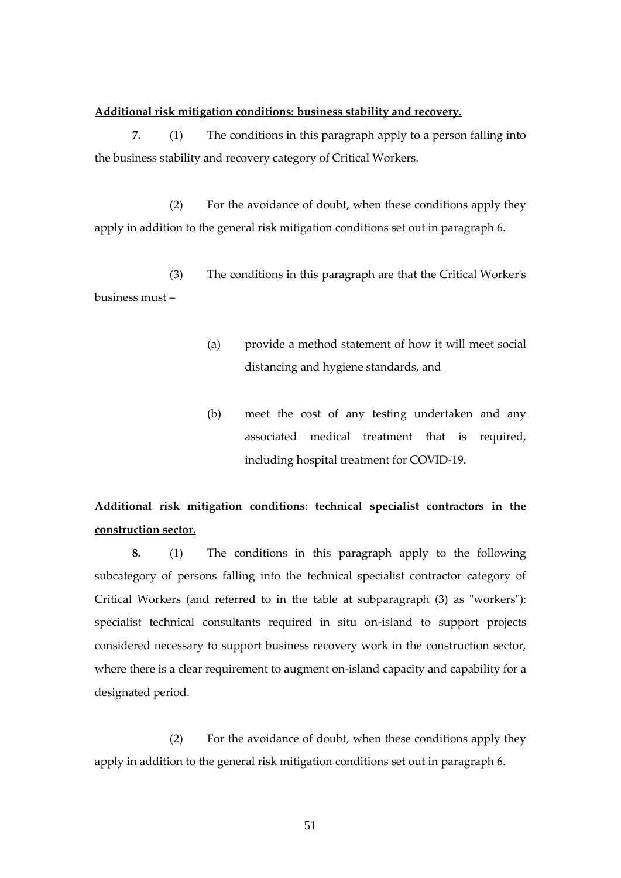**Additional risk mitigation conditions: business stability and recovery.**

**7.** (1) The conditions in this paragraph apply to a person falling into the business stability and recovery category of Critical Workers.

(2) For the avoidance of doubt, when these conditions apply they apply in addition to the general risk mitigation conditions set out in paragraph 6.

(3) The conditions in this paragraph are that the Critical Worker's business must –

(a) provide a method statement of how it will meet social distancing and hygiene standards, and

(b) meet the cost of any testing undertaken and any associated medical treatment that is required, including hospital treatment for COVID-19.

**Additional risk mitigation conditions: technical specialist contractors in the construction sector.**

**8.** (1) The conditions in this paragraph apply to the following subcategory of persons falling into the technical specialist contractor category of Critical Workers (and referred to in the table at subparagraph (3) as "workers"): specialist technical consultants required in situ on-island to support projects considered necessary to support business recovery work in the construction sector, where there is a clear requirement to augment on-island capacity and capability for a designated period.

(2) For the avoidance of doubt, when these conditions apply they apply in addition to the general risk mitigation conditions set out in paragraph 6.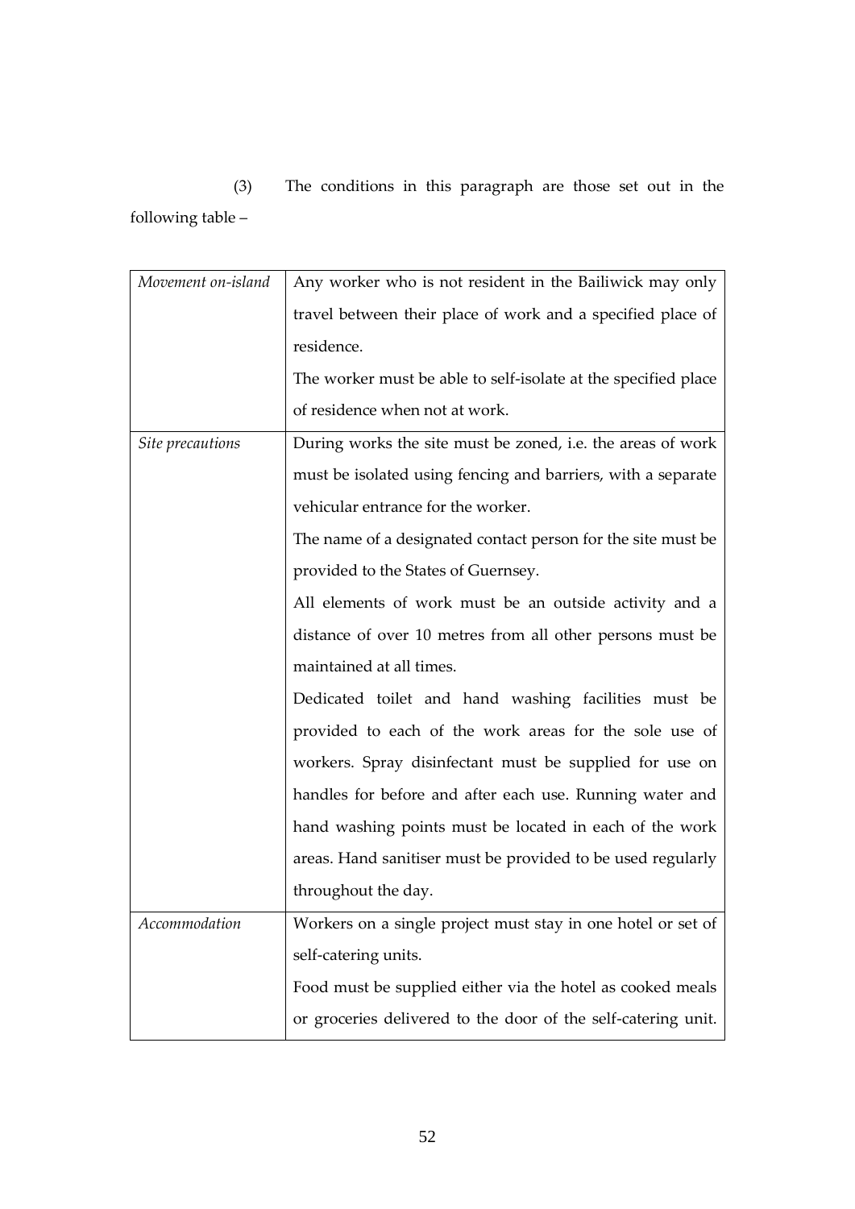(3) The conditions in this paragraph are those set out in the following table –

| | |
|---|---|
| *Movement on-island* | Any worker who is not resident in the Bailiwick may only travel between their place of work and a specified place of residence.<br>The worker must be able to self-isolate at the specified place of residence when not at work. |
| *Site precautions* | During works the site must be zoned, i.e. the areas of work must be isolated using fencing and barriers, with a separate vehicular entrance for the worker.<br>The name of a designated contact person for the site must be provided to the States of Guernsey.<br>All elements of work must be an outside activity and a distance of over 10 metres from all other persons must be maintained at all times.<br>Dedicated toilet and hand washing facilities must be provided to each of the work areas for the sole use of workers. Spray disinfectant must be supplied for use on handles for before and after each use. Running water and hand washing points must be located in each of the work areas. Hand sanitiser must be provided to be used regularly throughout the day. |
| *Accommodation* | Workers on a single project must stay in one hotel or set of self-catering units.<br>Food must be supplied either via the hotel as cooked meals or groceries delivered to the door of the self-catering unit. |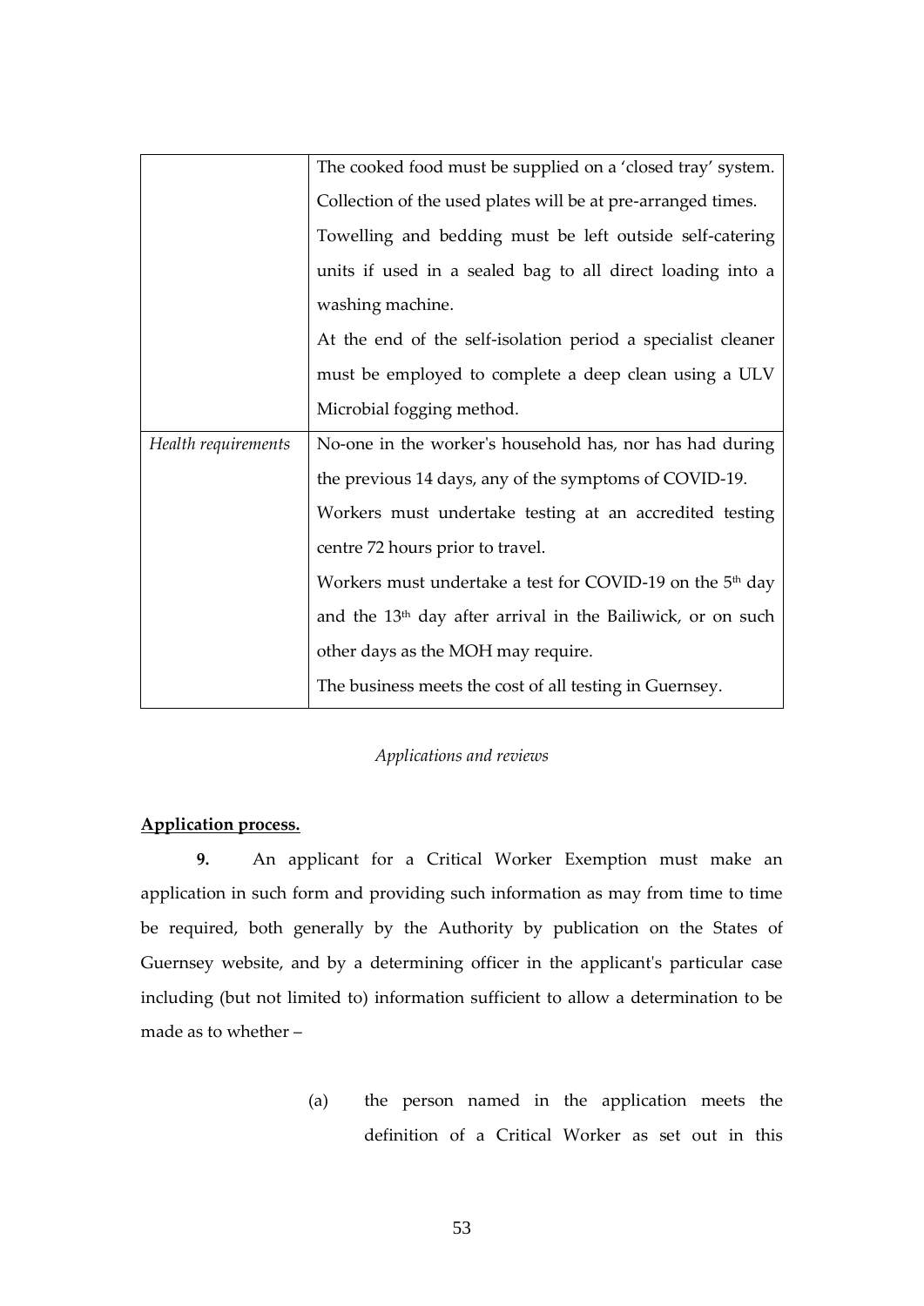| | |
|---|---|
| | The cooked food must be supplied on a 'closed tray' system. Collection of the used plates will be at pre-arranged times. Towelling and bedding must be left outside self-catering units if used in a sealed bag to all direct loading into a washing machine. At the end of the self-isolation period a specialist cleaner must be employed to complete a deep clean using a ULV Microbial fogging method. |
| *Health requirements* | No-one in the worker's household has, nor has had during the previous 14 days, any of the symptoms of COVID-19. Workers must undertake testing at an accredited testing centre 72 hours prior to travel. Workers must undertake a test for COVID-19 on the 5th day and the 13th day after arrival in the Bailiwick, or on such other days as the MOH may require. The business meets the cost of all testing in Guernsey. |

*Applications and reviews*

**Application process.**

**9.** An applicant for a Critical Worker Exemption must make an application in such form and providing such information as may from time to time be required, both generally by the Authority by publication on the States of Guernsey website, and by a determining officer in the applicant's particular case including (but not limited to) information sufficient to allow a determination to be made as to whether –

(a) the person named in the application meets the definition of a Critical Worker as set out in this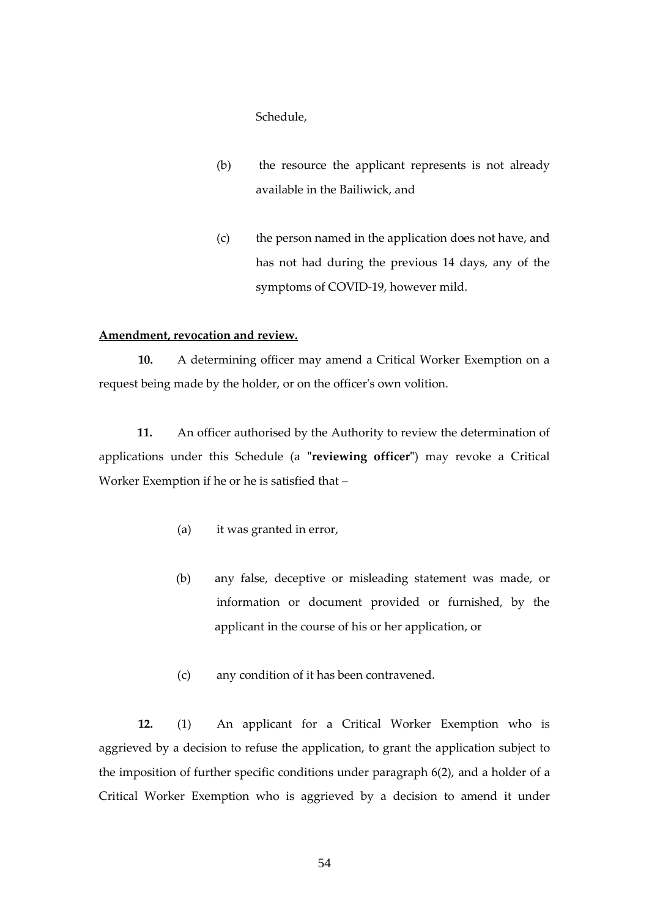Schedule,

(b) the resource the applicant represents is not already available in the Bailiwick, and

(c) the person named in the application does not have, and has not had during the previous 14 days, any of the symptoms of COVID-19, however mild.

**Amendment, revocation and review.**

**10.** A determining officer may amend a Critical Worker Exemption on a request being made by the holder, or on the officer's own volition.

**11.** An officer authorised by the Authority to review the determination of applications under this Schedule (a "**reviewing officer**") may revoke a Critical Worker Exemption if he or he is satisfied that –

(a) it was granted in error,

(b) any false, deceptive or misleading statement was made, or information or document provided or furnished, by the applicant in the course of his or her application, or

(c) any condition of it has been contravened.

**12.** (1) An applicant for a Critical Worker Exemption who is aggrieved by a decision to refuse the application, to grant the application subject to the imposition of further specific conditions under paragraph 6(2), and a holder of a Critical Worker Exemption who is aggrieved by a decision to amend it under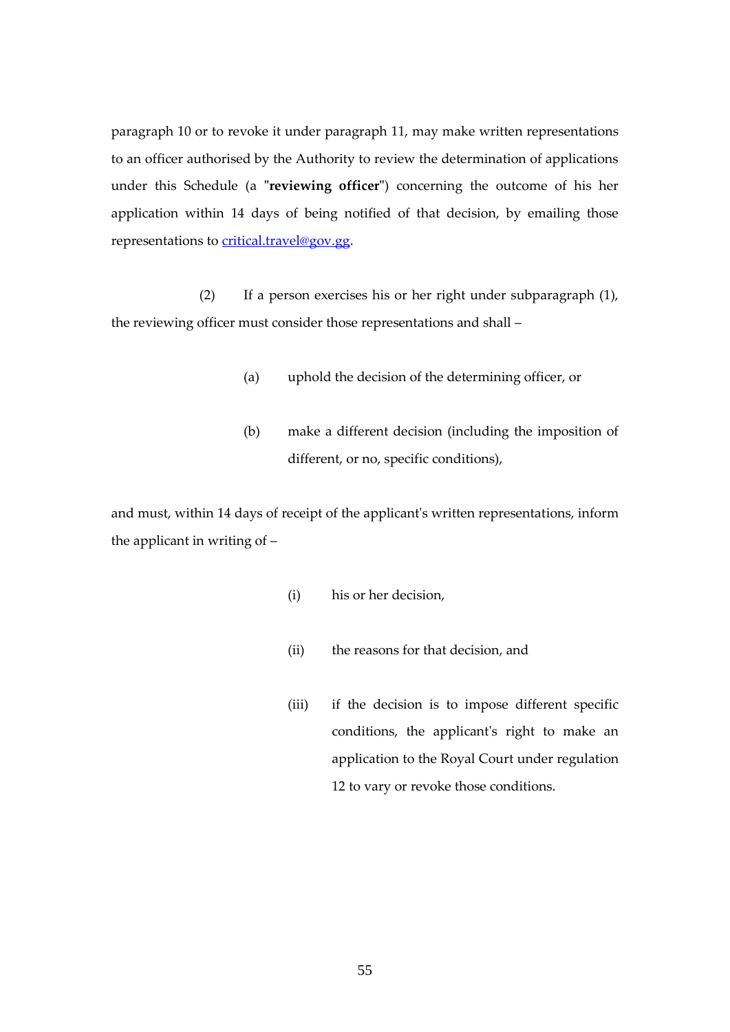paragraph 10 or to revoke it under paragraph 11, may make written representations to an officer authorised by the Authority to review the determination of applications under this Schedule (a "**reviewing officer**") concerning the outcome of his her application within 14 days of being notified of that decision, by emailing those representations to critical.travel@gov.gg.

(2) If a person exercises his or her right under subparagraph (1), the reviewing officer must consider those representations and shall –

(a) uphold the decision of the determining officer, or

(b) make a different decision (including the imposition of different, or no, specific conditions),

and must, within 14 days of receipt of the applicant's written representations, inform the applicant in writing of –

(i) his or her decision,

(ii) the reasons for that decision, and

(iii) if the decision is to impose different specific conditions, the applicant's right to make an application to the Royal Court under regulation 12 to vary or revoke those conditions.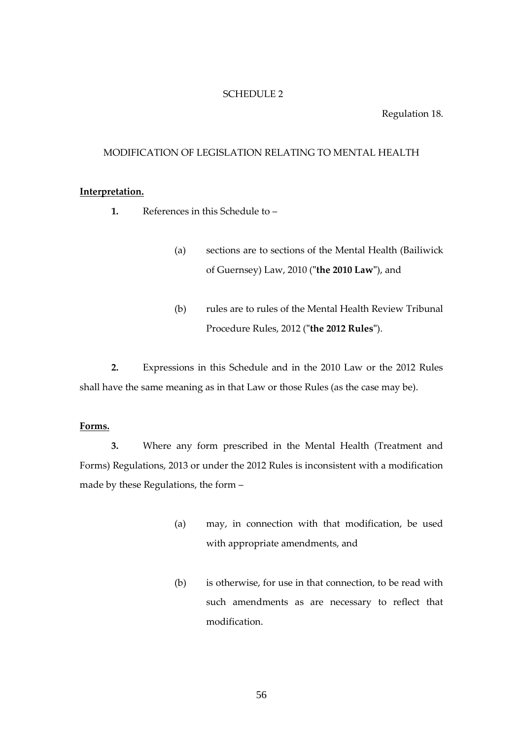SCHEDULE 2

Regulation 18.

MODIFICATION OF LEGISLATION RELATING TO MENTAL HEALTH

**Interpretation.**

**1.** References in this Schedule to –

(a) sections are to sections of the Mental Health (Bailiwick of Guernsey) Law, 2010 ("**the 2010 Law**"), and

(b) rules are to rules of the Mental Health Review Tribunal Procedure Rules, 2012 ("**the 2012 Rules**").

**2.** Expressions in this Schedule and in the 2010 Law or the 2012 Rules shall have the same meaning as in that Law or those Rules (as the case may be).

**Forms.**

**3.** Where any form prescribed in the Mental Health (Treatment and Forms) Regulations, 2013 or under the 2012 Rules is inconsistent with a modification made by these Regulations, the form –

(a) may, in connection with that modification, be used with appropriate amendments, and

(b) is otherwise, for use in that connection, to be read with such amendments as are necessary to reflect that modification.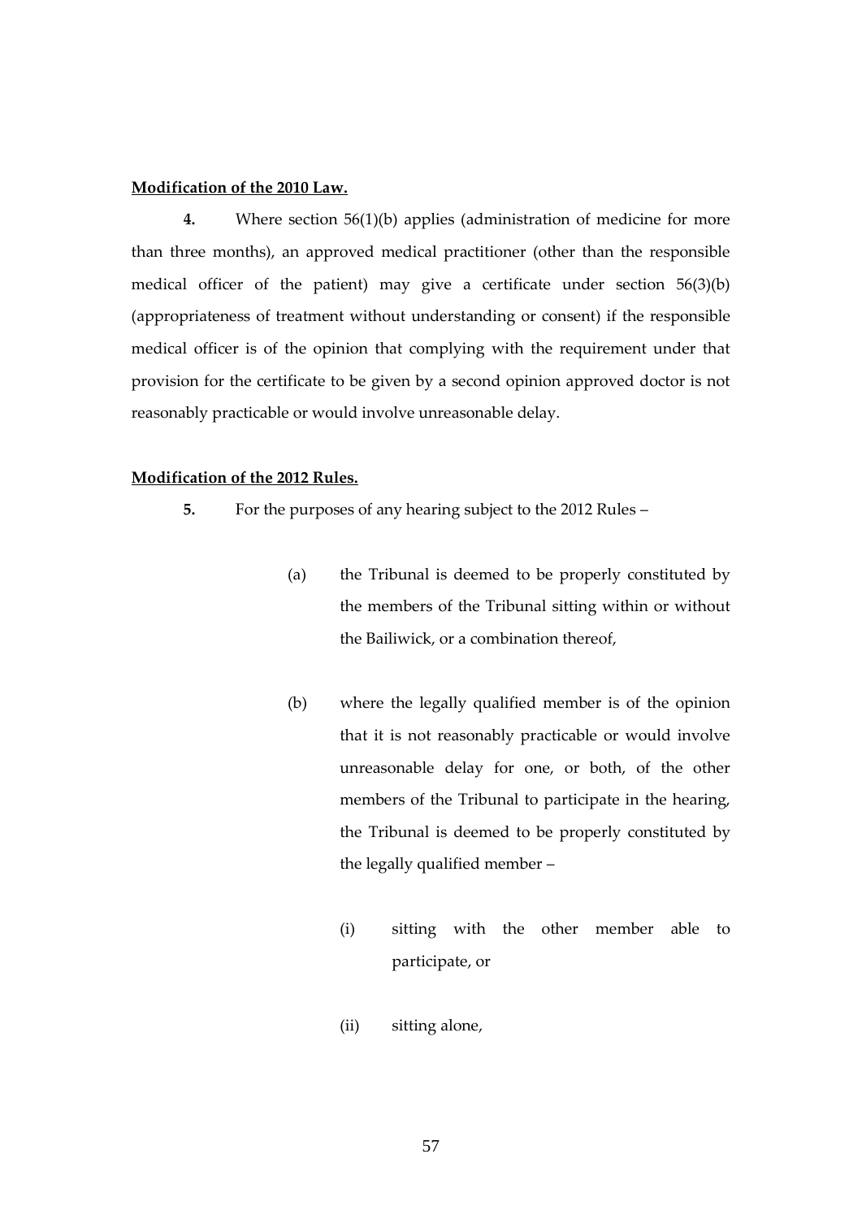**Modification of the 2010 Law.**

**4.** Where section 56(1)(b) applies (administration of medicine for more than three months), an approved medical practitioner (other than the responsible medical officer of the patient) may give a certificate under section 56(3)(b) (appropriateness of treatment without understanding or consent) if the responsible medical officer is of the opinion that complying with the requirement under that provision for the certificate to be given by a second opinion approved doctor is not reasonably practicable or would involve unreasonable delay.

**Modification of the 2012 Rules.**

**5.** For the purposes of any hearing subject to the 2012 Rules –

(a) the Tribunal is deemed to be properly constituted by the members of the Tribunal sitting within or without the Bailiwick, or a combination thereof,

(b) where the legally qualified member is of the opinion that it is not reasonably practicable or would involve unreasonable delay for one, or both, of the other members of the Tribunal to participate in the hearing, the Tribunal is deemed to be properly constituted by the legally qualified member –

(i) sitting with the other member able to participate, or

(ii) sitting alone,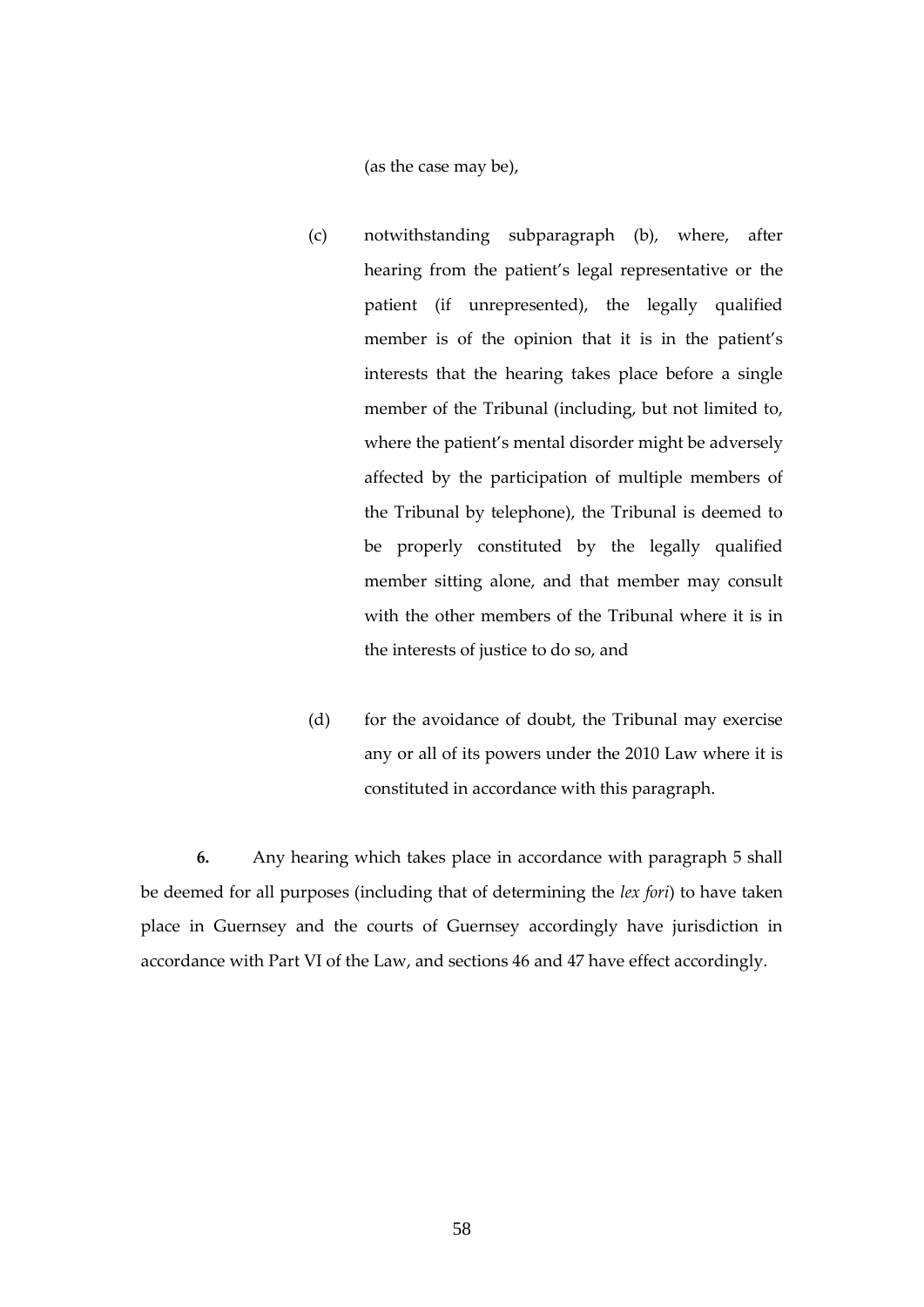(as the case may be),

(c) notwithstanding subparagraph (b), where, after hearing from the patient's legal representative or the patient (if unrepresented), the legally qualified member is of the opinion that it is in the patient's interests that the hearing takes place before a single member of the Tribunal (including, but not limited to, where the patient's mental disorder might be adversely affected by the participation of multiple members of the Tribunal by telephone), the Tribunal is deemed to be properly constituted by the legally qualified member sitting alone, and that member may consult with the other members of the Tribunal where it is in the interests of justice to do so, and

(d) for the avoidance of doubt, the Tribunal may exercise any or all of its powers under the 2010 Law where it is constituted in accordance with this paragraph.

**6.** Any hearing which takes place in accordance with paragraph 5 shall be deemed for all purposes (including that of determining the *lex fori*) to have taken place in Guernsey and the courts of Guernsey accordingly have jurisdiction in accordance with Part VI of the Law, and sections 46 and 47 have effect accordingly.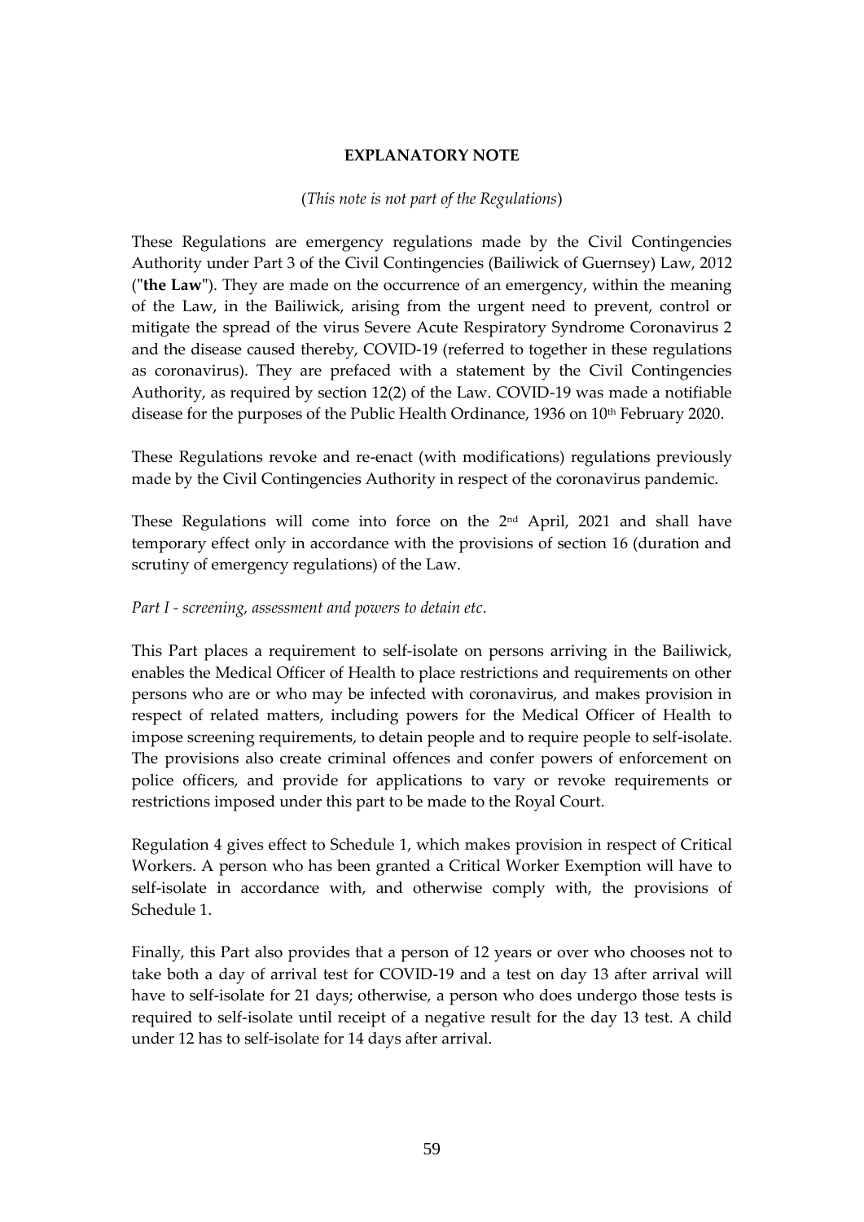**EXPLANATORY NOTE**

(*This note is not part of the Regulations*)

These Regulations are emergency regulations made by the Civil Contingencies Authority under Part 3 of the Civil Contingencies (Bailiwick of Guernsey) Law, 2012 ("**the Law**"). They are made on the occurrence of an emergency, within the meaning of the Law, in the Bailiwick, arising from the urgent need to prevent, control or mitigate the spread of the virus Severe Acute Respiratory Syndrome Coronavirus 2 and the disease caused thereby, COVID-19 (referred to together in these regulations as coronavirus). They are prefaced with a statement by the Civil Contingencies Authority, as required by section 12(2) of the Law. COVID-19 was made a notifiable disease for the purposes of the Public Health Ordinance, 1936 on 10th February 2020.

These Regulations revoke and re-enact (with modifications) regulations previously made by the Civil Contingencies Authority in respect of the coronavirus pandemic.

These Regulations will come into force on the 2nd April, 2021 and shall have temporary effect only in accordance with the provisions of section 16 (duration and scrutiny of emergency regulations) of the Law.

*Part I - screening, assessment and powers to detain etc*.

This Part places a requirement to self-isolate on persons arriving in the Bailiwick, enables the Medical Officer of Health to place restrictions and requirements on other persons who are or who may be infected with coronavirus, and makes provision in respect of related matters, including powers for the Medical Officer of Health to impose screening requirements, to detain people and to require people to self-isolate. The provisions also create criminal offences and confer powers of enforcement on police officers, and provide for applications to vary or revoke requirements or restrictions imposed under this part to be made to the Royal Court.

Regulation 4 gives effect to Schedule 1, which makes provision in respect of Critical Workers. A person who has been granted a Critical Worker Exemption will have to self-isolate in accordance with, and otherwise comply with, the provisions of Schedule 1.

Finally, this Part also provides that a person of 12 years or over who chooses not to take both a day of arrival test for COVID-19 and a test on day 13 after arrival will have to self-isolate for 21 days; otherwise, a person who does undergo those tests is required to self-isolate until receipt of a negative result for the day 13 test. A child under 12 has to self-isolate for 14 days after arrival.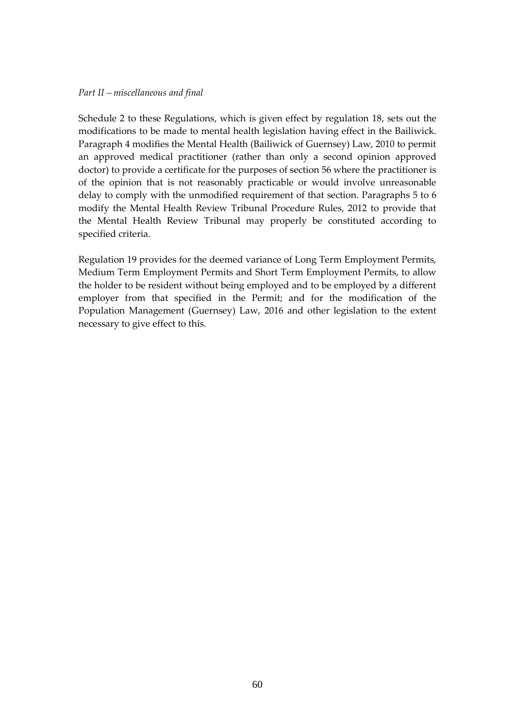*Part II – miscellaneous and final*

Schedule 2 to these Regulations, which is given effect by regulation 18, sets out the modifications to be made to mental health legislation having effect in the Bailiwick. Paragraph 4 modifies the Mental Health (Bailiwick of Guernsey) Law, 2010 to permit an approved medical practitioner (rather than only a second opinion approved doctor) to provide a certificate for the purposes of section 56 where the practitioner is of the opinion that is not reasonably practicable or would involve unreasonable delay to comply with the unmodified requirement of that section. Paragraphs 5 to 6 modify the Mental Health Review Tribunal Procedure Rules, 2012 to provide that the Mental Health Review Tribunal may properly be constituted according to specified criteria.

Regulation 19 provides for the deemed variance of Long Term Employment Permits, Medium Term Employment Permits and Short Term Employment Permits, to allow the holder to be resident without being employed and to be employed by a different employer from that specified in the Permit; and for the modification of the Population Management (Guernsey) Law, 2016 and other legislation to the extent necessary to give effect to this.